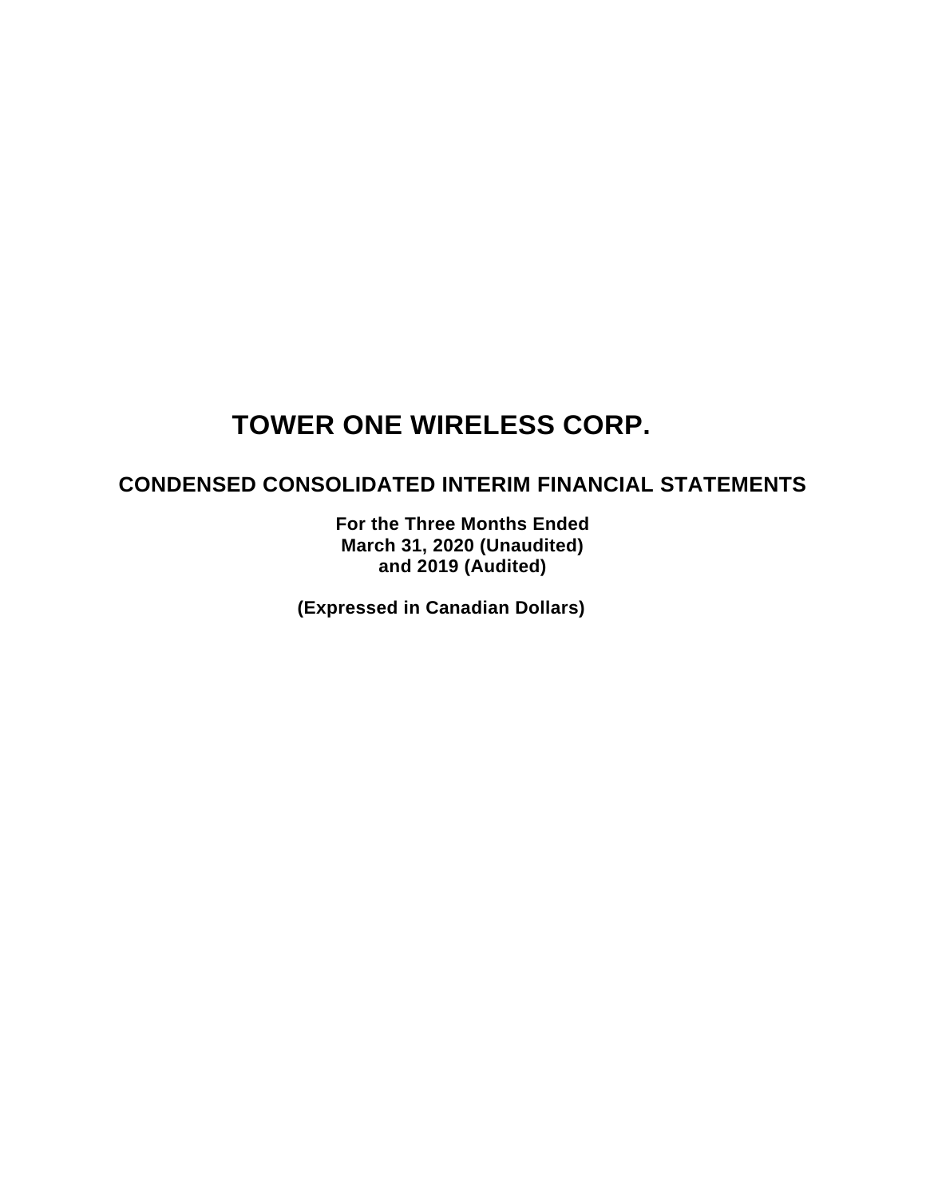# TOWER ONE WIRELESS CORP.

## CONDENSED CONSOLIDATED INTERIM FINANCIAL STATEMENTS

**For the Three Months Ended**
**March 31, 2020 (Unaudited)**
**and 2019 (Audited)**

**(Expressed in Canadian Dollars)**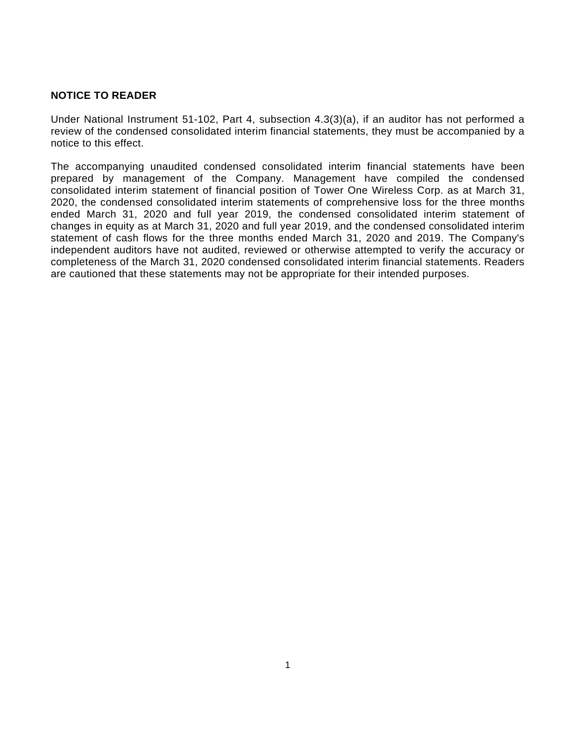**NOTICE TO READER**

Under National Instrument 51-102, Part 4, subsection 4.3(3)(a), if an auditor has not performed a review of the condensed consolidated interim financial statements, they must be accompanied by a notice to this effect.

The accompanying unaudited condensed consolidated interim financial statements have been prepared by management of the Company. Management have compiled the condensed consolidated interim statement of financial position of Tower One Wireless Corp. as at March 31, 2020, the condensed consolidated interim statements of comprehensive loss for the three months ended March 31, 2020 and full year 2019, the condensed consolidated interim statement of changes in equity as at March 31, 2020 and full year 2019, and the condensed consolidated interim statement of cash flows for the three months ended March 31, 2020 and 2019. The Company's independent auditors have not audited, reviewed or otherwise attempted to verify the accuracy or completeness of the March 31, 2020 condensed consolidated interim financial statements. Readers are cautioned that these statements may not be appropriate for their intended purposes.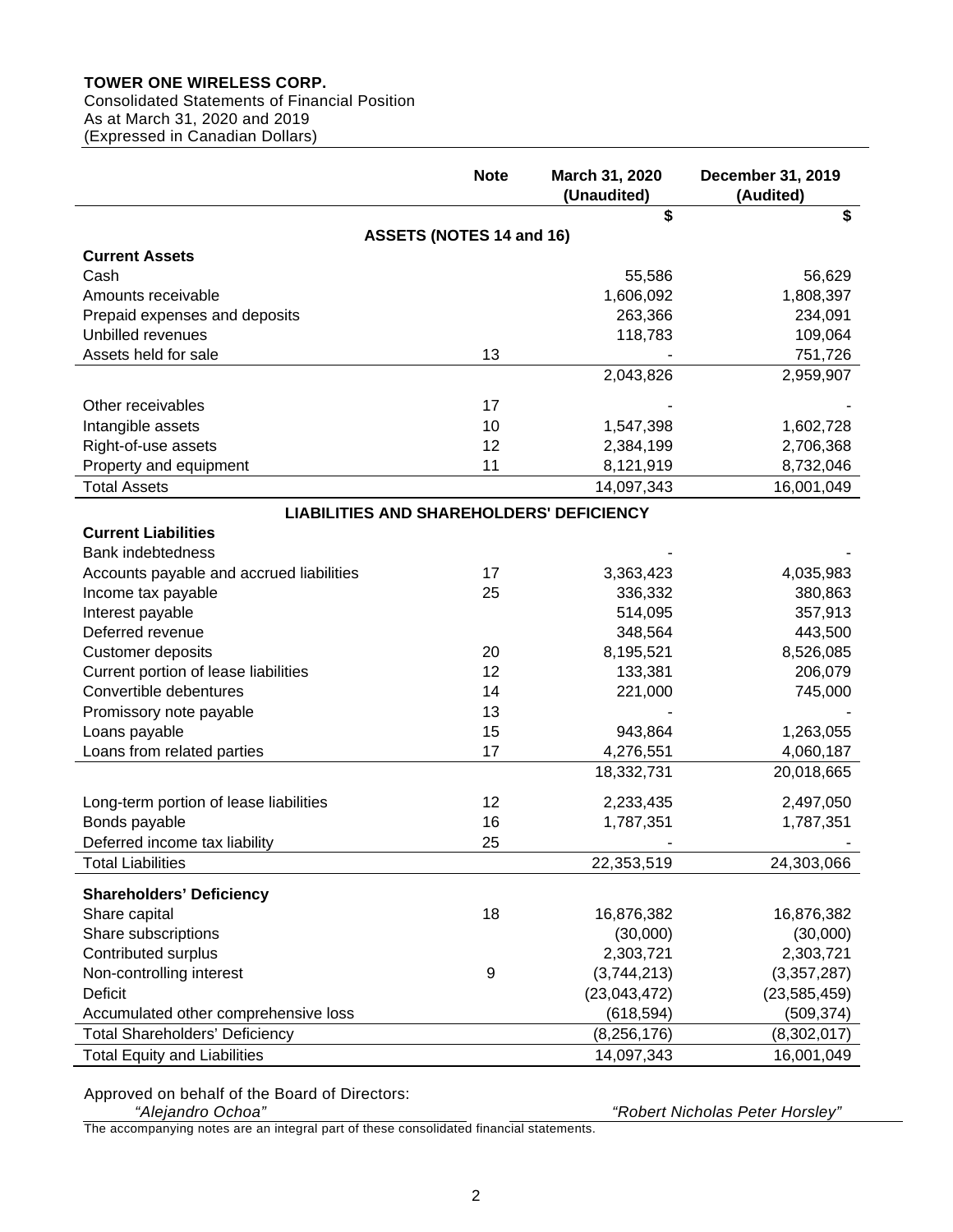**TOWER ONE WIRELESS CORP.**
Consolidated Statements of Financial Position
As at March 31, 2020 and 2019
(Expressed in Canadian Dollars)

| | Note | March 31, 2020 (Unaudited) | December 31, 2019 (Audited) |
|---|---|---|---|
| | | $ | $ |
| **ASSETS (NOTES 14 and 16)** | | | |
| **Current Assets** | | | |
| Cash | | 55,586 | 56,629 |
| Amounts receivable | | 1,606,092 | 1,808,397 |
| Prepaid expenses and deposits | | 263,366 | 234,091 |
| Unbilled revenues | | 118,783 | 109,064 |
| Assets held for sale | 13 | - | 751,726 |
| | | 2,043,826 | 2,959,907 |
| Other receivables | 17 | - | - |
| Intangible assets | 10 | 1,547,398 | 1,602,728 |
| Right-of-use assets | 12 | 2,384,199 | 2,706,368 |
| Property and equipment | 11 | 8,121,919 | 8,732,046 |
| Total Assets | | 14,097,343 | 16,001,049 |
| **LIABILITIES AND SHAREHOLDERS' DEFICIENCY** | | | |
| **Current Liabilities** | | | |
| Bank indebtedness | | - | - |
| Accounts payable and accrued liabilities | 17 | 3,363,423 | 4,035,983 |
| Income tax payable | 25 | 336,332 | 380,863 |
| Interest payable | | 514,095 | 357,913 |
| Deferred revenue | | 348,564 | 443,500 |
| Customer deposits | 20 | 8,195,521 | 8,526,085 |
| Current portion of lease liabilities | 12 | 133,381 | 206,079 |
| Convertible debentures | 14 | 221,000 | 745,000 |
| Promissory note payable | 13 | - | - |
| Loans payable | 15 | 943,864 | 1,263,055 |
| Loans from related parties | 17 | 4,276,551 | 4,060,187 |
| | | 18,332,731 | 20,018,665 |
| Long-term portion of lease liabilities | 12 | 2,233,435 | 2,497,050 |
| Bonds payable | 16 | 1,787,351 | 1,787,351 |
| Deferred income tax liability | 25 | - | - |
| Total Liabilities | | 22,353,519 | 24,303,066 |
| **Shareholders' Deficiency** | | | |
| Share capital | 18 | 16,876,382 | 16,876,382 |
| Share subscriptions | | (30,000) | (30,000) |
| Contributed surplus | | 2,303,721 | 2,303,721 |
| Non-controlling interest | 9 | (3,744,213) | (3,357,287) |
| Deficit | | (23,043,472) | (23,585,459) |
| Accumulated other comprehensive loss | | (618,594) | (509,374) |
| Total Shareholders' Deficiency | | (8,256,176) | (8,302,017) |
| Total Equity and Liabilities | | 14,097,343 | 16,001,049 |

Approved on behalf of the Board of Directors:

*"Alejandro Ochoa"* *"Robert Nicholas Peter Horsley"*

The accompanying notes are an integral part of these consolidated financial statements.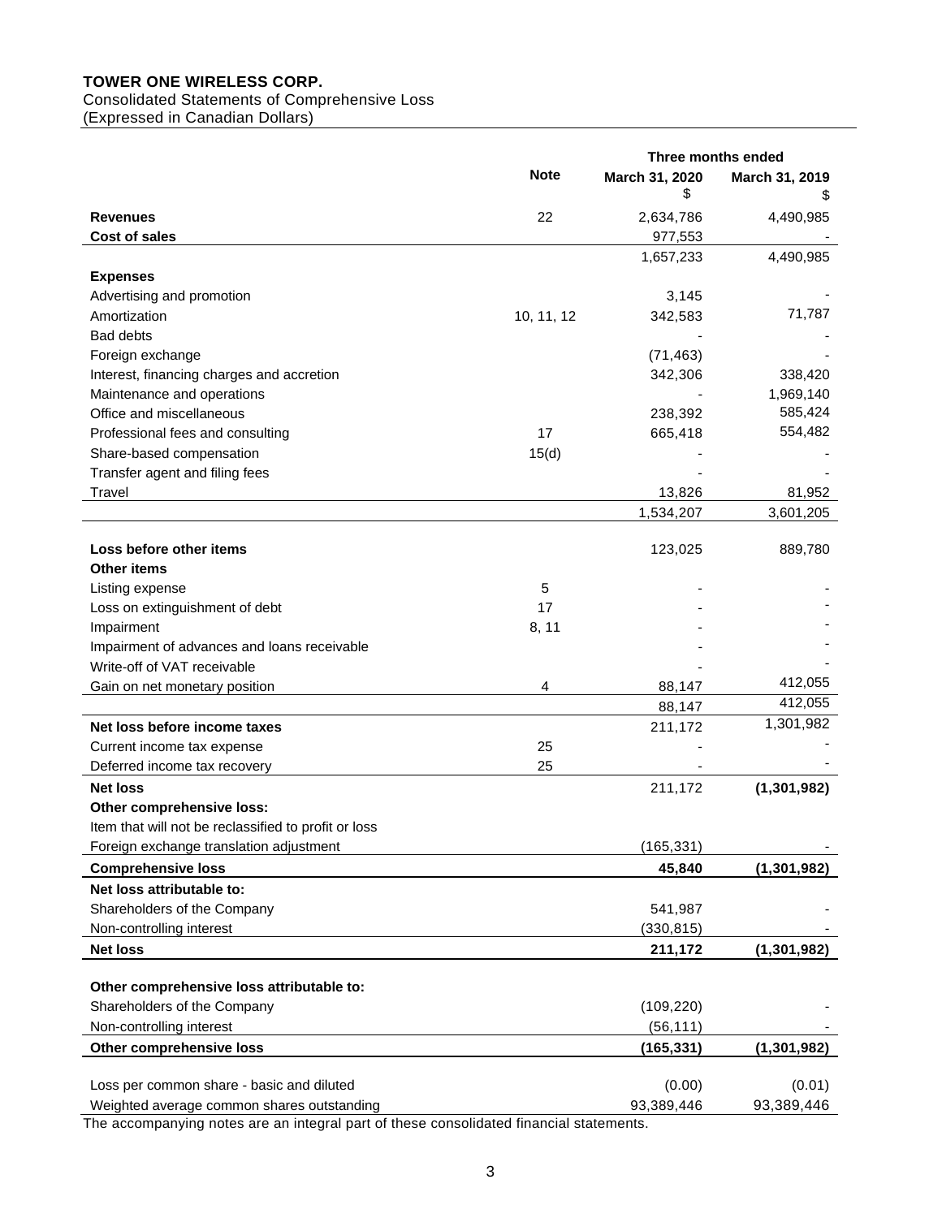**TOWER ONE WIRELESS CORP.**
Consolidated Statements of Comprehensive Loss
(Expressed in Canadian Dollars)

| | Note | Three months ended March 31, 2020 $ | March 31, 2019 $ |
|---|---|---|---|
| **Revenues** | 22 | 2,634,786 | 4,490,985 |
| **Cost of sales** | | 977,553 | - |
| | | 1,657,233 | 4,490,985 |
| **Expenses** | | | |
| Advertising and promotion | | 3,145 | - |
| Amortization | 10, 11, 12 | 342,583 | 71,787 |
| Bad debts | | - | - |
| Foreign exchange | | (71,463) | - |
| Interest, financing charges and accretion | | 342,306 | 338,420 |
| Maintenance and operations | | - | 1,969,140 |
| Office and miscellaneous | | 238,392 | 585,424 |
| Professional fees and consulting | 17 | 665,418 | 554,482 |
| Share-based compensation | 15(d) | - | - |
| Transfer agent and filing fees | | - | - |
| Travel | | 13,826 | 81,952 |
| | | 1,534,207 | 3,601,205 |
| **Loss before other items** | | 123,025 | 889,780 |
| **Other items** | | | |
| Listing expense | 5 | - | - |
| Loss on extinguishment of debt | 17 | - | - |
| Impairment | 8, 11 | - | - |
| Impairment of advances and loans receivable | | - | - |
| Write-off of VAT receivable | | - | - |
| Gain on net monetary position | 4 | 88,147 | 412,055 |
| | | 88,147 | 412,055 |
| **Net loss before income taxes** | | 211,172 | 1,301,982 |
| Current income tax expense | 25 | - | - |
| Deferred income tax recovery | 25 | - | - |
| **Net loss** | | 211,172 | **(1,301,982)** |
| **Other comprehensive loss:** | | | |
| Item that will not be reclassified to profit or loss | | | |
| Foreign exchange translation adjustment | | (165,331) | - |
| **Comprehensive loss** | | **45,840** | **(1,301,982)** |
| **Net loss attributable to:** | | | |
| Shareholders of the Company | | 541,987 | - |
| Non-controlling interest | | (330,815) | - |
| **Net loss** | | **211,172** | **(1,301,982)** |
| **Other comprehensive loss attributable to:** | | | |
| Shareholders of the Company | | (109,220) | - |
| Non-controlling interest | | (56,111) | - |
| **Other comprehensive loss** | | **(165,331)** | **(1,301,982)** |
| Loss per common share - basic and diluted | | (0.00) | (0.01) |
| Weighted average common shares outstanding | | 93,389,446 | 93,389,446 |

The accompanying notes are an integral part of these consolidated financial statements.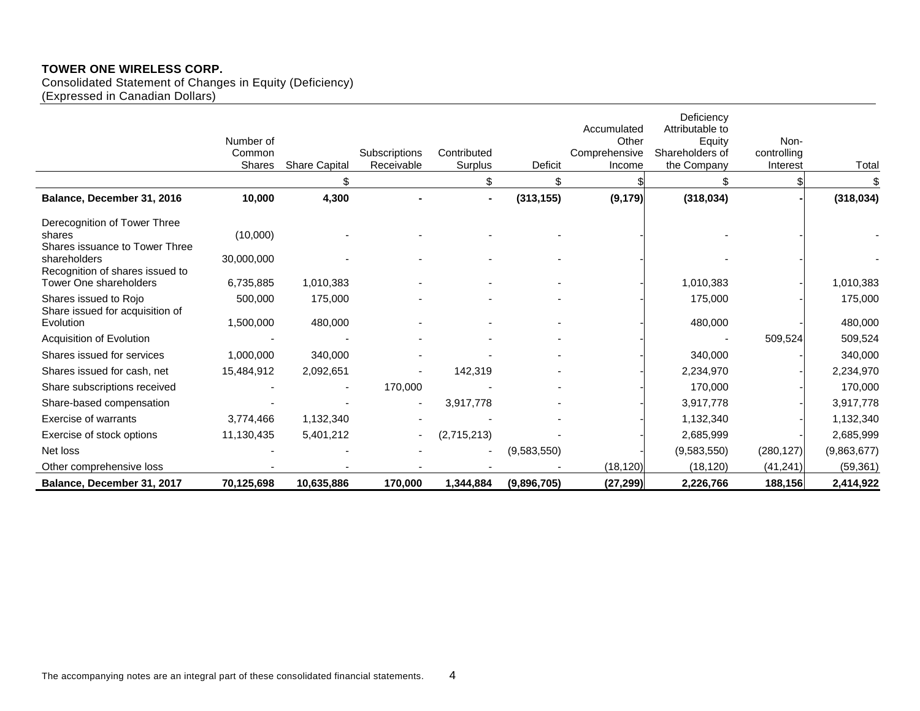**TOWER ONE WIRELESS CORP.**
Consolidated Statement of Changes in Equity (Deficiency)
(Expressed in Canadian Dollars)

| | Number of Common Shares | Share Capital | Subscriptions Receivable | Contributed Surplus | Deficit | Accumulated Other Comprehensive Income | Deficiency Attributable to Equity Shareholders of the Company | Non-controlling Interest | Total |
|---|---|---|---|---|---|---|---|---|---|
| | | $ | | $ | $ | $ | $ | $ | $ |
| **Balance, December 31, 2016** | **10,000** | **4,300** | **-** | **-** | **(313,155)** | **(9,179)** | **(318,034)** | **-** | **(318,034)** |
| Derecognition of Tower Three shares | (10,000) | - | - | - | - | - | - | - | - |
| Shares issuance to Tower Three shareholders | 30,000,000 | - | - | - | - | - | - | - | - |
| Recognition of shares issued to Tower One shareholders | 6,735,885 | 1,010,383 | - | - | - | - | 1,010,383 | - | 1,010,383 |
| Shares issued to Rojo | 500,000 | 175,000 | - | - | - | - | 175,000 | - | 175,000 |
| Share issued for acquisition of Evolution | 1,500,000 | 480,000 | - | - | - | - | 480,000 | - | 480,000 |
| Acquisition of Evolution | - | - | - | - | - | - | - | 509,524 | 509,524 |
| Shares issued for services | 1,000,000 | 340,000 | - | - | - | - | 340,000 | - | 340,000 |
| Shares issued for cash, net | 15,484,912 | 2,092,651 | - | 142,319 | - | - | 2,234,970 | - | 2,234,970 |
| Share subscriptions received | - | - | 170,000 | - | - | - | 170,000 | - | 170,000 |
| Share-based compensation | - | - | - | 3,917,778 | - | - | 3,917,778 | - | 3,917,778 |
| Exercise of warrants | 3,774,466 | 1,132,340 | - | - | - | - | 1,132,340 | - | 1,132,340 |
| Exercise of stock options | 11,130,435 | 5,401,212 | - | (2,715,213) | - | - | 2,685,999 | - | 2,685,999 |
| Net loss | - | - | - | - | (9,583,550) | - | (9,583,550) | (280,127) | (9,863,677) |
| Other comprehensive loss | - | - | - | - | - | (18,120) | (18,120) | (41,241) | (59,361) |
| **Balance, December 31, 2017** | **70,125,698** | **10,635,886** | **170,000** | **1,344,884** | **(9,896,705)** | **(27,299)** | **2,226,766** | **188,156** | **2,414,922** |

The accompanying notes are an integral part of these consolidated financial statements.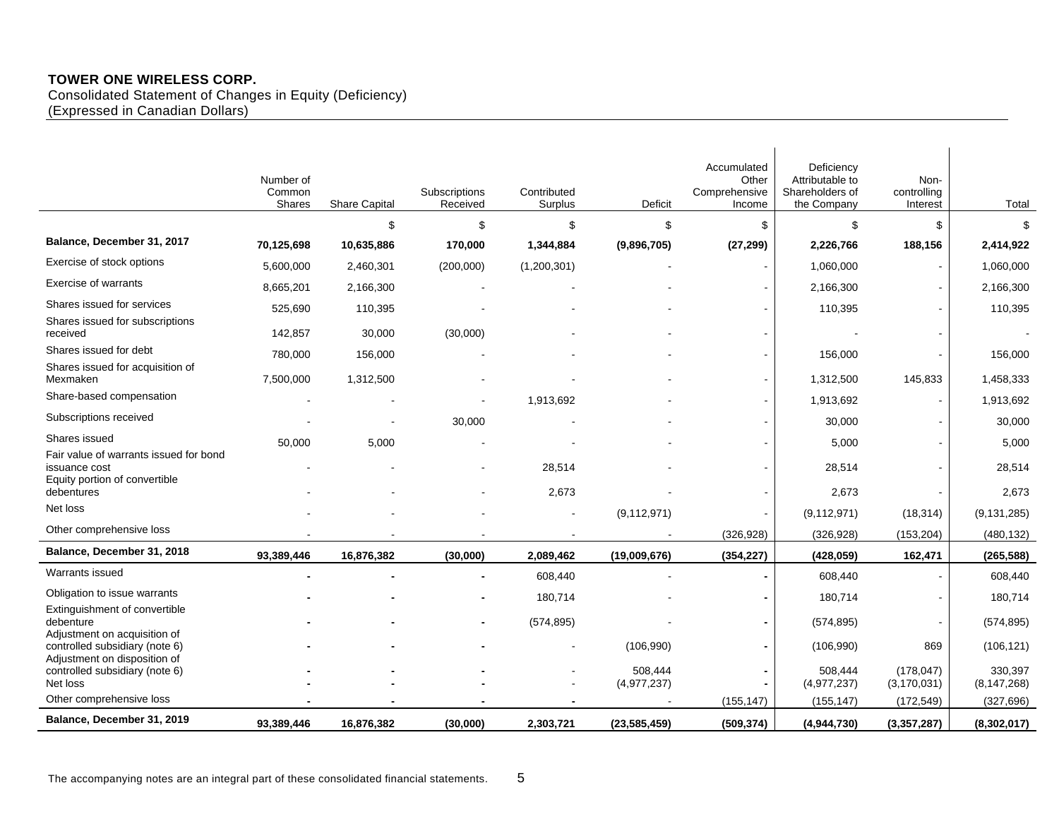**TOWER ONE WIRELESS CORP.**
Consolidated Statement of Changes in Equity (Deficiency)
(Expressed in Canadian Dollars)

| | Number of Common Shares | Share Capital | Subscriptions Received | Contributed Surplus | Deficit | Accumulated Other Comprehensive Income | Deficiency Attributable to Shareholders of the Company | Non-controlling Interest | Total |
|---|---|---|---|---|---|---|---|---|---|
| | | $ | $ | $ | $ | $ | $ | $ | $ |
| **Balance, December 31, 2017** | **70,125,698** | **10,635,886** | **170,000** | **1,344,884** | **(9,896,705)** | **(27,299)** | **2,226,766** | **188,156** | **2,414,922** |
| Exercise of stock options | 5,600,000 | 2,460,301 | (200,000) | (1,200,301) | - | - | 1,060,000 | - | 1,060,000 |
| Exercise of warrants | 8,665,201 | 2,166,300 | - | - | - | - | 2,166,300 | - | 2,166,300 |
| Shares issued for services | 525,690 | 110,395 | - | - | - | - | 110,395 | - | 110,395 |
| Shares issued for subscriptions received | 142,857 | 30,000 | (30,000) | - | - | - | - | - | - |
| Shares issued for debt | 780,000 | 156,000 | - | - | - | - | 156,000 | - | 156,000 |
| Shares issued for acquisition of Mexmaken | 7,500,000 | 1,312,500 | - | - | - | - | 1,312,500 | 145,833 | 1,458,333 |
| Share-based compensation | - | - | - | 1,913,692 | - | - | 1,913,692 | - | 1,913,692 |
| Subscriptions received | - | - | 30,000 | - | - | - | 30,000 | - | 30,000 |
| Shares issued | 50,000 | 5,000 | - | - | - | - | 5,000 | - | 5,000 |
| Fair value of warrants issued for bond issuance cost | - | - | - | 28,514 | - | - | 28,514 | - | 28,514 |
| Equity portion of convertible debentures | - | - | - | 2,673 | - | - | 2,673 | - | 2,673 |
| Net loss | - | - | - | - | (9,112,971) | - | (9,112,971) | (18,314) | (9,131,285) |
| Other comprehensive loss | - | - | - | - | - | (326,928) | (326,928) | (153,204) | (480,132) |
| **Balance, December 31, 2018** | **93,389,446** | **16,876,382** | **(30,000)** | **2,089,462** | **(19,009,676)** | **(354,227)** | **(428,059)** | **162,471** | **(265,588)** |
| Warrants issued | - | - | - | 608,440 | - | - | 608,440 | - | 608,440 |
| Obligation to issue warrants | - | - | - | 180,714 | - | - | 180,714 | - | 180,714 |
| Extinguishment of convertible debenture | - | - | - | (574,895) | - | - | (574,895) | - | (574,895) |
| Adjustment on acquisition of controlled subsidiary (note 6) | - | - | - | - | (106,990) | - | (106,990) | 869 | (106,121) |
| Adjustment on disposition of controlled subsidiary (note 6) | - | - | - | - | 508,444 | - | 508,444 | (178,047) | 330,397 |
| Net loss | - | - | - | - | (4,977,237) | - | (4,977,237) | (3,170,031) | (8,147,268) |
| Other comprehensive loss | - | - | - | - | - | (155,147) | (155,147) | (172,549) | (327,696) |
| **Balance, December 31, 2019** | **93,389,446** | **16,876,382** | **(30,000)** | **2,303,721** | **(23,585,459)** | **(509,374)** | **(4,944,730)** | **(3,357,287)** | **(8,302,017)** |

The accompanying notes are an integral part of these consolidated financial statements.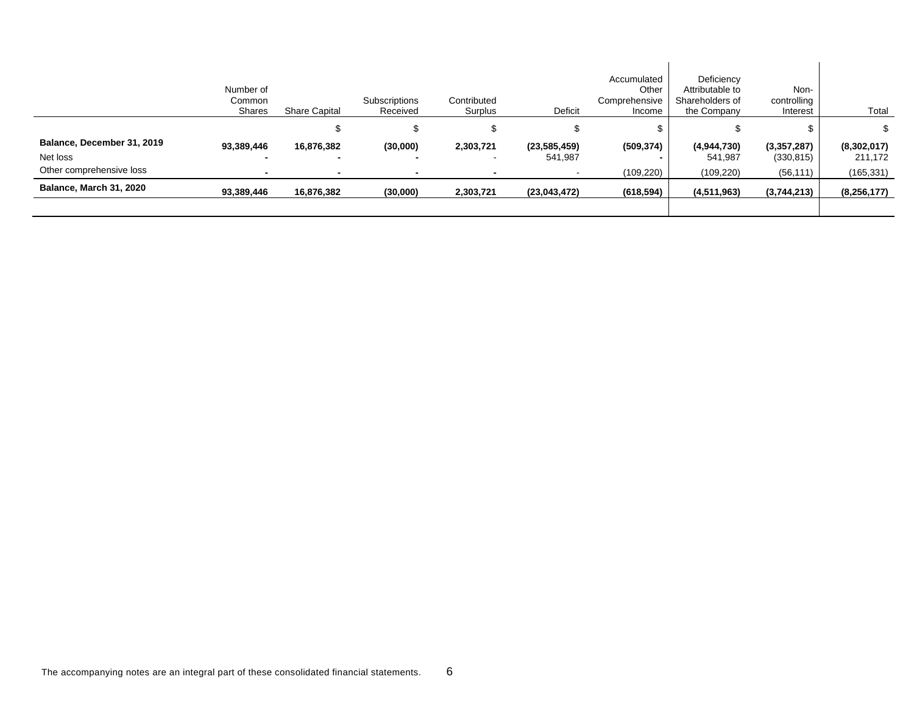| | Number of Common Shares | Share Capital | Subscriptions Received | Contributed Surplus | Deficit | Accumulated Other Comprehensive Income | Deficiency Attributable to Shareholders of the Company | Non-controlling Interest | Total |
|---|---|---|---|---|---|---|---|---|---|
| | | $ | $ | $ | $ | $ | $ | $ | $ |
| **Balance, December 31, 2019** | **93,389,446** | **16,876,382** | **(30,000)** | **2,303,721** | **(23,585,459)** | **(509,374)** | **(4,944,730)** | **(3,357,287)** | **(8,302,017)** |
| Net loss | - | - | - | - | 541,987 | - | 541,987 | (330,815) | 211,172 |
| Other comprehensive loss | - | - | - | - | - | (109,220) | (109,220) | (56,111) | (165,331) |
| **Balance, March 31, 2020** | **93,389,446** | **16,876,382** | **(30,000)** | **2,303,721** | **(23,043,472)** | **(618,594)** | **(4,511,963)** | **(3,744,213)** | **(8,256,177)** |

The accompanying notes are an integral part of these consolidated financial statements.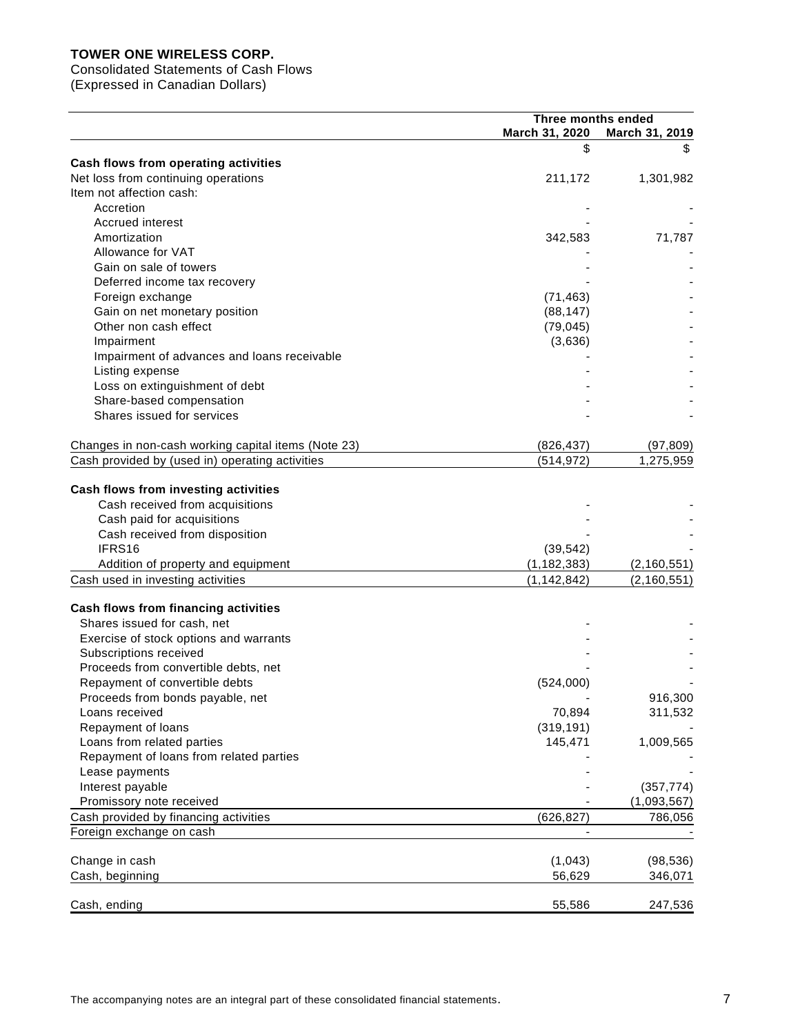**TOWER ONE WIRELESS CORP.**
Consolidated Statements of Cash Flows
(Expressed in Canadian Dollars)

| | Three months ended | |
|---|---|---|
| | March 31, 2020 | March 31, 2019 |
| | $ | $ |
| **Cash flows from operating activities** | | |
| Net loss from continuing operations | 211,172 | 1,301,982 |
| Item not affection cash: | | |
| Accretion | - | - |
| Accrued interest | - | - |
| Amortization | 342,583 | 71,787 |
| Allowance for VAT | - | - |
| Gain on sale of towers | - | - |
| Deferred income tax recovery | - | - |
| Foreign exchange | (71,463) | - |
| Gain on net monetary position | (88,147) | - |
| Other non cash effect | (79,045) | - |
| Impairment | (3,636) | - |
| Impairment of advances and loans receivable | - | - |
| Listing expense | - | - |
| Loss on extinguishment of debt | - | - |
| Share-based compensation | - | - |
| Shares issued for services | - | - |
| Changes in non-cash working capital items (Note 23) | (826,437) | (97,809) |
| Cash provided by (used in) operating activities | (514,972) | 1,275,959 |
| **Cash flows from investing activities** | | |
| Cash received from acquisitions | - | - |
| Cash paid for acquisitions | - | - |
| Cash received from disposition | - | - |
| IFRS16 | (39,542) | - |
| Addition of property and equipment | (1,182,383) | (2,160,551) |
| Cash used in investing activities | (1,142,842) | (2,160,551) |
| **Cash flows from financing activities** | | |
| Shares issued for cash, net | - | - |
| Exercise of stock options and warrants | - | - |
| Subscriptions received | - | - |
| Proceeds from convertible debts, net | - | - |
| Repayment of convertible debts | (524,000) | - |
| Proceeds from bonds payable, net | - | 916,300 |
| Loans received | 70,894 | 311,532 |
| Repayment of loans | (319,191) | - |
| Loans from related parties | 145,471 | 1,009,565 |
| Repayment of loans from related parties | - | - |
| Lease payments | - | - |
| Interest payable | - | (357,774) |
| Promissory note received | - | (1,093,567) |
| Cash provided by financing activities | (626,827) | 786,056 |
| Foreign exchange on cash | - | - |
| Change in cash | (1,043) | (98,536) |
| Cash, beginning | 56,629 | 346,071 |
| Cash, ending | 55,586 | 247,536 |

The accompanying notes are an integral part of these consolidated financial statements.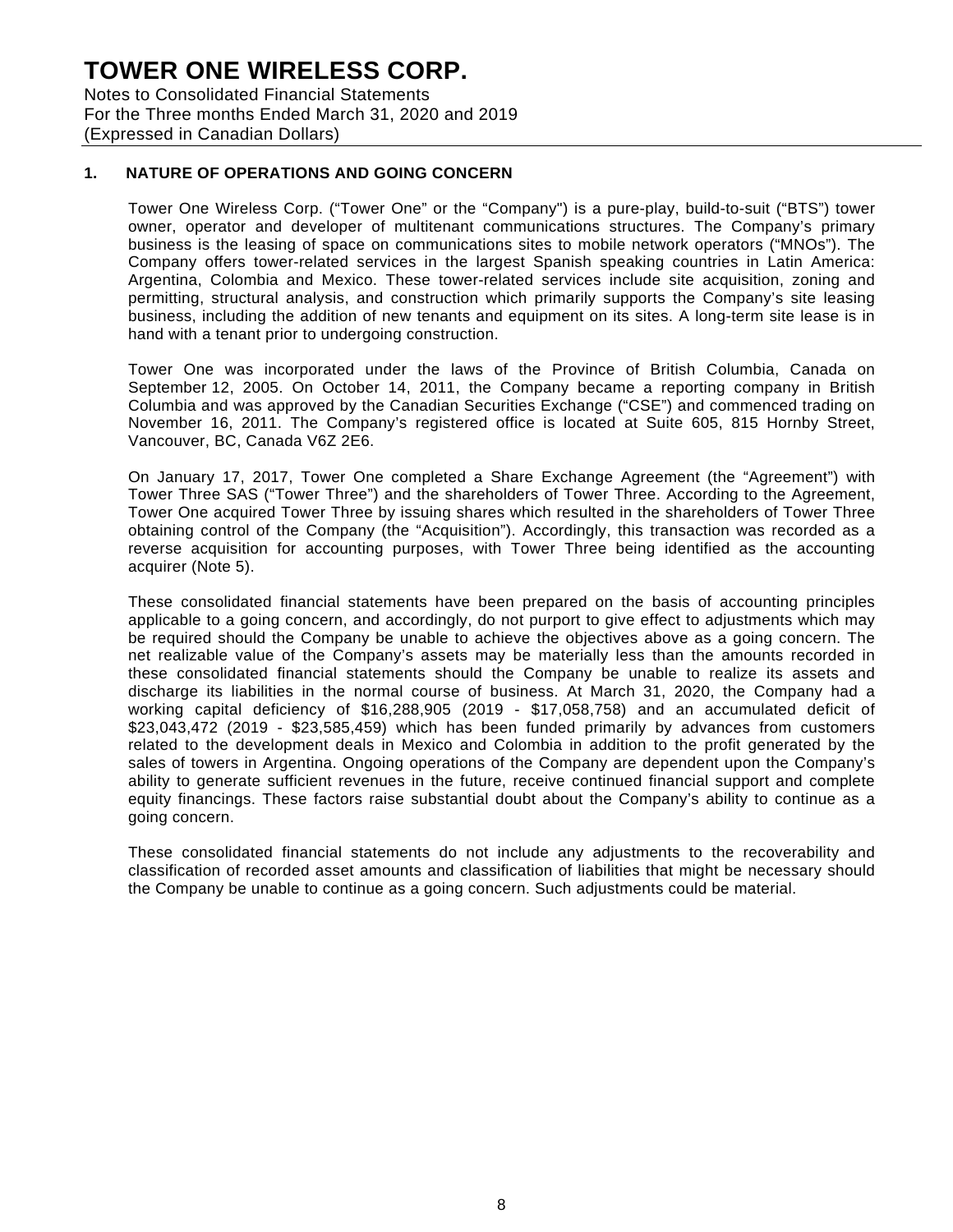# TOWER ONE WIRELESS CORP.

Notes to Consolidated Financial Statements
For the Three months Ended March 31, 2020 and 2019
(Expressed in Canadian Dollars)

## 1. NATURE OF OPERATIONS AND GOING CONCERN

Tower One Wireless Corp. ("Tower One" or the "Company") is a pure-play, build-to-suit ("BTS") tower owner, operator and developer of multitenant communications structures. The Company's primary business is the leasing of space on communications sites to mobile network operators ("MNOs"). The Company offers tower-related services in the largest Spanish speaking countries in Latin America: Argentina, Colombia and Mexico. These tower-related services include site acquisition, zoning and permitting, structural analysis, and construction which primarily supports the Company's site leasing business, including the addition of new tenants and equipment on its sites. A long-term site lease is in hand with a tenant prior to undergoing construction.

Tower One was incorporated under the laws of the Province of British Columbia, Canada on September 12, 2005. On October 14, 2011, the Company became a reporting company in British Columbia and was approved by the Canadian Securities Exchange ("CSE") and commenced trading on November 16, 2011. The Company's registered office is located at Suite 605, 815 Hornby Street, Vancouver, BC, Canada V6Z 2E6.

On January 17, 2017, Tower One completed a Share Exchange Agreement (the "Agreement") with Tower Three SAS ("Tower Three") and the shareholders of Tower Three. According to the Agreement, Tower One acquired Tower Three by issuing shares which resulted in the shareholders of Tower Three obtaining control of the Company (the "Acquisition"). Accordingly, this transaction was recorded as a reverse acquisition for accounting purposes, with Tower Three being identified as the accounting acquirer (Note 5).

These consolidated financial statements have been prepared on the basis of accounting principles applicable to a going concern, and accordingly, do not purport to give effect to adjustments which may be required should the Company be unable to achieve the objectives above as a going concern. The net realizable value of the Company's assets may be materially less than the amounts recorded in these consolidated financial statements should the Company be unable to realize its assets and discharge its liabilities in the normal course of business. At March 31, 2020, the Company had a working capital deficiency of $16,288,905 (2019 - $17,058,758) and an accumulated deficit of $23,043,472 (2019 - $23,585,459) which has been funded primarily by advances from customers related to the development deals in Mexico and Colombia in addition to the profit generated by the sales of towers in Argentina. Ongoing operations of the Company are dependent upon the Company's ability to generate sufficient revenues in the future, receive continued financial support and complete equity financings. These factors raise substantial doubt about the Company's ability to continue as a going concern.

These consolidated financial statements do not include any adjustments to the recoverability and classification of recorded asset amounts and classification of liabilities that might be necessary should the Company be unable to continue as a going concern. Such adjustments could be material.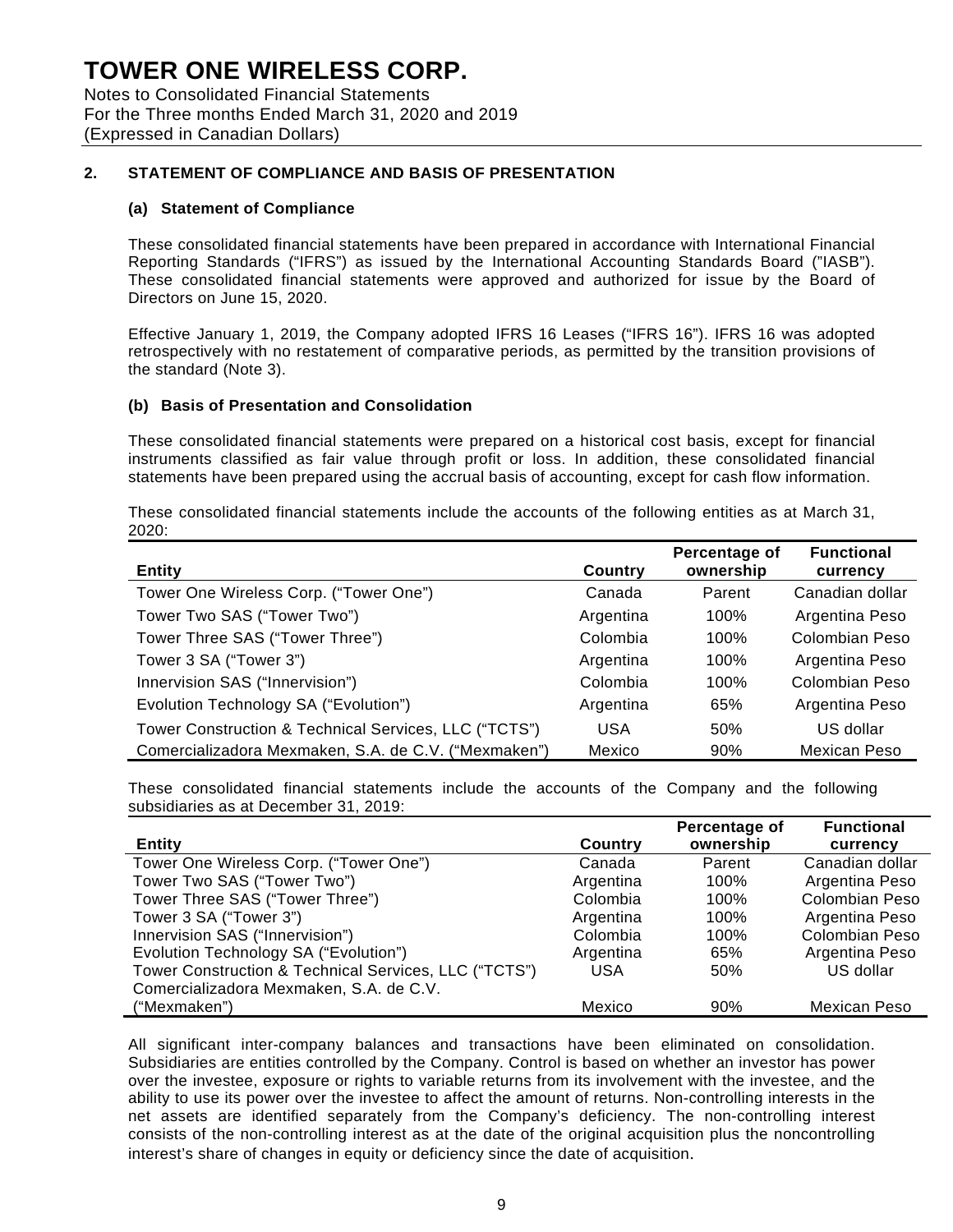# TOWER ONE WIRELESS CORP.

Notes to Consolidated Financial Statements
For the Three months Ended March 31, 2020 and 2019
(Expressed in Canadian Dollars)

## 2. STATEMENT OF COMPLIANCE AND BASIS OF PRESENTATION

### (a) Statement of Compliance

These consolidated financial statements have been prepared in accordance with International Financial Reporting Standards ("IFRS") as issued by the International Accounting Standards Board ("IASB"). These consolidated financial statements were approved and authorized for issue by the Board of Directors on June 15, 2020.

Effective January 1, 2019, the Company adopted IFRS 16 Leases ("IFRS 16"). IFRS 16 was adopted retrospectively with no restatement of comparative periods, as permitted by the transition provisions of the standard (Note 3).

### (b) Basis of Presentation and Consolidation

These consolidated financial statements were prepared on a historical cost basis, except for financial instruments classified as fair value through profit or loss. In addition, these consolidated financial statements have been prepared using the accrual basis of accounting, except for cash flow information.

These consolidated financial statements include the accounts of the following entities as at March 31, 2020:

| Entity | Country | Percentage of ownership | Functional currency |
|---|---|---|---|
| Tower One Wireless Corp. ("Tower One") | Canada | Parent | Canadian dollar |
| Tower Two SAS ("Tower Two") | Argentina | 100% | Argentina Peso |
| Tower Three SAS ("Tower Three") | Colombia | 100% | Colombian Peso |
| Tower 3 SA ("Tower 3") | Argentina | 100% | Argentina Peso |
| Innervision SAS ("Innervision") | Colombia | 100% | Colombian Peso |
| Evolution Technology SA ("Evolution") | Argentina | 65% | Argentina Peso |
| Tower Construction & Technical Services, LLC ("TCTS") | USA | 50% | US dollar |
| Comercializadora Mexmaken, S.A. de C.V. ("Mexmaken") | Mexico | 90% | Mexican Peso |

These consolidated financial statements include the accounts of the Company and the following subsidiaries as at December 31, 2019:

| Entity | Country | Percentage of ownership | Functional currency |
|---|---|---|---|
| Tower One Wireless Corp. ("Tower One") | Canada | Parent | Canadian dollar |
| Tower Two SAS ("Tower Two") | Argentina | 100% | Argentina Peso |
| Tower Three SAS ("Tower Three") | Colombia | 100% | Colombian Peso |
| Tower 3 SA ("Tower 3") | Argentina | 100% | Argentina Peso |
| Innervision SAS ("Innervision") | Colombia | 100% | Colombian Peso |
| Evolution Technology SA ("Evolution") | Argentina | 65% | Argentina Peso |
| Tower Construction & Technical Services, LLC ("TCTS") | USA | 50% | US dollar |
| Comercializadora Mexmaken, S.A. de C.V. ("Mexmaken") | Mexico | 90% | Mexican Peso |

All significant inter-company balances and transactions have been eliminated on consolidation. Subsidiaries are entities controlled by the Company. Control is based on whether an investor has power over the investee, exposure or rights to variable returns from its involvement with the investee, and the ability to use its power over the investee to affect the amount of returns. Non-controlling interests in the net assets are identified separately from the Company's deficiency. The non-controlling interest consists of the non-controlling interest as at the date of the original acquisition plus the noncontrolling interest's share of changes in equity or deficiency since the date of acquisition.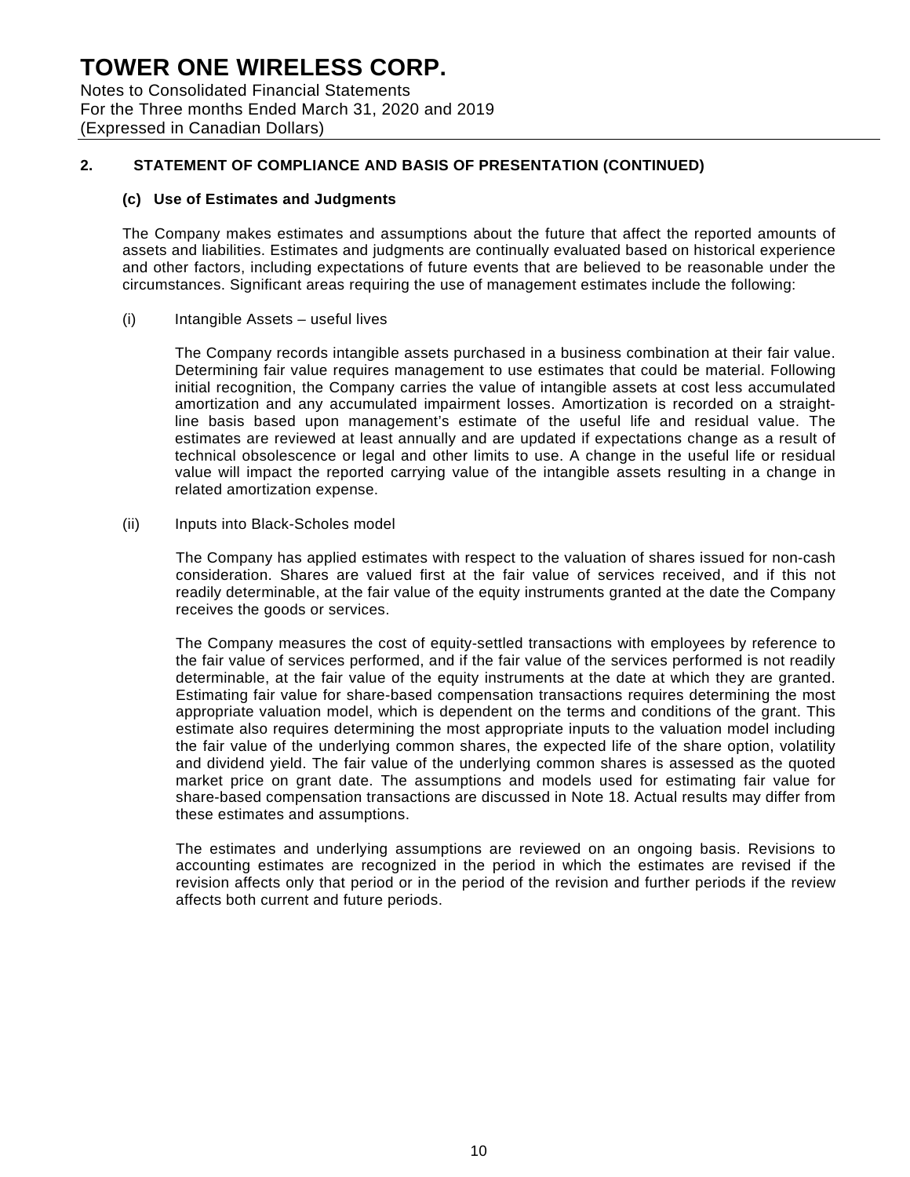## 2. STATEMENT OF COMPLIANCE AND BASIS OF PRESENTATION (CONTINUED)

### (c) Use of Estimates and Judgments

The Company makes estimates and assumptions about the future that affect the reported amounts of assets and liabilities. Estimates and judgments are continually evaluated based on historical experience and other factors, including expectations of future events that are believed to be reasonable under the circumstances. Significant areas requiring the use of management estimates include the following:

(i) Intangible Assets – useful lives

The Company records intangible assets purchased in a business combination at their fair value. Determining fair value requires management to use estimates that could be material. Following initial recognition, the Company carries the value of intangible assets at cost less accumulated amortization and any accumulated impairment losses. Amortization is recorded on a straight-line basis based upon management's estimate of the useful life and residual value. The estimates are reviewed at least annually and are updated if expectations change as a result of technical obsolescence or legal and other limits to use. A change in the useful life or residual value will impact the reported carrying value of the intangible assets resulting in a change in related amortization expense.

(ii) Inputs into Black-Scholes model

The Company has applied estimates with respect to the valuation of shares issued for non-cash consideration. Shares are valued first at the fair value of services received, and if this not readily determinable, at the fair value of the equity instruments granted at the date the Company receives the goods or services.

The Company measures the cost of equity-settled transactions with employees by reference to the fair value of services performed, and if the fair value of the services performed is not readily determinable, at the fair value of the equity instruments at the date at which they are granted. Estimating fair value for share-based compensation transactions requires determining the most appropriate valuation model, which is dependent on the terms and conditions of the grant. This estimate also requires determining the most appropriate inputs to the valuation model including the fair value of the underlying common shares, the expected life of the share option, volatility and dividend yield. The fair value of the underlying common shares is assessed as the quoted market price on grant date. The assumptions and models used for estimating fair value for share-based compensation transactions are discussed in Note 18. Actual results may differ from these estimates and assumptions.

The estimates and underlying assumptions are reviewed on an ongoing basis. Revisions to accounting estimates are recognized in the period in which the estimates are revised if the revision affects only that period or in the period of the revision and further periods if the review affects both current and future periods.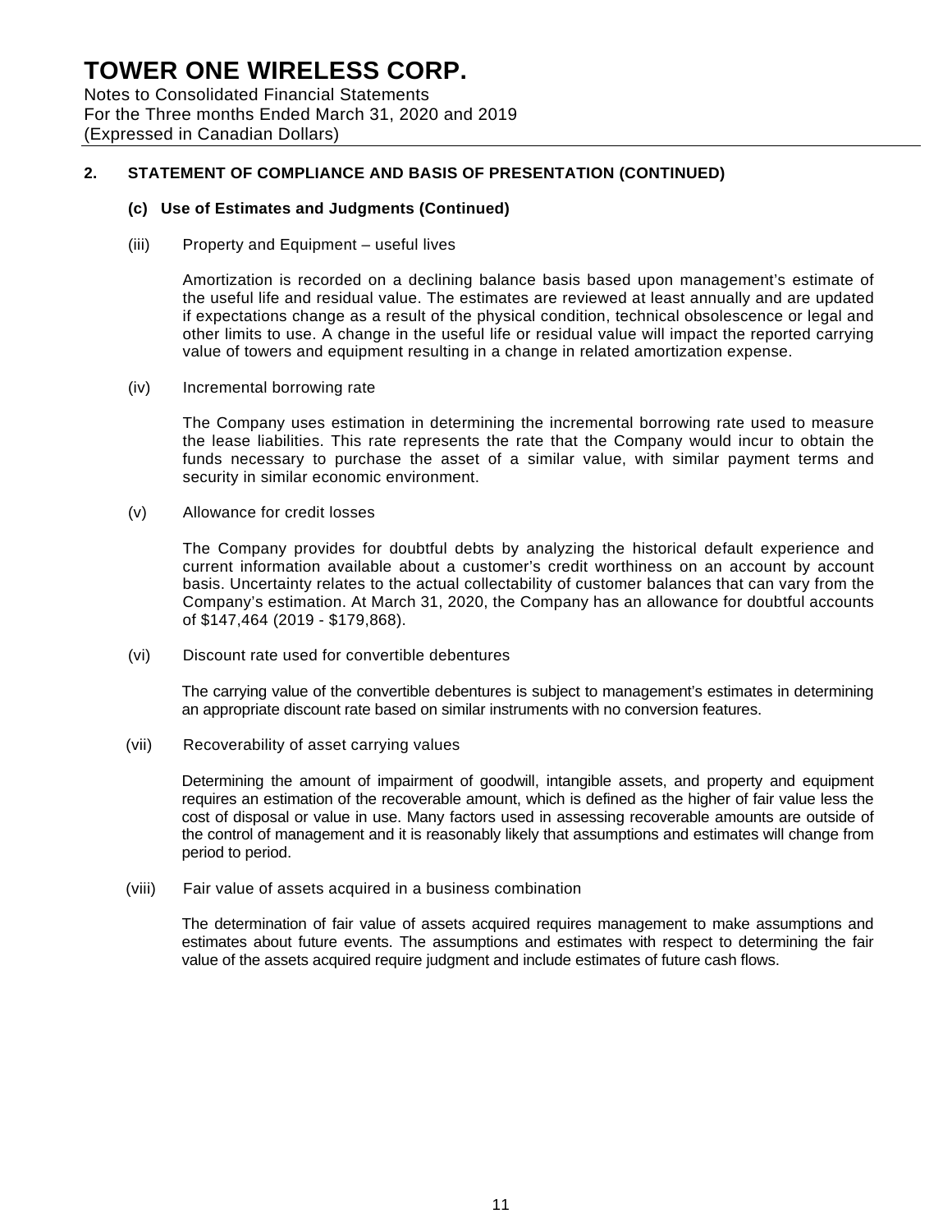## 2. STATEMENT OF COMPLIANCE AND BASIS OF PRESENTATION (CONTINUED)

### (c) Use of Estimates and Judgments (Continued)

(iii) Property and Equipment – useful lives

Amortization is recorded on a declining balance basis based upon management's estimate of the useful life and residual value. The estimates are reviewed at least annually and are updated if expectations change as a result of the physical condition, technical obsolescence or legal and other limits to use. A change in the useful life or residual value will impact the reported carrying value of towers and equipment resulting in a change in related amortization expense.

(iv) Incremental borrowing rate

The Company uses estimation in determining the incremental borrowing rate used to measure the lease liabilities. This rate represents the rate that the Company would incur to obtain the funds necessary to purchase the asset of a similar value, with similar payment terms and security in similar economic environment.

(v) Allowance for credit losses

The Company provides for doubtful debts by analyzing the historical default experience and current information available about a customer's credit worthiness on an account by account basis. Uncertainty relates to the actual collectability of customer balances that can vary from the Company's estimation. At March 31, 2020, the Company has an allowance for doubtful accounts of $147,464 (2019 - $179,868).

(vi) Discount rate used for convertible debentures

The carrying value of the convertible debentures is subject to management's estimates in determining an appropriate discount rate based on similar instruments with no conversion features.

(vii) Recoverability of asset carrying values

Determining the amount of impairment of goodwill, intangible assets, and property and equipment requires an estimation of the recoverable amount, which is defined as the higher of fair value less the cost of disposal or value in use. Many factors used in assessing recoverable amounts are outside of the control of management and it is reasonably likely that assumptions and estimates will change from period to period.

(viii) Fair value of assets acquired in a business combination

The determination of fair value of assets acquired requires management to make assumptions and estimates about future events. The assumptions and estimates with respect to determining the fair value of the assets acquired require judgment and include estimates of future cash flows.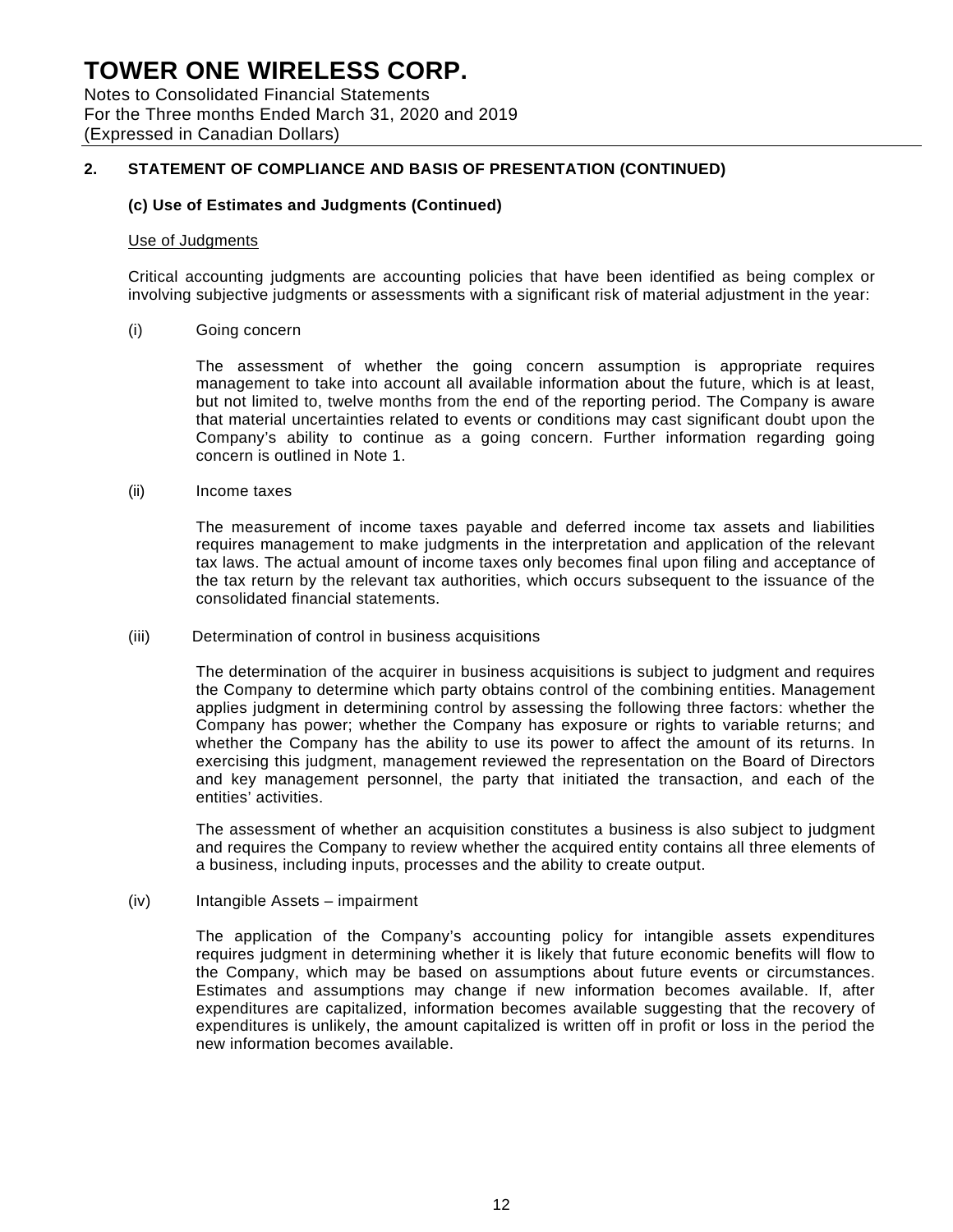## 2. STATEMENT OF COMPLIANCE AND BASIS OF PRESENTATION (CONTINUED)

### (c) Use of Estimates and Judgments (Continued)

Use of Judgments

Critical accounting judgments are accounting policies that have been identified as being complex or involving subjective judgments or assessments with a significant risk of material adjustment in the year:

(i) Going concern

The assessment of whether the going concern assumption is appropriate requires management to take into account all available information about the future, which is at least, but not limited to, twelve months from the end of the reporting period. The Company is aware that material uncertainties related to events or conditions may cast significant doubt upon the Company's ability to continue as a going concern. Further information regarding going concern is outlined in Note 1.

(ii) Income taxes

The measurement of income taxes payable and deferred income tax assets and liabilities requires management to make judgments in the interpretation and application of the relevant tax laws. The actual amount of income taxes only becomes final upon filing and acceptance of the tax return by the relevant tax authorities, which occurs subsequent to the issuance of the consolidated financial statements.

(iii) Determination of control in business acquisitions

The determination of the acquirer in business acquisitions is subject to judgment and requires the Company to determine which party obtains control of the combining entities. Management applies judgment in determining control by assessing the following three factors: whether the Company has power; whether the Company has exposure or rights to variable returns; and whether the Company has the ability to use its power to affect the amount of its returns. In exercising this judgment, management reviewed the representation on the Board of Directors and key management personnel, the party that initiated the transaction, and each of the entities' activities.

The assessment of whether an acquisition constitutes a business is also subject to judgment and requires the Company to review whether the acquired entity contains all three elements of a business, including inputs, processes and the ability to create output.

(iv) Intangible Assets – impairment

The application of the Company's accounting policy for intangible assets expenditures requires judgment in determining whether it is likely that future economic benefits will flow to the Company, which may be based on assumptions about future events or circumstances. Estimates and assumptions may change if new information becomes available. If, after expenditures are capitalized, information becomes available suggesting that the recovery of expenditures is unlikely, the amount capitalized is written off in profit or loss in the period the new information becomes available.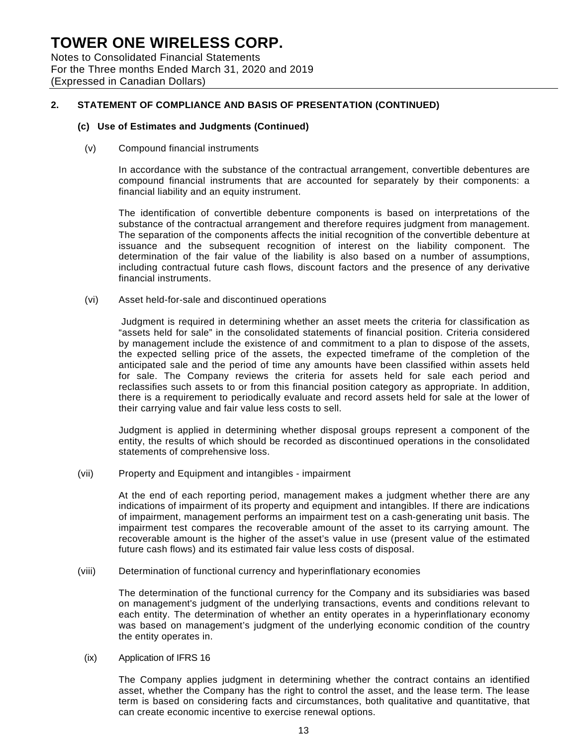## 2. STATEMENT OF COMPLIANCE AND BASIS OF PRESENTATION (CONTINUED)

### (c) Use of Estimates and Judgments (Continued)

(v) Compound financial instruments

In accordance with the substance of the contractual arrangement, convertible debentures are compound financial instruments that are accounted for separately by their components: a financial liability and an equity instrument.

The identification of convertible debenture components is based on interpretations of the substance of the contractual arrangement and therefore requires judgment from management. The separation of the components affects the initial recognition of the convertible debenture at issuance and the subsequent recognition of interest on the liability component. The determination of the fair value of the liability is also based on a number of assumptions, including contractual future cash flows, discount factors and the presence of any derivative financial instruments.

(vi) Asset held-for-sale and discontinued operations

Judgment is required in determining whether an asset meets the criteria for classification as "assets held for sale" in the consolidated statements of financial position. Criteria considered by management include the existence of and commitment to a plan to dispose of the assets, the expected selling price of the assets, the expected timeframe of the completion of the anticipated sale and the period of time any amounts have been classified within assets held for sale. The Company reviews the criteria for assets held for sale each period and reclassifies such assets to or from this financial position category as appropriate. In addition, there is a requirement to periodically evaluate and record assets held for sale at the lower of their carrying value and fair value less costs to sell.

Judgment is applied in determining whether disposal groups represent a component of the entity, the results of which should be recorded as discontinued operations in the consolidated statements of comprehensive loss.

(vii) Property and Equipment and intangibles - impairment

At the end of each reporting period, management makes a judgment whether there are any indications of impairment of its property and equipment and intangibles. If there are indications of impairment, management performs an impairment test on a cash-generating unit basis. The impairment test compares the recoverable amount of the asset to its carrying amount. The recoverable amount is the higher of the asset's value in use (present value of the estimated future cash flows) and its estimated fair value less costs of disposal.

(viii) Determination of functional currency and hyperinflationary economies

The determination of the functional currency for the Company and its subsidiaries was based on management's judgment of the underlying transactions, events and conditions relevant to each entity. The determination of whether an entity operates in a hyperinflationary economy was based on management's judgment of the underlying economic condition of the country the entity operates in.

(ix) Application of IFRS 16

The Company applies judgment in determining whether the contract contains an identified asset, whether the Company has the right to control the asset, and the lease term. The lease term is based on considering facts and circumstances, both qualitative and quantitative, that can create economic incentive to exercise renewal options.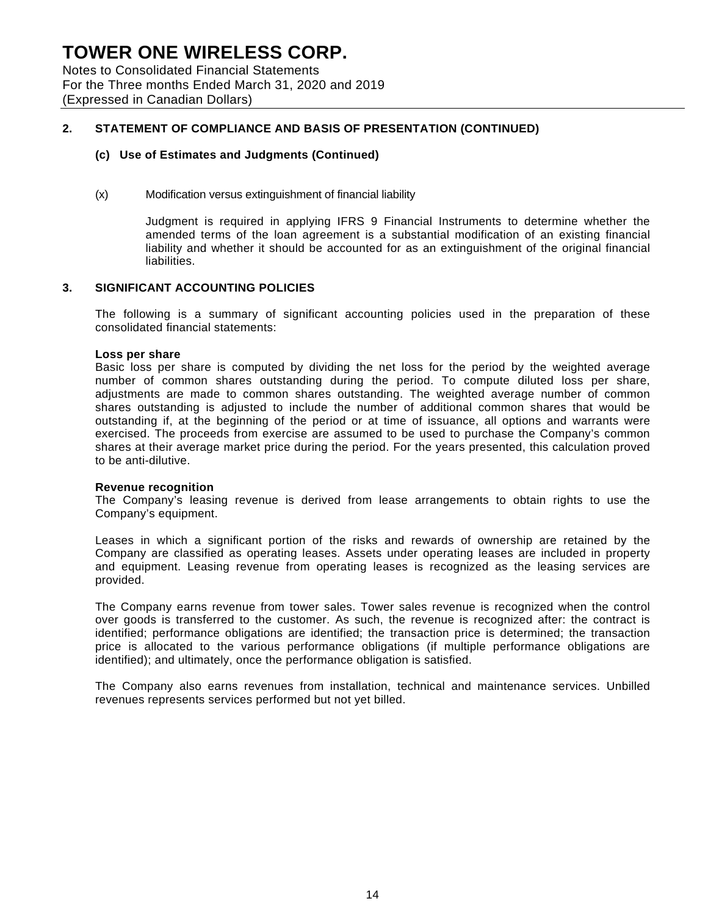## 2. STATEMENT OF COMPLIANCE AND BASIS OF PRESENTATION (CONTINUED)

### (c) Use of Estimates and Judgments (Continued)

(x) Modification versus extinguishment of financial liability

Judgment is required in applying IFRS 9 Financial Instruments to determine whether the amended terms of the loan agreement is a substantial modification of an existing financial liability and whether it should be accounted for as an extinguishment of the original financial liabilities.

## 3. SIGNIFICANT ACCOUNTING POLICIES

The following is a summary of significant accounting policies used in the preparation of these consolidated financial statements:

**Loss per share**

Basic loss per share is computed by dividing the net loss for the period by the weighted average number of common shares outstanding during the period. To compute diluted loss per share, adjustments are made to common shares outstanding. The weighted average number of common shares outstanding is adjusted to include the number of additional common shares that would be outstanding if, at the beginning of the period or at time of issuance, all options and warrants were exercised. The proceeds from exercise are assumed to be used to purchase the Company's common shares at their average market price during the period. For the years presented, this calculation proved to be anti-dilutive.

**Revenue recognition**

The Company's leasing revenue is derived from lease arrangements to obtain rights to use the Company's equipment.

Leases in which a significant portion of the risks and rewards of ownership are retained by the Company are classified as operating leases. Assets under operating leases are included in property and equipment. Leasing revenue from operating leases is recognized as the leasing services are provided.

The Company earns revenue from tower sales. Tower sales revenue is recognized when the control over goods is transferred to the customer. As such, the revenue is recognized after: the contract is identified; performance obligations are identified; the transaction price is determined; the transaction price is allocated to the various performance obligations (if multiple performance obligations are identified); and ultimately, once the performance obligation is satisfied.

The Company also earns revenues from installation, technical and maintenance services. Unbilled revenues represents services performed but not yet billed.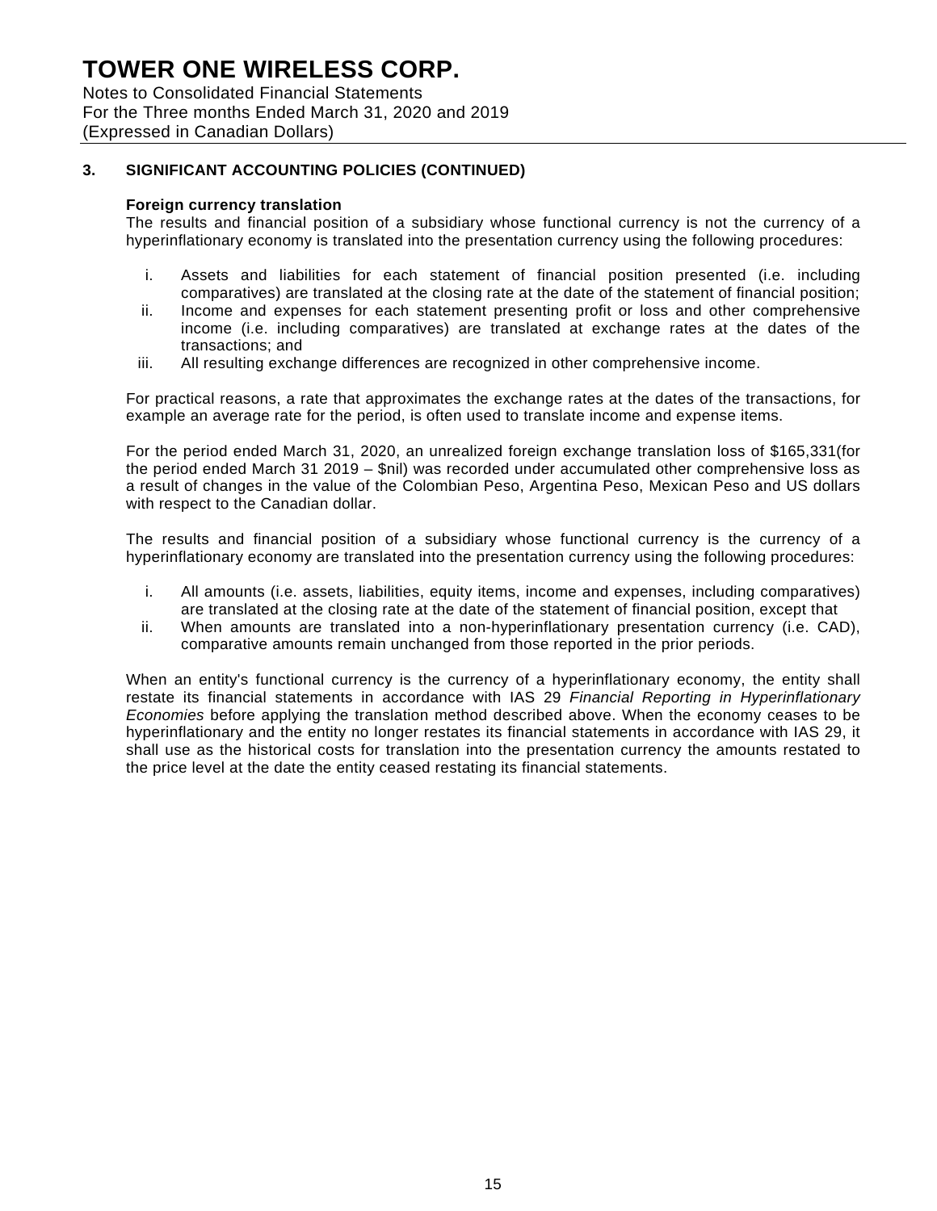## 3. SIGNIFICANT ACCOUNTING POLICIES (CONTINUED)

**Foreign currency translation**

The results and financial position of a subsidiary whose functional currency is not the currency of a hyperinflationary economy is translated into the presentation currency using the following procedures:

i. Assets and liabilities for each statement of financial position presented (i.e. including comparatives) are translated at the closing rate at the date of the statement of financial position;
ii. Income and expenses for each statement presenting profit or loss and other comprehensive income (i.e. including comparatives) are translated at exchange rates at the dates of the transactions; and
iii. All resulting exchange differences are recognized in other comprehensive income.

For practical reasons, a rate that approximates the exchange rates at the dates of the transactions, for example an average rate for the period, is often used to translate income and expense items.

For the period ended March 31, 2020, an unrealized foreign exchange translation loss of $165,331(for the period ended March 31 2019 – $nil) was recorded under accumulated other comprehensive loss as a result of changes in the value of the Colombian Peso, Argentina Peso, Mexican Peso and US dollars with respect to the Canadian dollar.

The results and financial position of a subsidiary whose functional currency is the currency of a hyperinflationary economy are translated into the presentation currency using the following procedures:

i. All amounts (i.e. assets, liabilities, equity items, income and expenses, including comparatives) are translated at the closing rate at the date of the statement of financial position, except that
ii. When amounts are translated into a non-hyperinflationary presentation currency (i.e. CAD), comparative amounts remain unchanged from those reported in the prior periods.

When an entity's functional currency is the currency of a hyperinflationary economy, the entity shall restate its financial statements in accordance with IAS 29 *Financial Reporting in Hyperinflationary Economies* before applying the translation method described above. When the economy ceases to be hyperinflationary and the entity no longer restates its financial statements in accordance with IAS 29, it shall use as the historical costs for translation into the presentation currency the amounts restated to the price level at the date the entity ceased restating its financial statements.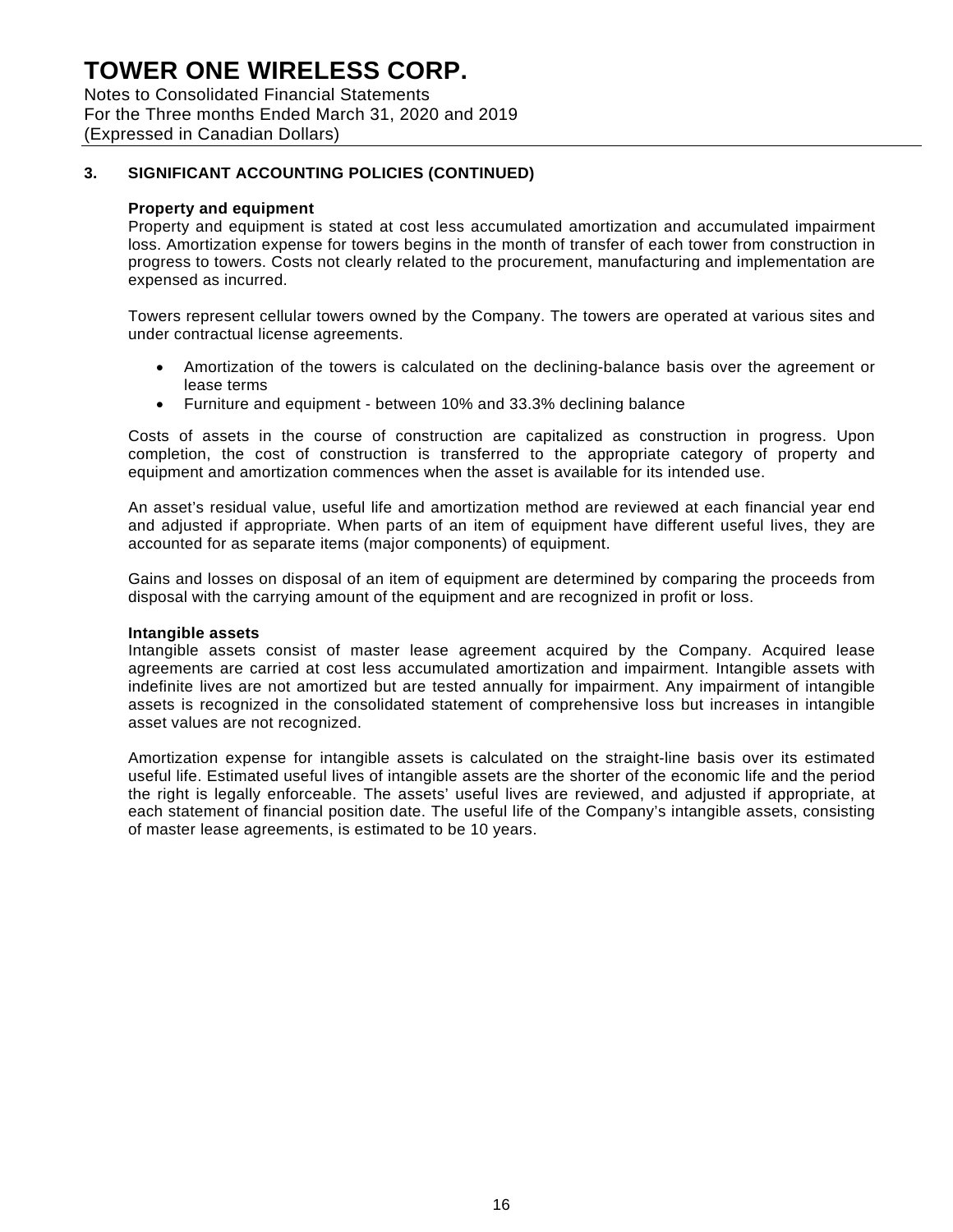## 3. SIGNIFICANT ACCOUNTING POLICIES (CONTINUED)

**Property and equipment**

Property and equipment is stated at cost less accumulated amortization and accumulated impairment loss. Amortization expense for towers begins in the month of transfer of each tower from construction in progress to towers. Costs not clearly related to the procurement, manufacturing and implementation are expensed as incurred.

Towers represent cellular towers owned by the Company. The towers are operated at various sites and under contractual license agreements.

- Amortization of the towers is calculated on the declining-balance basis over the agreement or lease terms
- Furniture and equipment - between 10% and 33.3% declining balance

Costs of assets in the course of construction are capitalized as construction in progress. Upon completion, the cost of construction is transferred to the appropriate category of property and equipment and amortization commences when the asset is available for its intended use.

An asset's residual value, useful life and amortization method are reviewed at each financial year end and adjusted if appropriate. When parts of an item of equipment have different useful lives, they are accounted for as separate items (major components) of equipment.

Gains and losses on disposal of an item of equipment are determined by comparing the proceeds from disposal with the carrying amount of the equipment and are recognized in profit or loss.

**Intangible assets**

Intangible assets consist of master lease agreement acquired by the Company. Acquired lease agreements are carried at cost less accumulated amortization and impairment. Intangible assets with indefinite lives are not amortized but are tested annually for impairment. Any impairment of intangible assets is recognized in the consolidated statement of comprehensive loss but increases in intangible asset values are not recognized.

Amortization expense for intangible assets is calculated on the straight-line basis over its estimated useful life. Estimated useful lives of intangible assets are the shorter of the economic life and the period the right is legally enforceable. The assets' useful lives are reviewed, and adjusted if appropriate, at each statement of financial position date. The useful life of the Company's intangible assets, consisting of master lease agreements, is estimated to be 10 years.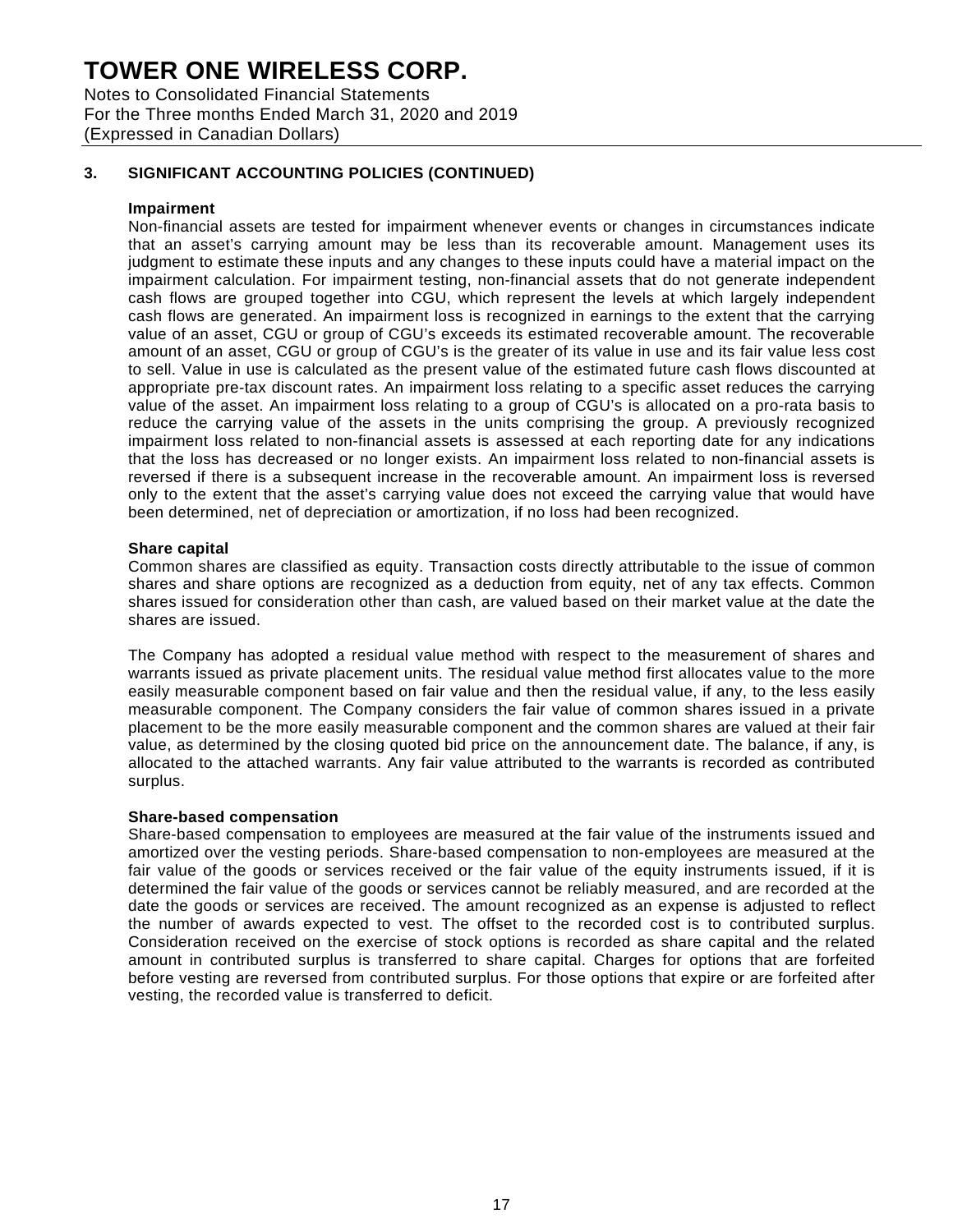# TOWER ONE WIRELESS CORP.

Notes to Consolidated Financial Statements
For the Three months Ended March 31, 2020 and 2019
(Expressed in Canadian Dollars)

## 3. SIGNIFICANT ACCOUNTING POLICIES (CONTINUED)

**Impairment**

Non-financial assets are tested for impairment whenever events or changes in circumstances indicate that an asset's carrying amount may be less than its recoverable amount. Management uses its judgment to estimate these inputs and any changes to these inputs could have a material impact on the impairment calculation. For impairment testing, non-financial assets that do not generate independent cash flows are grouped together into CGU, which represent the levels at which largely independent cash flows are generated. An impairment loss is recognized in earnings to the extent that the carrying value of an asset, CGU or group of CGU's exceeds its estimated recoverable amount. The recoverable amount of an asset, CGU or group of CGU's is the greater of its value in use and its fair value less cost to sell. Value in use is calculated as the present value of the estimated future cash flows discounted at appropriate pre-tax discount rates. An impairment loss relating to a specific asset reduces the carrying value of the asset. An impairment loss relating to a group of CGU's is allocated on a pro-rata basis to reduce the carrying value of the assets in the units comprising the group. A previously recognized impairment loss related to non-financial assets is assessed at each reporting date for any indications that the loss has decreased or no longer exists. An impairment loss related to non-financial assets is reversed if there is a subsequent increase in the recoverable amount. An impairment loss is reversed only to the extent that the asset's carrying value does not exceed the carrying value that would have been determined, net of depreciation or amortization, if no loss had been recognized.

**Share capital**

Common shares are classified as equity. Transaction costs directly attributable to the issue of common shares and share options are recognized as a deduction from equity, net of any tax effects. Common shares issued for consideration other than cash, are valued based on their market value at the date the shares are issued.

The Company has adopted a residual value method with respect to the measurement of shares and warrants issued as private placement units. The residual value method first allocates value to the more easily measurable component based on fair value and then the residual value, if any, to the less easily measurable component. The Company considers the fair value of common shares issued in a private placement to be the more easily measurable component and the common shares are valued at their fair value, as determined by the closing quoted bid price on the announcement date. The balance, if any, is allocated to the attached warrants. Any fair value attributed to the warrants is recorded as contributed surplus.

**Share-based compensation**

Share-based compensation to employees are measured at the fair value of the instruments issued and amortized over the vesting periods. Share-based compensation to non-employees are measured at the fair value of the goods or services received or the fair value of the equity instruments issued, if it is determined the fair value of the goods or services cannot be reliably measured, and are recorded at the date the goods or services are received. The amount recognized as an expense is adjusted to reflect the number of awards expected to vest. The offset to the recorded cost is to contributed surplus. Consideration received on the exercise of stock options is recorded as share capital and the related amount in contributed surplus is transferred to share capital. Charges for options that are forfeited before vesting are reversed from contributed surplus. For those options that expire or are forfeited after vesting, the recorded value is transferred to deficit.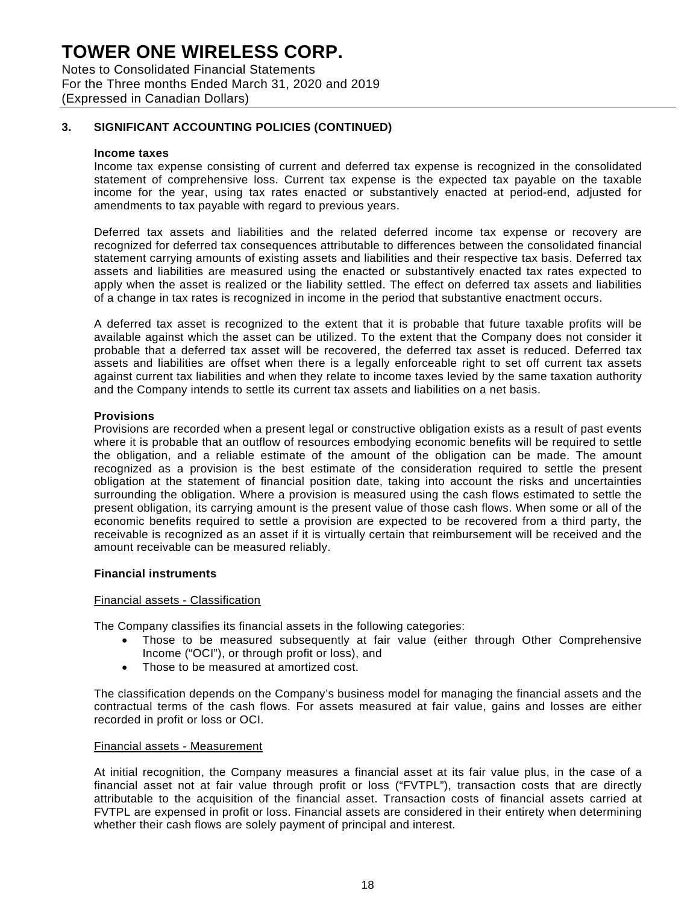### 3. SIGNIFICANT ACCOUNTING POLICIES (CONTINUED)

**Income taxes**

Income tax expense consisting of current and deferred tax expense is recognized in the consolidated statement of comprehensive loss. Current tax expense is the expected tax payable on the taxable income for the year, using tax rates enacted or substantively enacted at period-end, adjusted for amendments to tax payable with regard to previous years.

Deferred tax assets and liabilities and the related deferred income tax expense or recovery are recognized for deferred tax consequences attributable to differences between the consolidated financial statement carrying amounts of existing assets and liabilities and their respective tax basis. Deferred tax assets and liabilities are measured using the enacted or substantively enacted tax rates expected to apply when the asset is realized or the liability settled. The effect on deferred tax assets and liabilities of a change in tax rates is recognized in income in the period that substantive enactment occurs.

A deferred tax asset is recognized to the extent that it is probable that future taxable profits will be available against which the asset can be utilized. To the extent that the Company does not consider it probable that a deferred tax asset will be recovered, the deferred tax asset is reduced. Deferred tax assets and liabilities are offset when there is a legally enforceable right to set off current tax assets against current tax liabilities and when they relate to income taxes levied by the same taxation authority and the Company intends to settle its current tax assets and liabilities on a net basis.

**Provisions**

Provisions are recorded when a present legal or constructive obligation exists as a result of past events where it is probable that an outflow of resources embodying economic benefits will be required to settle the obligation, and a reliable estimate of the amount of the obligation can be made. The amount recognized as a provision is the best estimate of the consideration required to settle the present obligation at the statement of financial position date, taking into account the risks and uncertainties surrounding the obligation. Where a provision is measured using the cash flows estimated to settle the present obligation, its carrying amount is the present value of those cash flows. When some or all of the economic benefits required to settle a provision are expected to be recovered from a third party, the receivable is recognized as an asset if it is virtually certain that reimbursement will be received and the amount receivable can be measured reliably.

**Financial instruments**

Financial assets - Classification

The Company classifies its financial assets in the following categories:

- Those to be measured subsequently at fair value (either through Other Comprehensive Income ("OCI"), or through profit or loss), and
- Those to be measured at amortized cost.

The classification depends on the Company's business model for managing the financial assets and the contractual terms of the cash flows. For assets measured at fair value, gains and losses are either recorded in profit or loss or OCI.

Financial assets - Measurement

At initial recognition, the Company measures a financial asset at its fair value plus, in the case of a financial asset not at fair value through profit or loss ("FVTPL"), transaction costs that are directly attributable to the acquisition of the financial asset. Transaction costs of financial assets carried at FVTPL are expensed in profit or loss. Financial assets are considered in their entirety when determining whether their cash flows are solely payment of principal and interest.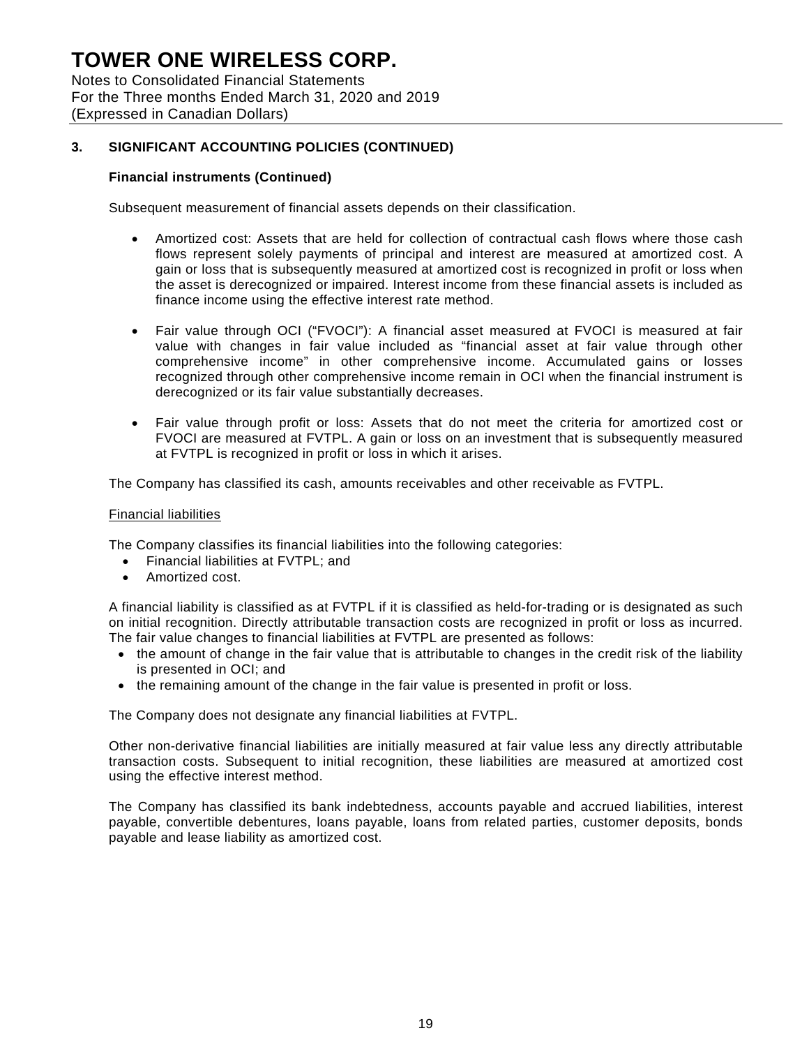### 3. SIGNIFICANT ACCOUNTING POLICIES (CONTINUED)

**Financial instruments (Continued)**

Subsequent measurement of financial assets depends on their classification.

- Amortized cost: Assets that are held for collection of contractual cash flows where those cash flows represent solely payments of principal and interest are measured at amortized cost. A gain or loss that is subsequently measured at amortized cost is recognized in profit or loss when the asset is derecognized or impaired. Interest income from these financial assets is included as finance income using the effective interest rate method.

- Fair value through OCI ("FVOCI"): A financial asset measured at FVOCI is measured at fair value with changes in fair value included as "financial asset at fair value through other comprehensive income" in other comprehensive income. Accumulated gains or losses recognized through other comprehensive income remain in OCI when the financial instrument is derecognized or its fair value substantially decreases.

- Fair value through profit or loss: Assets that do not meet the criteria for amortized cost or FVOCI are measured at FVTPL. A gain or loss on an investment that is subsequently measured at FVTPL is recognized in profit or loss in which it arises.

The Company has classified its cash, amounts receivables and other receivable as FVTPL.

Financial liabilities

The Company classifies its financial liabilities into the following categories:

- Financial liabilities at FVTPL; and
- Amortized cost.

A financial liability is classified as at FVTPL if it is classified as held-for-trading or is designated as such on initial recognition. Directly attributable transaction costs are recognized in profit or loss as incurred. The fair value changes to financial liabilities at FVTPL are presented as follows:

- the amount of change in the fair value that is attributable to changes in the credit risk of the liability is presented in OCI; and
- the remaining amount of the change in the fair value is presented in profit or loss.

The Company does not designate any financial liabilities at FVTPL.

Other non-derivative financial liabilities are initially measured at fair value less any directly attributable transaction costs. Subsequent to initial recognition, these liabilities are measured at amortized cost using the effective interest method.

The Company has classified its bank indebtedness, accounts payable and accrued liabilities, interest payable, convertible debentures, loans payable, loans from related parties, customer deposits, bonds payable and lease liability as amortized cost.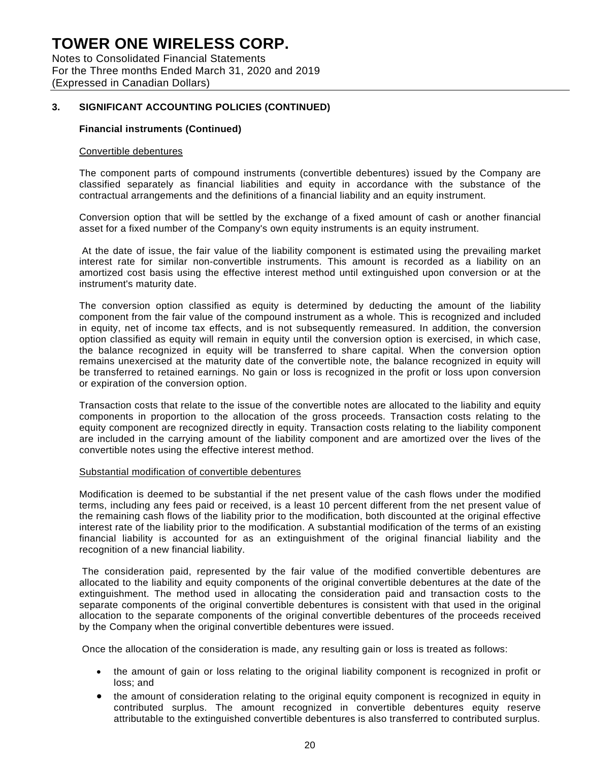## 3. SIGNIFICANT ACCOUNTING POLICIES (CONTINUED)

### Financial instruments (Continued)

Convertible debentures

The component parts of compound instruments (convertible debentures) issued by the Company are classified separately as financial liabilities and equity in accordance with the substance of the contractual arrangements and the definitions of a financial liability and an equity instrument.

Conversion option that will be settled by the exchange of a fixed amount of cash or another financial asset for a fixed number of the Company's own equity instruments is an equity instrument.

At the date of issue, the fair value of the liability component is estimated using the prevailing market interest rate for similar non-convertible instruments. This amount is recorded as a liability on an amortized cost basis using the effective interest method until extinguished upon conversion or at the instrument's maturity date.

The conversion option classified as equity is determined by deducting the amount of the liability component from the fair value of the compound instrument as a whole. This is recognized and included in equity, net of income tax effects, and is not subsequently remeasured. In addition, the conversion option classified as equity will remain in equity until the conversion option is exercised, in which case, the balance recognized in equity will be transferred to share capital. When the conversion option remains unexercised at the maturity date of the convertible note, the balance recognized in equity will be transferred to retained earnings. No gain or loss is recognized in the profit or loss upon conversion or expiration of the conversion option.

Transaction costs that relate to the issue of the convertible notes are allocated to the liability and equity components in proportion to the allocation of the gross proceeds. Transaction costs relating to the equity component are recognized directly in equity. Transaction costs relating to the liability component are included in the carrying amount of the liability component and are amortized over the lives of the convertible notes using the effective interest method.

Substantial modification of convertible debentures

Modification is deemed to be substantial if the net present value of the cash flows under the modified terms, including any fees paid or received, is a least 10 percent different from the net present value of the remaining cash flows of the liability prior to the modification, both discounted at the original effective interest rate of the liability prior to the modification. A substantial modification of the terms of an existing financial liability is accounted for as an extinguishment of the original financial liability and the recognition of a new financial liability.

The consideration paid, represented by the fair value of the modified convertible debentures are allocated to the liability and equity components of the original convertible debentures at the date of the extinguishment. The method used in allocating the consideration paid and transaction costs to the separate components of the original convertible debentures is consistent with that used in the original allocation to the separate components of the original convertible debentures of the proceeds received by the Company when the original convertible debentures were issued.

Once the allocation of the consideration is made, any resulting gain or loss is treated as follows:

- the amount of gain or loss relating to the original liability component is recognized in profit or loss; and
- the amount of consideration relating to the original equity component is recognized in equity in contributed surplus. The amount recognized in convertible debentures equity reserve attributable to the extinguished convertible debentures is also transferred to contributed surplus.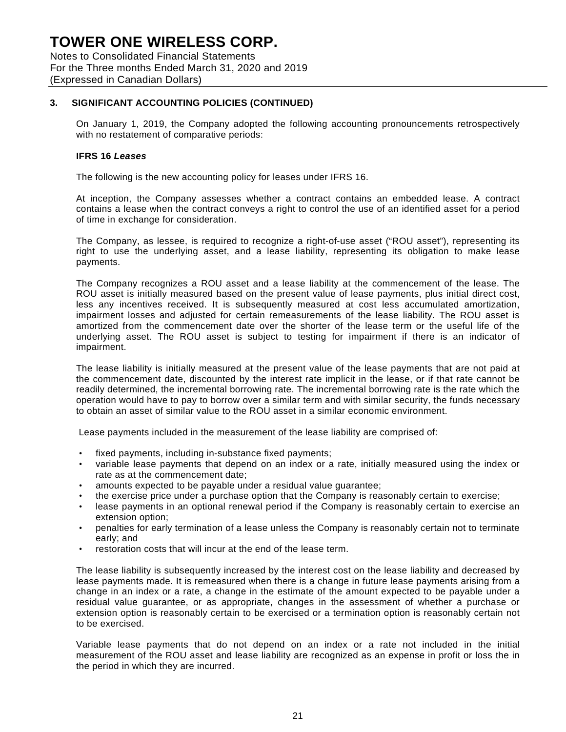## 3. SIGNIFICANT ACCOUNTING POLICIES (CONTINUED)

On January 1, 2019, the Company adopted the following accounting pronouncements retrospectively with no restatement of comparative periods:

**IFRS 16 *Leases***

The following is the new accounting policy for leases under IFRS 16.

At inception, the Company assesses whether a contract contains an embedded lease. A contract contains a lease when the contract conveys a right to control the use of an identified asset for a period of time in exchange for consideration.

The Company, as lessee, is required to recognize a right-of-use asset ("ROU asset"), representing its right to use the underlying asset, and a lease liability, representing its obligation to make lease payments.

The Company recognizes a ROU asset and a lease liability at the commencement of the lease. The ROU asset is initially measured based on the present value of lease payments, plus initial direct cost, less any incentives received. It is subsequently measured at cost less accumulated amortization, impairment losses and adjusted for certain remeasurements of the lease liability. The ROU asset is amortized from the commencement date over the shorter of the lease term or the useful life of the underlying asset. The ROU asset is subject to testing for impairment if there is an indicator of impairment.

The lease liability is initially measured at the present value of the lease payments that are not paid at the commencement date, discounted by the interest rate implicit in the lease, or if that rate cannot be readily determined, the incremental borrowing rate. The incremental borrowing rate is the rate which the operation would have to pay to borrow over a similar term and with similar security, the funds necessary to obtain an asset of similar value to the ROU asset in a similar economic environment.

Lease payments included in the measurement of the lease liability are comprised of:

- fixed payments, including in-substance fixed payments;
- variable lease payments that depend on an index or a rate, initially measured using the index or rate as at the commencement date;
- amounts expected to be payable under a residual value guarantee;
- the exercise price under a purchase option that the Company is reasonably certain to exercise;
- lease payments in an optional renewal period if the Company is reasonably certain to exercise an extension option;
- penalties for early termination of a lease unless the Company is reasonably certain not to terminate early; and
- restoration costs that will incur at the end of the lease term.

The lease liability is subsequently increased by the interest cost on the lease liability and decreased by lease payments made. It is remeasured when there is a change in future lease payments arising from a change in an index or a rate, a change in the estimate of the amount expected to be payable under a residual value guarantee, or as appropriate, changes in the assessment of whether a purchase or extension option is reasonably certain to be exercised or a termination option is reasonably certain not to be exercised.

Variable lease payments that do not depend on an index or a rate not included in the initial measurement of the ROU asset and lease liability are recognized as an expense in profit or loss the in the period in which they are incurred.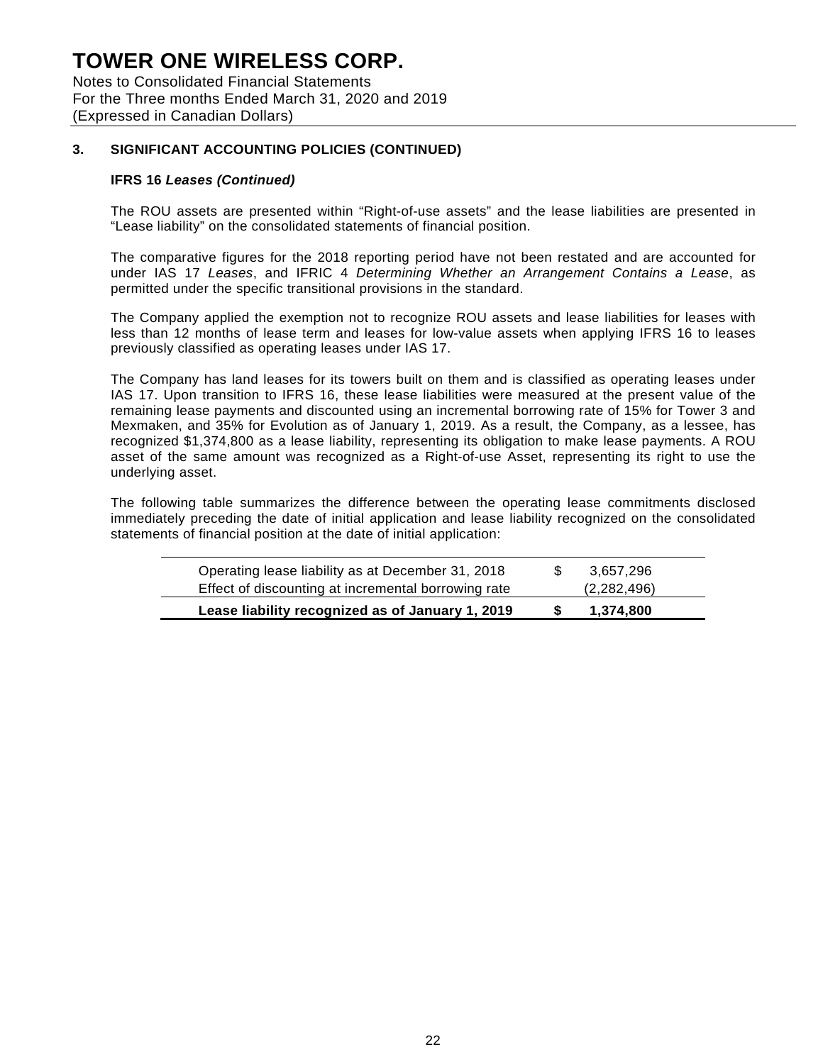# TOWER ONE WIRELESS CORP.

Notes to Consolidated Financial Statements
For the Three months Ended March 31, 2020 and 2019
(Expressed in Canadian Dollars)

## 3. SIGNIFICANT ACCOUNTING POLICIES (CONTINUED)

### IFRS 16 *Leases (Continued)*

The ROU assets are presented within "Right-of-use assets" and the lease liabilities are presented in "Lease liability" on the consolidated statements of financial position.

The comparative figures for the 2018 reporting period have not been restated and are accounted for under IAS 17 *Leases*, and IFRIC 4 *Determining Whether an Arrangement Contains a Lease*, as permitted under the specific transitional provisions in the standard.

The Company applied the exemption not to recognize ROU assets and lease liabilities for leases with less than 12 months of lease term and leases for low-value assets when applying IFRS 16 to leases previously classified as operating leases under IAS 17.

The Company has land leases for its towers built on them and is classified as operating leases under IAS 17. Upon transition to IFRS 16, these lease liabilities were measured at the present value of the remaining lease payments and discounted using an incremental borrowing rate of 15% for Tower 3 and Mexmaken, and 35% for Evolution as of January 1, 2019. As a result, the Company, as a lessee, has recognized $1,374,800 as a lease liability, representing its obligation to make lease payments. A ROU asset of the same amount was recognized as a Right-of-use Asset, representing its right to use the underlying asset.

The following table summarizes the difference between the operating lease commitments disclosed immediately preceding the date of initial application and lease liability recognized on the consolidated statements of financial position at the date of initial application:

| | | |
|---|---|---|
| Operating lease liability as at December 31, 2018 | $ | 3,657,296 |
| Effect of discounting at incremental borrowing rate | | (2,282,496) |
| **Lease liability recognized as of January 1, 2019** | **$** | **1,374,800** |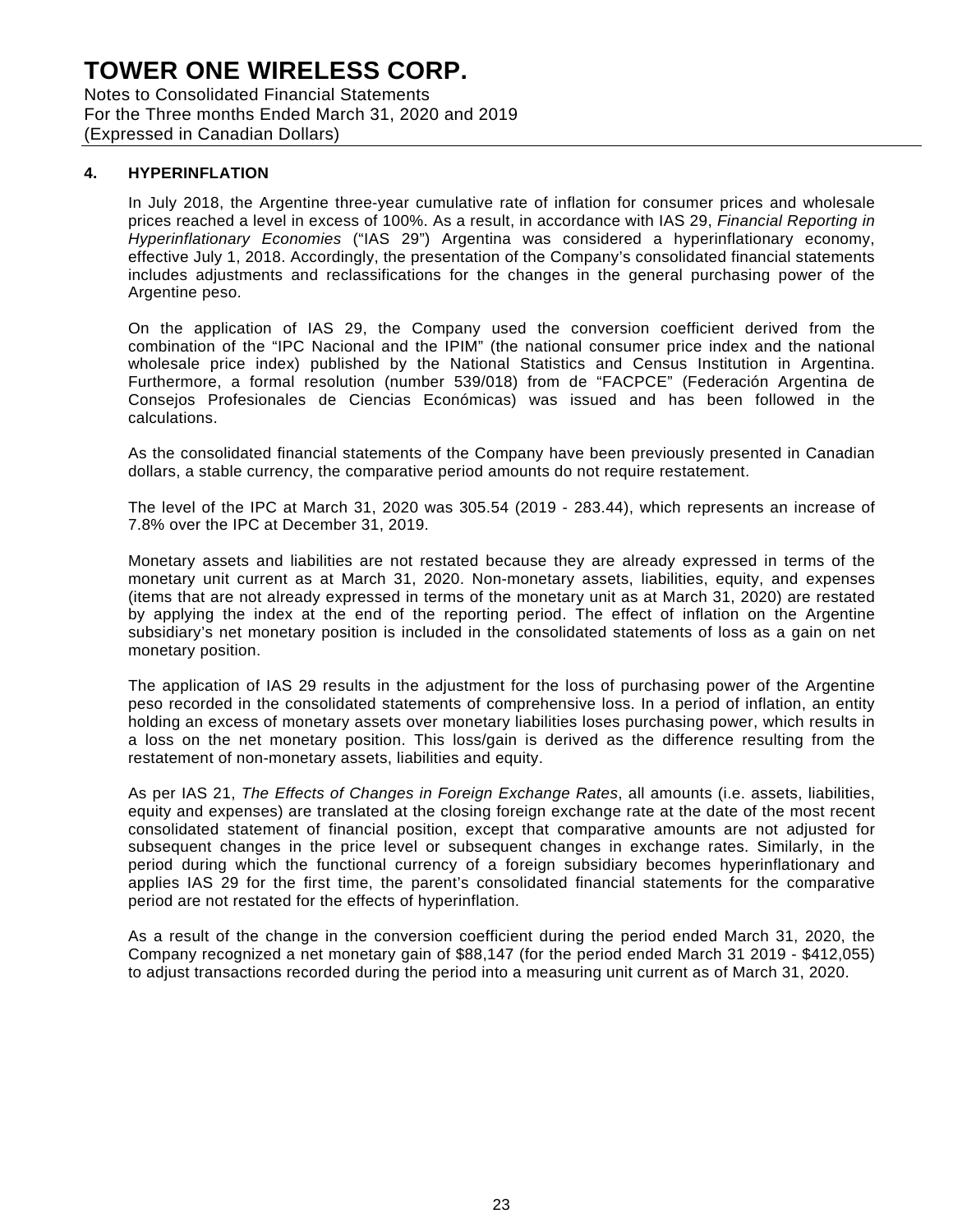# TOWER ONE WIRELESS CORP.

Notes to Consolidated Financial Statements
For the Three months Ended March 31, 2020 and 2019
(Expressed in Canadian Dollars)

## 4. HYPERINFLATION

In July 2018, the Argentine three-year cumulative rate of inflation for consumer prices and wholesale prices reached a level in excess of 100%. As a result, in accordance with IAS 29, *Financial Reporting in Hyperinflationary Economies* ("IAS 29") Argentina was considered a hyperinflationary economy, effective July 1, 2018. Accordingly, the presentation of the Company's consolidated financial statements includes adjustments and reclassifications for the changes in the general purchasing power of the Argentine peso.

On the application of IAS 29, the Company used the conversion coefficient derived from the combination of the "IPC Nacional and the IPIM" (the national consumer price index and the national wholesale price index) published by the National Statistics and Census Institution in Argentina. Furthermore, a formal resolution (number 539/018) from de "FACPCE" (Federación Argentina de Consejos Profesionales de Ciencias Económicas) was issued and has been followed in the calculations.

As the consolidated financial statements of the Company have been previously presented in Canadian dollars, a stable currency, the comparative period amounts do not require restatement.

The level of the IPC at March 31, 2020 was 305.54 (2019 - 283.44), which represents an increase of 7.8% over the IPC at December 31, 2019.

Monetary assets and liabilities are not restated because they are already expressed in terms of the monetary unit current as at March 31, 2020. Non-monetary assets, liabilities, equity, and expenses (items that are not already expressed in terms of the monetary unit as at March 31, 2020) are restated by applying the index at the end of the reporting period. The effect of inflation on the Argentine subsidiary's net monetary position is included in the consolidated statements of loss as a gain on net monetary position.

The application of IAS 29 results in the adjustment for the loss of purchasing power of the Argentine peso recorded in the consolidated statements of comprehensive loss. In a period of inflation, an entity holding an excess of monetary assets over monetary liabilities loses purchasing power, which results in a loss on the net monetary position. This loss/gain is derived as the difference resulting from the restatement of non-monetary assets, liabilities and equity.

As per IAS 21, *The Effects of Changes in Foreign Exchange Rates*, all amounts (i.e. assets, liabilities, equity and expenses) are translated at the closing foreign exchange rate at the date of the most recent consolidated statement of financial position, except that comparative amounts are not adjusted for subsequent changes in the price level or subsequent changes in exchange rates. Similarly, in the period during which the functional currency of a foreign subsidiary becomes hyperinflationary and applies IAS 29 for the first time, the parent's consolidated financial statements for the comparative period are not restated for the effects of hyperinflation.

As a result of the change in the conversion coefficient during the period ended March 31, 2020, the Company recognized a net monetary gain of $88,147 (for the period ended March 31 2019 - $412,055) to adjust transactions recorded during the period into a measuring unit current as of March 31, 2020.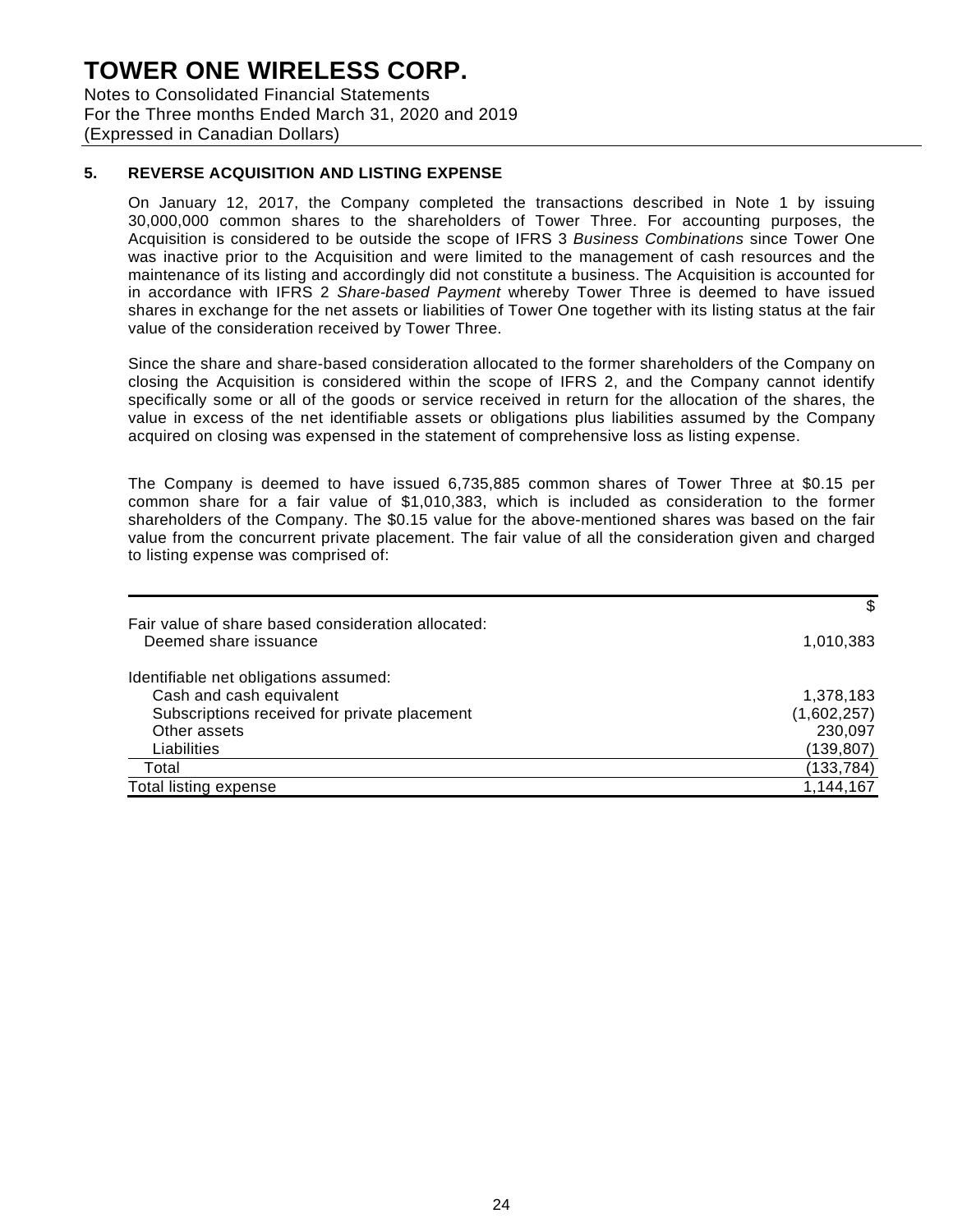## 5. REVERSE ACQUISITION AND LISTING EXPENSE

On January 12, 2017, the Company completed the transactions described in Note 1 by issuing 30,000,000 common shares to the shareholders of Tower Three. For accounting purposes, the Acquisition is considered to be outside the scope of IFRS 3 *Business Combinations* since Tower One was inactive prior to the Acquisition and were limited to the management of cash resources and the maintenance of its listing and accordingly did not constitute a business. The Acquisition is accounted for in accordance with IFRS 2 *Share-based Payment* whereby Tower Three is deemed to have issued shares in exchange for the net assets or liabilities of Tower One together with its listing status at the fair value of the consideration received by Tower Three.

Since the share and share-based consideration allocated to the former shareholders of the Company on closing the Acquisition is considered within the scope of IFRS 2, and the Company cannot identify specifically some or all of the goods or service received in return for the allocation of the shares, the value in excess of the net identifiable assets or obligations plus liabilities assumed by the Company acquired on closing was expensed in the statement of comprehensive loss as listing expense.

The Company is deemed to have issued 6,735,885 common shares of Tower Three at $0.15 per common share for a fair value of $1,010,383, which is included as consideration to the former shareholders of the Company. The $0.15 value for the above-mentioned shares was based on the fair value from the concurrent private placement. The fair value of all the consideration given and charged to listing expense was comprised of:

| | $ |
|---|---|
| Fair value of share based consideration allocated: | |
| Deemed share issuance | 1,010,383 |
| | |
| Identifiable net obligations assumed: | |
| Cash and cash equivalent | 1,378,183 |
| Subscriptions received for private placement | (1,602,257) |
| Other assets | 230,097 |
| Liabilities | (139,807) |
| Total | (133,784) |
| Total listing expense | 1,144,167 |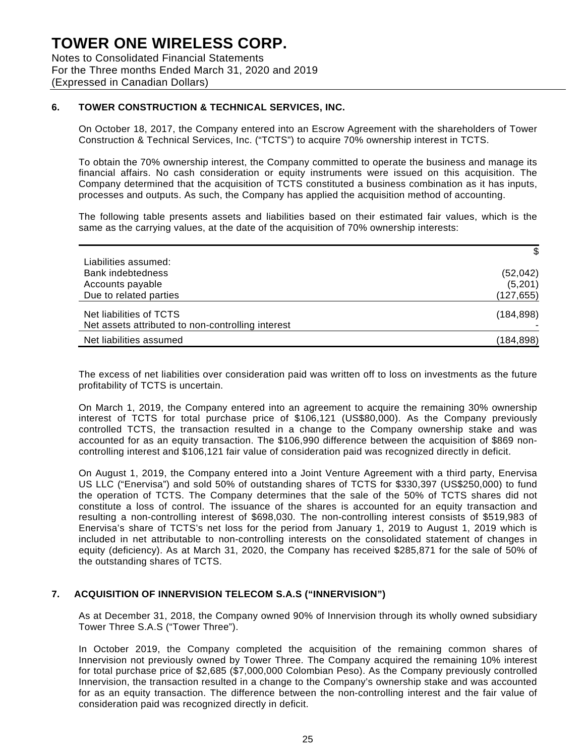## 6. TOWER CONSTRUCTION & TECHNICAL SERVICES, INC.

On October 18, 2017, the Company entered into an Escrow Agreement with the shareholders of Tower Construction & Technical Services, Inc. ("TCTS") to acquire 70% ownership interest in TCTS.

To obtain the 70% ownership interest, the Company committed to operate the business and manage its financial affairs. No cash consideration or equity instruments were issued on this acquisition. The Company determined that the acquisition of TCTS constituted a business combination as it has inputs, processes and outputs. As such, the Company has applied the acquisition method of accounting.

The following table presents assets and liabilities based on their estimated fair values, which is the same as the carrying values, at the date of the acquisition of 70% ownership interests:

| | $ |
|---|---|
| Liabilities assumed: | |
| Bank indebtedness | (52,042) |
| Accounts payable | (5,201) |
| Due to related parties | (127,655) |
| Net liabilities of TCTS | (184,898) |
| Net assets attributed to non-controlling interest | - |
| Net liabilities assumed | (184,898) |

The excess of net liabilities over consideration paid was written off to loss on investments as the future profitability of TCTS is uncertain.

On March 1, 2019, the Company entered into an agreement to acquire the remaining 30% ownership interest of TCTS for total purchase price of $106,121 (US$80,000). As the Company previously controlled TCTS, the transaction resulted in a change to the Company ownership stake and was accounted for as an equity transaction. The $106,990 difference between the acquisition of $869 non-controlling interest and $106,121 fair value of consideration paid was recognized directly in deficit.

On August 1, 2019, the Company entered into a Joint Venture Agreement with a third party, Enervisa US LLC ("Enervisa") and sold 50% of outstanding shares of TCTS for $330,397 (US$250,000) to fund the operation of TCTS. The Company determines that the sale of the 50% of TCTS shares did not constitute a loss of control. The issuance of the shares is accounted for an equity transaction and resulting a non-controlling interest of $698,030. The non-controlling interest consists of $519,983 of Enervisa's share of TCTS's net loss for the period from January 1, 2019 to August 1, 2019 which is included in net attributable to non-controlling interests on the consolidated statement of changes in equity (deficiency). As at March 31, 2020, the Company has received $285,871 for the sale of 50% of the outstanding shares of TCTS.

## 7. ACQUISITION OF INNERVISION TELECOM S.A.S ("INNERVISION")

As at December 31, 2018, the Company owned 90% of Innervision through its wholly owned subsidiary Tower Three S.A.S ("Tower Three").

In October 2019, the Company completed the acquisition of the remaining common shares of Innervision not previously owned by Tower Three. The Company acquired the remaining 10% interest for total purchase price of $2,685 ($7,000,000 Colombian Peso). As the Company previously controlled Innervision, the transaction resulted in a change to the Company's ownership stake and was accounted for as an equity transaction. The difference between the non-controlling interest and the fair value of consideration paid was recognized directly in deficit.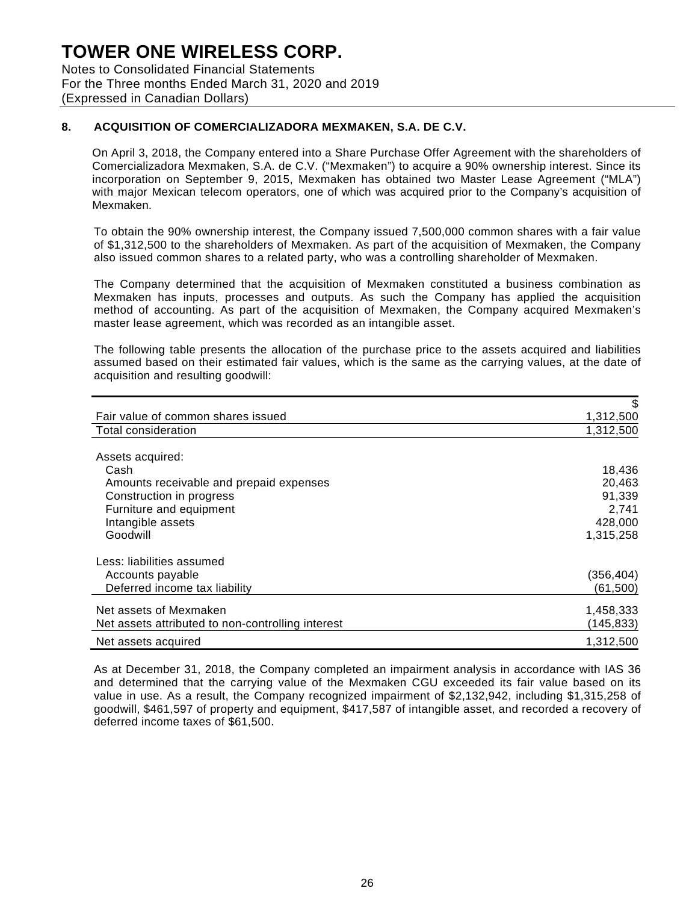**TOWER ONE WIRELESS CORP.**
Notes to Consolidated Financial Statements
For the Three months Ended March 31, 2020 and 2019
(Expressed in Canadian Dollars)

## 8. ACQUISITION OF COMERCIALIZADORA MEXMAKEN, S.A. DE C.V.

On April 3, 2018, the Company entered into a Share Purchase Offer Agreement with the shareholders of Comercializadora Mexmaken, S.A. de C.V. ("Mexmaken") to acquire a 90% ownership interest. Since its incorporation on September 9, 2015, Mexmaken has obtained two Master Lease Agreement ("MLA") with major Mexican telecom operators, one of which was acquired prior to the Company's acquisition of Mexmaken.

To obtain the 90% ownership interest, the Company issued 7,500,000 common shares with a fair value of $1,312,500 to the shareholders of Mexmaken. As part of the acquisition of Mexmaken, the Company also issued common shares to a related party, who was a controlling shareholder of Mexmaken.

The Company determined that the acquisition of Mexmaken constituted a business combination as Mexmaken has inputs, processes and outputs. As such the Company has applied the acquisition method of accounting. As part of the acquisition of Mexmaken, the Company acquired Mexmaken's master lease agreement, which was recorded as an intangible asset.

The following table presents the allocation of the purchase price to the assets acquired and liabilities assumed based on their estimated fair values, which is the same as the carrying values, at the date of acquisition and resulting goodwill:

| | $ |
|---|---|
| Fair value of common shares issued | 1,312,500 |
| Total consideration | 1,312,500 |
| | |
| Assets acquired: | |
| Cash | 18,436 |
| Amounts receivable and prepaid expenses | 20,463 |
| Construction in progress | 91,339 |
| Furniture and equipment | 2,741 |
| Intangible assets | 428,000 |
| Goodwill | 1,315,258 |
| | |
| Less: liabilities assumed | |
| Accounts payable | (356,404) |
| Deferred income tax liability | (61,500) |
| Net assets of Mexmaken | 1,458,333 |
| Net assets attributed to non-controlling interest | (145,833) |
| Net assets acquired | 1,312,500 |

As at December 31, 2018, the Company completed an impairment analysis in accordance with IAS 36 and determined that the carrying value of the Mexmaken CGU exceeded its fair value based on its value in use. As a result, the Company recognized impairment of $2,132,942, including $1,315,258 of goodwill, $461,597 of property and equipment, $417,587 of intangible asset, and recorded a recovery of deferred income taxes of $61,500.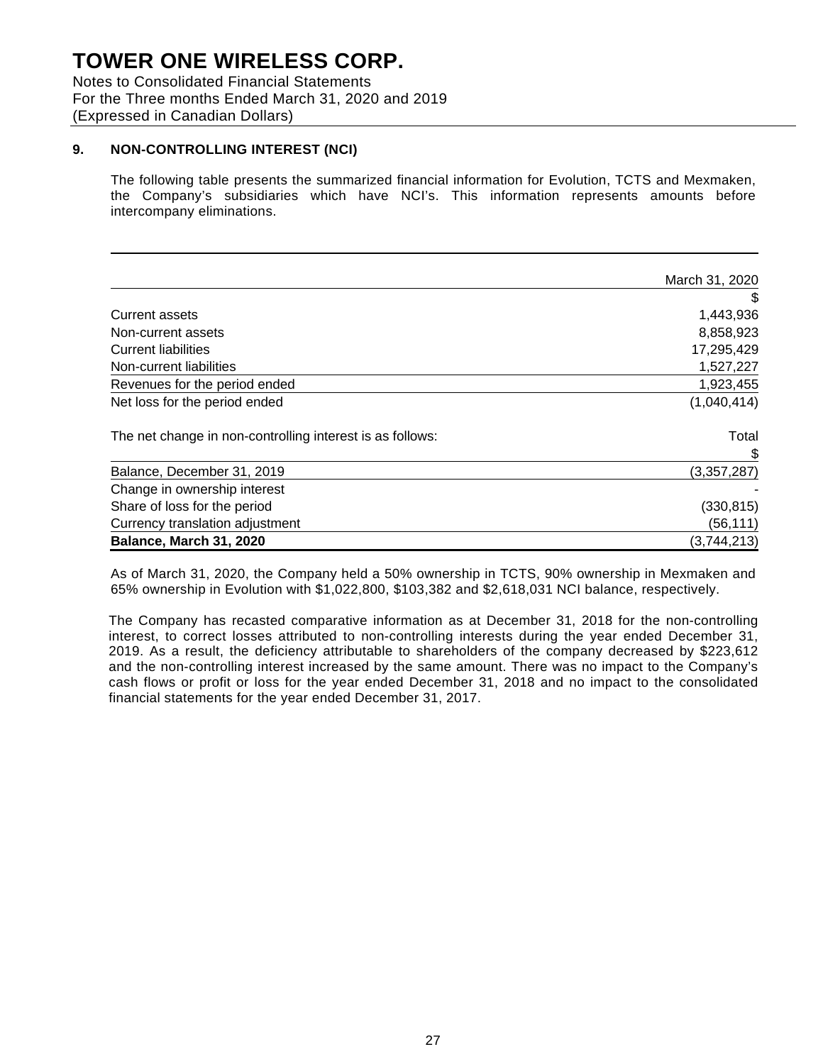# TOWER ONE WIRELESS CORP.

Notes to Consolidated Financial Statements
For the Three months Ended March 31, 2020 and 2019
(Expressed in Canadian Dollars)

## 9. NON-CONTROLLING INTEREST (NCI)

The following table presents the summarized financial information for Evolution, TCTS and Mexmaken, the Company's subsidiaries which have NCI's. This information represents amounts before intercompany eliminations.

| | March 31, 2020 |
|---|---:|
| | $ |
| Current assets | 1,443,936 |
| Non-current assets | 8,858,923 |
| Current liabilities | 17,295,429 |
| Non-current liabilities | 1,527,227 |
| Revenues for the period ended | 1,923,455 |
| Net loss for the period ended | (1,040,414) |

| The net change in non-controlling interest is as follows: | Total |
|---|---:|
| | $ |
| Balance, December 31, 2019 | (3,357,287) |
| Change in ownership interest | - |
| Share of loss for the period | (330,815) |
| Currency translation adjustment | (56,111) |
| **Balance, March 31, 2020** | (3,744,213) |

As of March 31, 2020, the Company held a 50% ownership in TCTS, 90% ownership in Mexmaken and 65% ownership in Evolution with $1,022,800, $103,382 and $2,618,031 NCI balance, respectively.

The Company has recasted comparative information as at December 31, 2018 for the non-controlling interest, to correct losses attributed to non-controlling interests during the year ended December 31, 2019. As a result, the deficiency attributable to shareholders of the company decreased by $223,612 and the non-controlling interest increased by the same amount. There was no impact to the Company's cash flows or profit or loss for the year ended December 31, 2018 and no impact to the consolidated financial statements for the year ended December 31, 2017.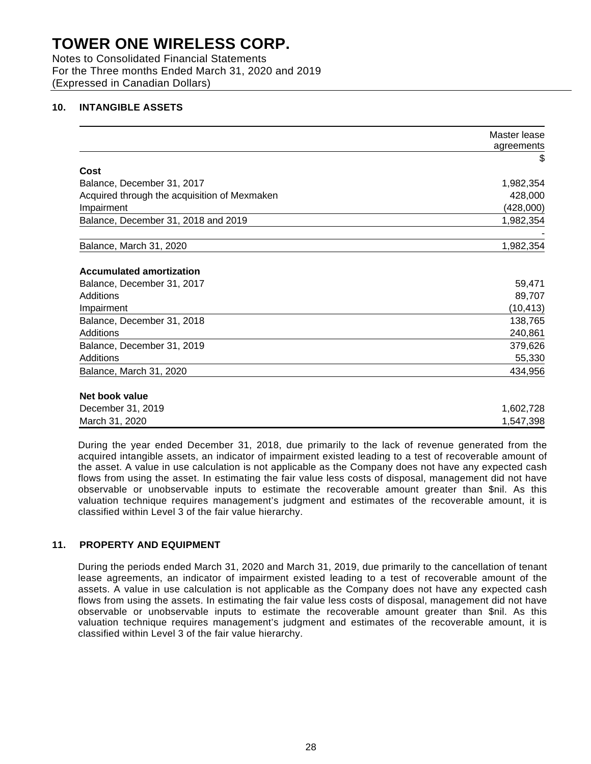# TOWER ONE WIRELESS CORP.

Notes to Consolidated Financial Statements
For the Three months Ended March 31, 2020 and 2019
(Expressed in Canadian Dollars)

## 10. INTANGIBLE ASSETS

| | Master lease agreements |
|---|---|
| | $ |
| **Cost** | |
| Balance, December 31, 2017 | 1,982,354 |
| Acquired through the acquisition of Mexmaken | 428,000 |
| Impairment | (428,000) |
| Balance, December 31, 2018 and 2019 | 1,982,354 |
| | - |
| Balance, March 31, 2020 | 1,982,354 |
| **Accumulated amortization** | |
| Balance, December 31, 2017 | 59,471 |
| Additions | 89,707 |
| Impairment | (10,413) |
| Balance, December 31, 2018 | 138,765 |
| Additions | 240,861 |
| Balance, December 31, 2019 | 379,626 |
| Additions | 55,330 |
| Balance, March 31, 2020 | 434,956 |
| **Net book value** | |
| December 31, 2019 | 1,602,728 |
| March 31, 2020 | 1,547,398 |

During the year ended December 31, 2018, due primarily to the lack of revenue generated from the acquired intangible assets, an indicator of impairment existed leading to a test of recoverable amount of the asset. A value in use calculation is not applicable as the Company does not have any expected cash flows from using the asset. In estimating the fair value less costs of disposal, management did not have observable or unobservable inputs to estimate the recoverable amount greater than $nil. As this valuation technique requires management's judgment and estimates of the recoverable amount, it is classified within Level 3 of the fair value hierarchy.

## 11. PROPERTY AND EQUIPMENT

During the periods ended March 31, 2020 and March 31, 2019, due primarily to the cancellation of tenant lease agreements, an indicator of impairment existed leading to a test of recoverable amount of the assets. A value in use calculation is not applicable as the Company does not have any expected cash flows from using the assets. In estimating the fair value less costs of disposal, management did not have observable or unobservable inputs to estimate the recoverable amount greater than $nil. As this valuation technique requires management's judgment and estimates of the recoverable amount, it is classified within Level 3 of the fair value hierarchy.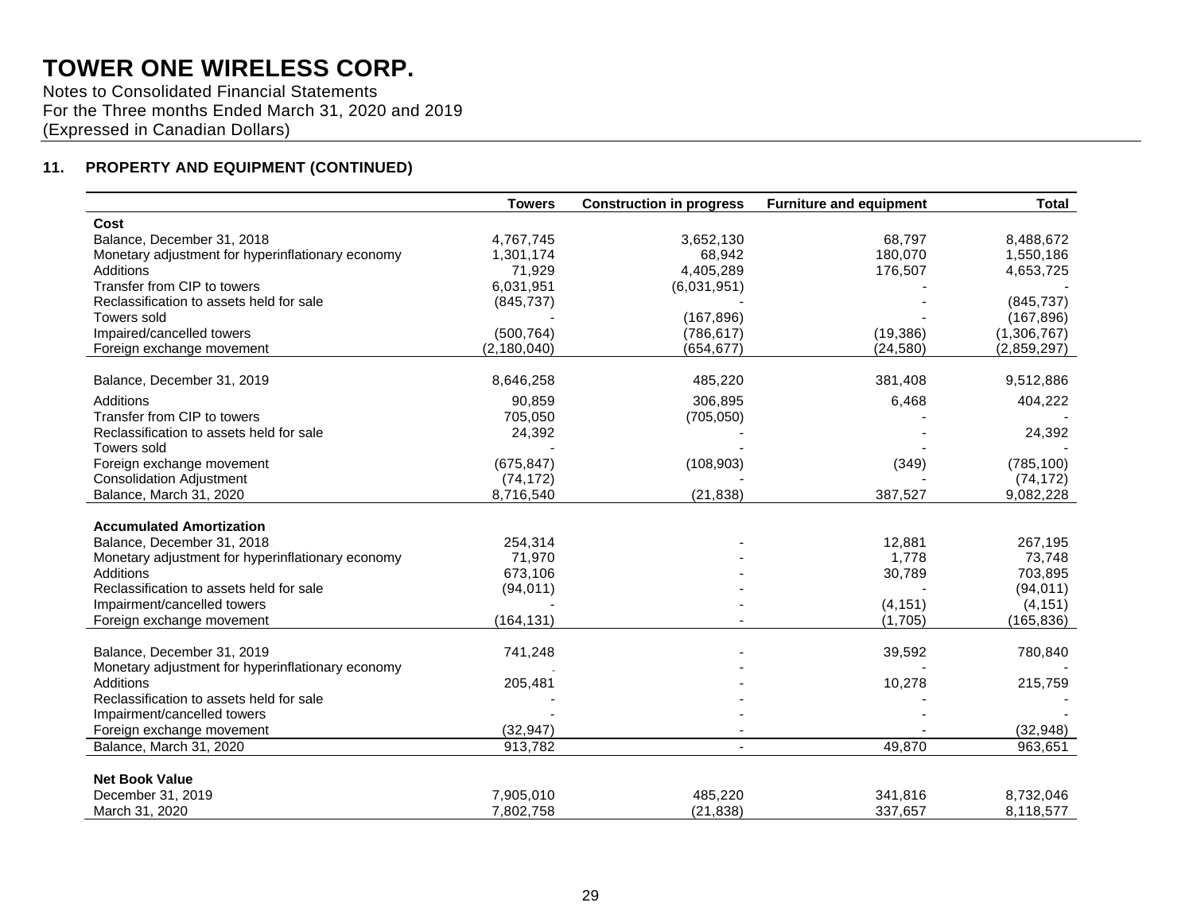# TOWER ONE WIRELESS CORP.

Notes to Consolidated Financial Statements
For the Three months Ended March 31, 2020 and 2019
(Expressed in Canadian Dollars)

## 11. PROPERTY AND EQUIPMENT (CONTINUED)

| | Towers | Construction in progress | Furniture and equipment | Total |
|---|---|---|---|---|
| **Cost** | | | | |
| Balance, December 31, 2018 | 4,767,745 | 3,652,130 | 68,797 | 8,488,672 |
| Monetary adjustment for hyperinflationary economy | 1,301,174 | 68,942 | 180,070 | 1,550,186 |
| Additions | 71,929 | 4,405,289 | 176,507 | 4,653,725 |
| Transfer from CIP to towers | 6,031,951 | (6,031,951) | - | - |
| Reclassification to assets held for sale | (845,737) | - | - | (845,737) |
| Towers sold | - | (167,896) | - | (167,896) |
| Impaired/cancelled towers | (500,764) | (786,617) | (19,386) | (1,306,767) |
| Foreign exchange movement | (2,180,040) | (654,677) | (24,580) | (2,859,297) |
| Balance, December 31, 2019 | 8,646,258 | 485,220 | 381,408 | 9,512,886 |
| Additions | 90,859 | 306,895 | 6,468 | 404,222 |
| Transfer from CIP to towers | 705,050 | (705,050) | - | - |
| Reclassification to assets held for sale | 24,392 | - | - | 24,392 |
| Towers sold | - | - | - | - |
| Foreign exchange movement | (675,847) | (108,903) | (349) | (785,100) |
| Consolidation Adjustment | (74,172) | - | - | (74,172) |
| Balance, March 31, 2020 | 8,716,540 | (21,838) | 387,527 | 9,082,228 |
| **Accumulated Amortization** | | | | |
| Balance, December 31, 2018 | 254,314 | - | 12,881 | 267,195 |
| Monetary adjustment for hyperinflationary economy | 71,970 | - | 1,778 | 73,748 |
| Additions | 673,106 | - | 30,789 | 703,895 |
| Reclassification to assets held for sale | (94,011) | - | - | (94,011) |
| Impairment/cancelled towers | - | - | (4,151) | (4,151) |
| Foreign exchange movement | (164,131) | - | (1,705) | (165,836) |
| Balance, December 31, 2019 | 741,248 | - | 39,592 | 780,840 |
| Monetary adjustment for hyperinflationary economy | - | - | - | - |
| Additions | 205,481 | - | 10,278 | 215,759 |
| Reclassification to assets held for sale | - | - | - | - |
| Impairment/cancelled towers | - | - | - | - |
| Foreign exchange movement | (32,947) | - | - | (32,948) |
| Balance, March 31, 2020 | 913,782 | - | 49,870 | 963,651 |
| **Net Book Value** | | | | |
| December 31, 2019 | 7,905,010 | 485,220 | 341,816 | 8,732,046 |
| March 31, 2020 | 7,802,758 | (21,838) | 337,657 | 8,118,577 |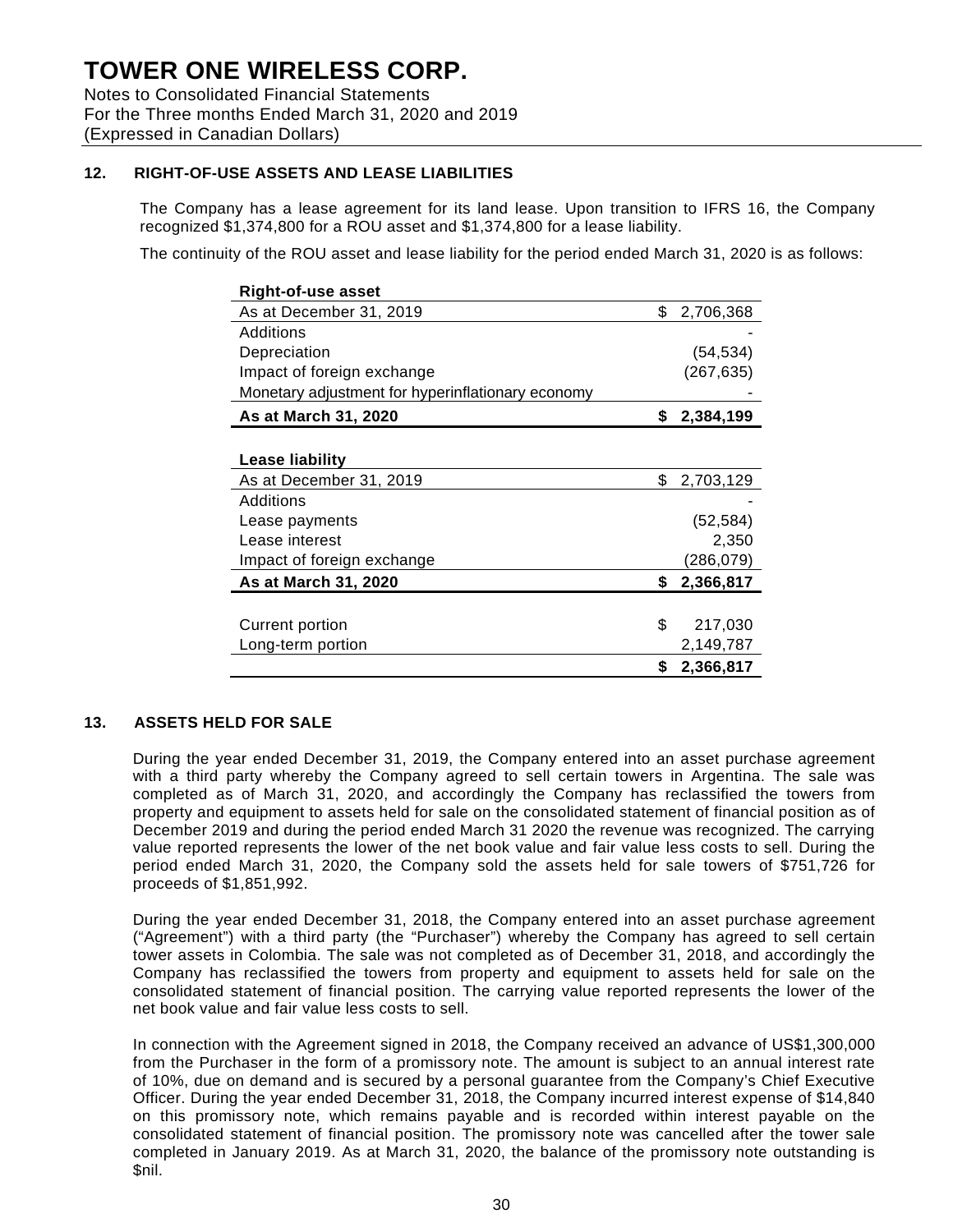# TOWER ONE WIRELESS CORP.

Notes to Consolidated Financial Statements
For the Three months Ended March 31, 2020 and 2019
(Expressed in Canadian Dollars)

## 12. RIGHT-OF-USE ASSETS AND LEASE LIABILITIES

The Company has a lease agreement for its land lease. Upon transition to IFRS 16, the Company recognized $1,374,800 for a ROU asset and $1,374,800 for a lease liability.

The continuity of the ROU asset and lease liability for the period ended March 31, 2020 is as follows:

| **Right-of-use asset** | |
|---|---|
| As at December 31, 2019 | $ 2,706,368 |
| Additions | - |
| Depreciation | (54,534) |
| Impact of foreign exchange | (267,635) |
| Monetary adjustment for hyperinflationary economy | - |
| **As at March 31, 2020** | **$ 2,384,199** |

| **Lease liability** | |
|---|---|
| As at December 31, 2019 | $ 2,703,129 |
| Additions | - |
| Lease payments | (52,584) |
| Lease interest | 2,350 |
| Impact of foreign exchange | (286,079) |
| **As at March 31, 2020** | **$ 2,366,817** |
| | |
| Current portion | $ 217,030 |
| Long-term portion | 2,149,787 |
| | **$ 2,366,817** |

## 13. ASSETS HELD FOR SALE

During the year ended December 31, 2019, the Company entered into an asset purchase agreement with a third party whereby the Company agreed to sell certain towers in Argentina. The sale was completed as of March 31, 2020, and accordingly the Company has reclassified the towers from property and equipment to assets held for sale on the consolidated statement of financial position as of December 2019 and during the period ended March 31 2020 the revenue was recognized. The carrying value reported represents the lower of the net book value and fair value less costs to sell. During the period ended March 31, 2020, the Company sold the assets held for sale towers of $751,726 for proceeds of $1,851,992.

During the year ended December 31, 2018, the Company entered into an asset purchase agreement ("Agreement") with a third party (the "Purchaser") whereby the Company has agreed to sell certain tower assets in Colombia. The sale was not completed as of December 31, 2018, and accordingly the Company has reclassified the towers from property and equipment to assets held for sale on the consolidated statement of financial position. The carrying value reported represents the lower of the net book value and fair value less costs to sell.

In connection with the Agreement signed in 2018, the Company received an advance of US$1,300,000 from the Purchaser in the form of a promissory note. The amount is subject to an annual interest rate of 10%, due on demand and is secured by a personal guarantee from the Company's Chief Executive Officer. During the year ended December 31, 2018, the Company incurred interest expense of $14,840 on this promissory note, which remains payable and is recorded within interest payable on the consolidated statement of financial position. The promissory note was cancelled after the tower sale completed in January 2019. As at March 31, 2020, the balance of the promissory note outstanding is $nil.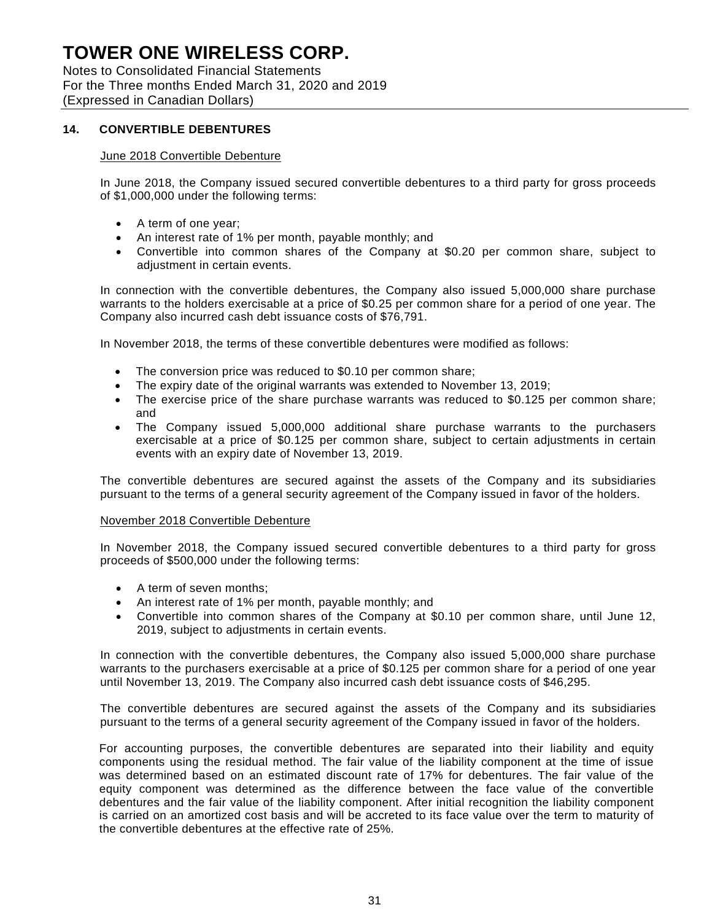# TOWER ONE WIRELESS CORP.

Notes to Consolidated Financial Statements
For the Three months Ended March 31, 2020 and 2019
(Expressed in Canadian Dollars)

## 14. CONVERTIBLE DEBENTURES

June 2018 Convertible Debenture

In June 2018, the Company issued secured convertible debentures to a third party for gross proceeds of $1,000,000 under the following terms:

- A term of one year;
- An interest rate of 1% per month, payable monthly; and
- Convertible into common shares of the Company at $0.20 per common share, subject to adjustment in certain events.

In connection with the convertible debentures, the Company also issued 5,000,000 share purchase warrants to the holders exercisable at a price of $0.25 per common share for a period of one year. The Company also incurred cash debt issuance costs of $76,791.

In November 2018, the terms of these convertible debentures were modified as follows:

- The conversion price was reduced to $0.10 per common share;
- The expiry date of the original warrants was extended to November 13, 2019;
- The exercise price of the share purchase warrants was reduced to $0.125 per common share; and
- The Company issued 5,000,000 additional share purchase warrants to the purchasers exercisable at a price of $0.125 per common share, subject to certain adjustments in certain events with an expiry date of November 13, 2019.

The convertible debentures are secured against the assets of the Company and its subsidiaries pursuant to the terms of a general security agreement of the Company issued in favor of the holders.

November 2018 Convertible Debenture

In November 2018, the Company issued secured convertible debentures to a third party for gross proceeds of $500,000 under the following terms:

- A term of seven months;
- An interest rate of 1% per month, payable monthly; and
- Convertible into common shares of the Company at $0.10 per common share, until June 12, 2019, subject to adjustments in certain events.

In connection with the convertible debentures, the Company also issued 5,000,000 share purchase warrants to the purchasers exercisable at a price of $0.125 per common share for a period of one year until November 13, 2019. The Company also incurred cash debt issuance costs of $46,295.

The convertible debentures are secured against the assets of the Company and its subsidiaries pursuant to the terms of a general security agreement of the Company issued in favor of the holders.

For accounting purposes, the convertible debentures are separated into their liability and equity components using the residual method. The fair value of the liability component at the time of issue was determined based on an estimated discount rate of 17% for debentures. The fair value of the equity component was determined as the difference between the face value of the convertible debentures and the fair value of the liability component. After initial recognition the liability component is carried on an amortized cost basis and will be accreted to its face value over the term to maturity of the convertible debentures at the effective rate of 25%.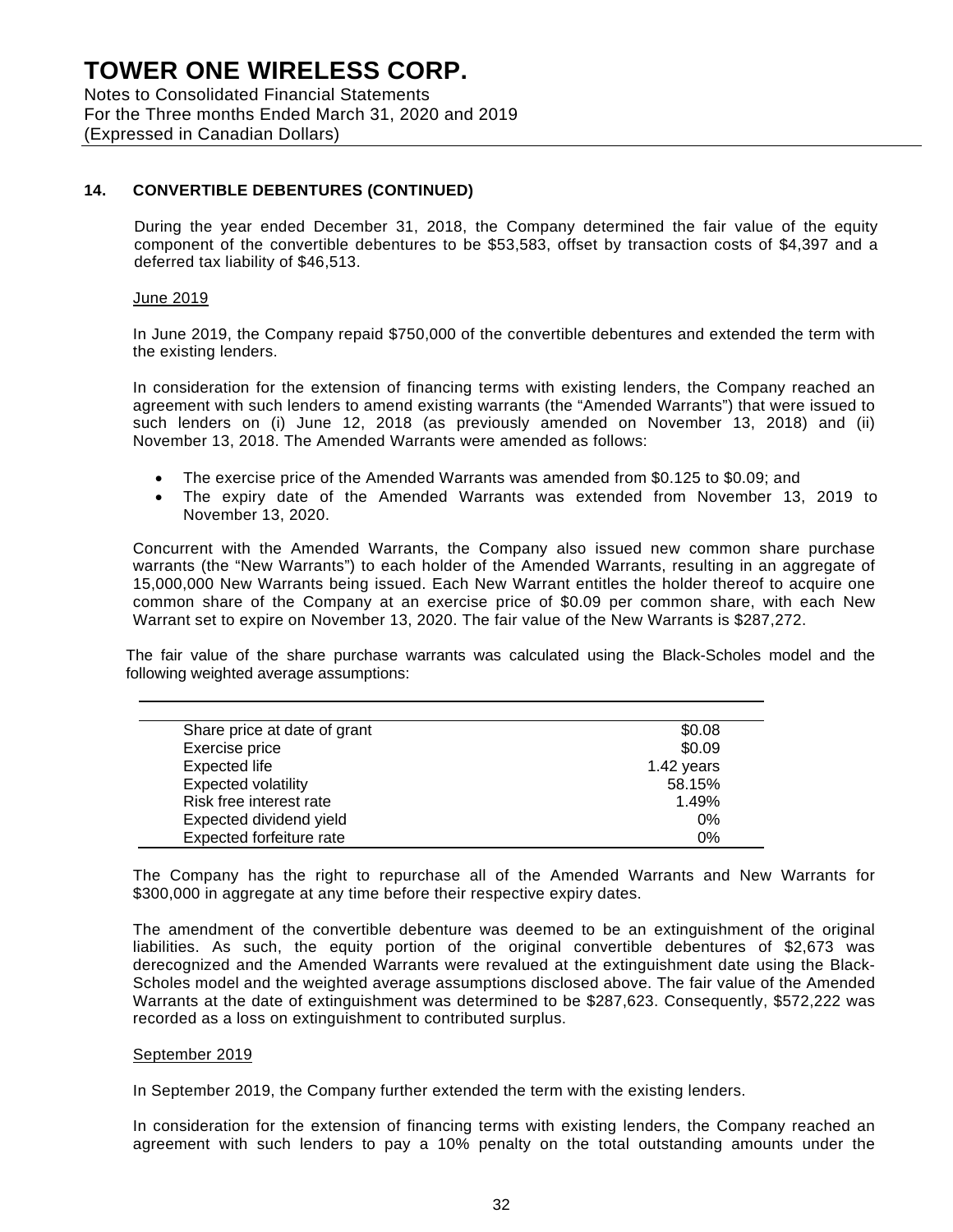## 14. CONVERTIBLE DEBENTURES (CONTINUED)

During the year ended December 31, 2018, the Company determined the fair value of the equity component of the convertible debentures to be $53,583, offset by transaction costs of $4,397 and a deferred tax liability of $46,513.

June 2019

In June 2019, the Company repaid $750,000 of the convertible debentures and extended the term with the existing lenders.

In consideration for the extension of financing terms with existing lenders, the Company reached an agreement with such lenders to amend existing warrants (the "Amended Warrants") that were issued to such lenders on (i) June 12, 2018 (as previously amended on November 13, 2018) and (ii) November 13, 2018. The Amended Warrants were amended as follows:

- The exercise price of the Amended Warrants was amended from $0.125 to $0.09; and
- The expiry date of the Amended Warrants was extended from November 13, 2019 to November 13, 2020.

Concurrent with the Amended Warrants, the Company also issued new common share purchase warrants (the "New Warrants") to each holder of the Amended Warrants, resulting in an aggregate of 15,000,000 New Warrants being issued. Each New Warrant entitles the holder thereof to acquire one common share of the Company at an exercise price of $0.09 per common share, with each New Warrant set to expire on November 13, 2020. The fair value of the New Warrants is $287,272.

The fair value of the share purchase warrants was calculated using the Black-Scholes model and the following weighted average assumptions:

| | |
|---|---|
| Share price at date of grant | $0.08 |
| Exercise price | $0.09 |
| Expected life | 1.42 years |
| Expected volatility | 58.15% |
| Risk free interest rate | 1.49% |
| Expected dividend yield | 0% |
| Expected forfeiture rate | 0% |

The Company has the right to repurchase all of the Amended Warrants and New Warrants for $300,000 in aggregate at any time before their respective expiry dates.

The amendment of the convertible debenture was deemed to be an extinguishment of the original liabilities. As such, the equity portion of the original convertible debentures of $2,673 was derecognized and the Amended Warrants were revalued at the extinguishment date using the Black-Scholes model and the weighted average assumptions disclosed above. The fair value of the Amended Warrants at the date of extinguishment was determined to be $287,623. Consequently, $572,222 was recorded as a loss on extinguishment to contributed surplus.

September 2019

In September 2019, the Company further extended the term with the existing lenders.

In consideration for the extension of financing terms with existing lenders, the Company reached an agreement with such lenders to pay a 10% penalty on the total outstanding amounts under the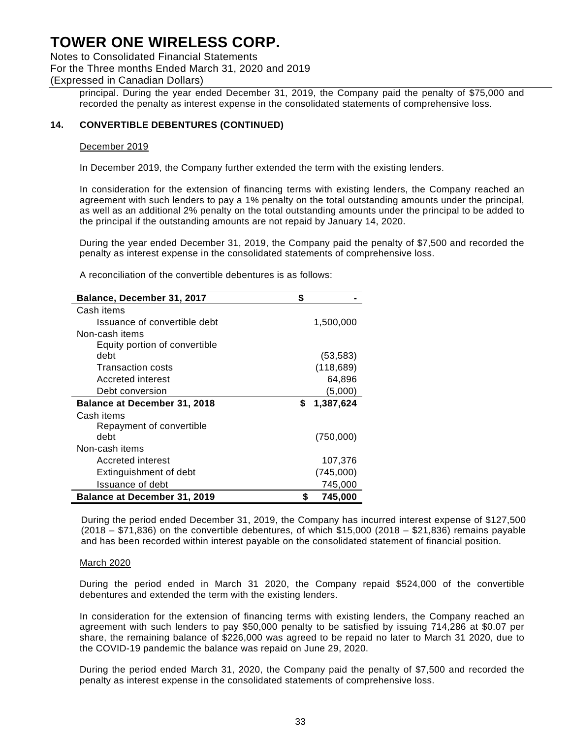principal. During the year ended December 31, 2019, the Company paid the penalty of $75,000 and recorded the penalty as interest expense in the consolidated statements of comprehensive loss.

## 14. CONVERTIBLE DEBENTURES (CONTINUED)

December 2019

In December 2019, the Company further extended the term with the existing lenders.

In consideration for the extension of financing terms with existing lenders, the Company reached an agreement with such lenders to pay a 1% penalty on the total outstanding amounts under the principal, as well as an additional 2% penalty on the total outstanding amounts under the principal to be added to the principal if the outstanding amounts are not repaid by January 14, 2020.

During the year ended December 31, 2019, the Company paid the penalty of $7,500 and recorded the penalty as interest expense in the consolidated statements of comprehensive loss.

A reconciliation of the convertible debentures is as follows:

| | |
|---|---|
| **Balance, December 31, 2017** | **$ -** |
| Cash items | |
| Issuance of convertible debt | 1,500,000 |
| Non-cash items | |
| Equity portion of convertible debt | (53,583) |
| Transaction costs | (118,689) |
| Accreted interest | 64,896 |
| Debt conversion | (5,000) |
| **Balance at December 31, 2018** | **$ 1,387,624** |
| Cash items | |
| Repayment of convertible debt | (750,000) |
| Non-cash items | |
| Accreted interest | 107,376 |
| Extinguishment of debt | (745,000) |
| Issuance of debt | 745,000 |
| **Balance at December 31, 2019** | **$ 745,000** |

During the period ended December 31, 2019, the Company has incurred interest expense of $127,500 (2018 – $71,836) on the convertible debentures, of which $15,000 (2018 – $21,836) remains payable and has been recorded within interest payable on the consolidated statement of financial position.

March 2020

During the period ended in March 31 2020, the Company repaid $524,000 of the convertible debentures and extended the term with the existing lenders.

In consideration for the extension of financing terms with existing lenders, the Company reached an agreement with such lenders to pay $50,000 penalty to be satisfied by issuing 714,286 at $0.07 per share, the remaining balance of $226,000 was agreed to be repaid no later to March 31 2020, due to the COVID-19 pandemic the balance was repaid on June 29, 2020.

During the period ended March 31, 2020, the Company paid the penalty of $7,500 and recorded the penalty as interest expense in the consolidated statements of comprehensive loss.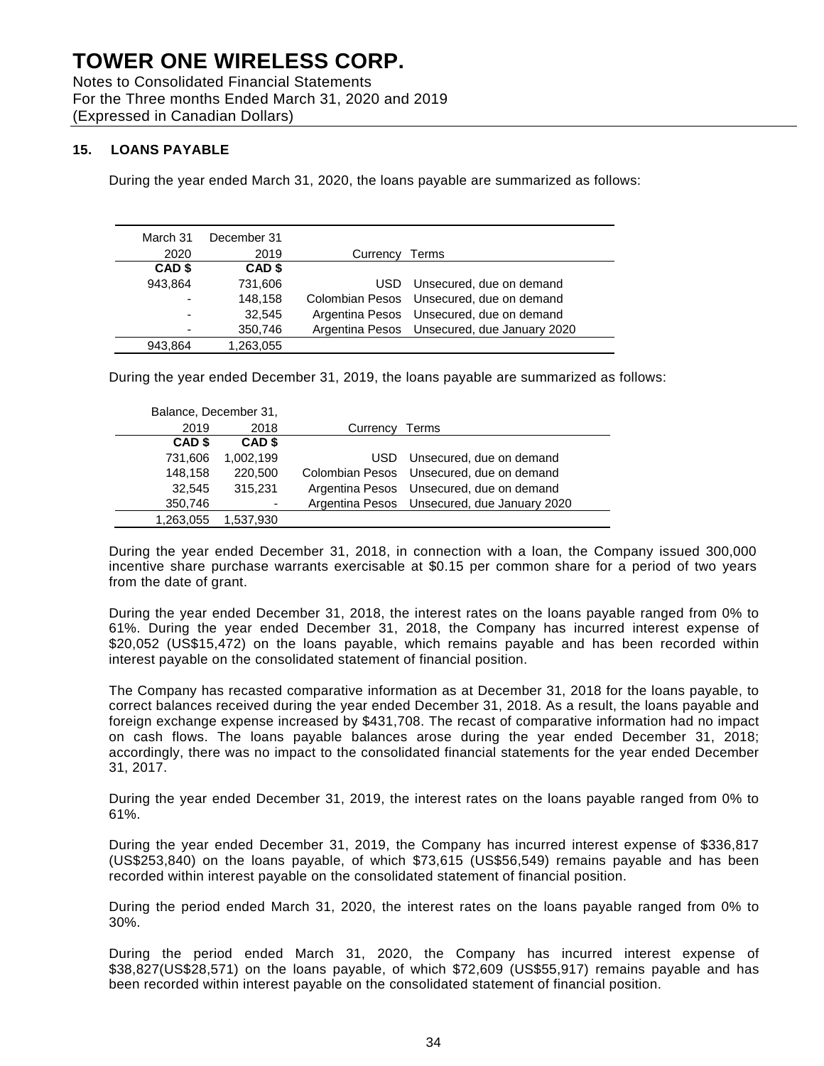## 15. LOANS PAYABLE

During the year ended March 31, 2020, the loans payable are summarized as follows:

| March 31 2020 | December 31 2019 | Currency | Terms |
|---|---|---|---|
| **CAD $** | **CAD $** | | |
| 943,864 | 731,606 | USD | Unsecured, due on demand |
| - | 148,158 | Colombian Pesos | Unsecured, due on demand |
| - | 32,545 | Argentina Pesos | Unsecured, due on demand |
| - | 350,746 | Argentina Pesos | Unsecured, due January 2020 |
| 943,864 | 1,263,055 | | |

During the year ended December 31, 2019, the loans payable are summarized as follows:

| Balance, December 31, 2019 | 2018 | Currency | Terms |
|---|---|---|---|
| **CAD $** | **CAD $** | | |
| 731,606 | 1,002,199 | USD | Unsecured, due on demand |
| 148,158 | 220,500 | Colombian Pesos | Unsecured, due on demand |
| 32,545 | 315,231 | Argentina Pesos | Unsecured, due on demand |
| 350,746 | - | Argentina Pesos | Unsecured, due January 2020 |
| 1,263,055 | 1,537,930 | | |

During the year ended December 31, 2018, in connection with a loan, the Company issued 300,000 incentive share purchase warrants exercisable at $0.15 per common share for a period of two years from the date of grant.

During the year ended December 31, 2018, the interest rates on the loans payable ranged from 0% to 61%. During the year ended December 31, 2018, the Company has incurred interest expense of $20,052 (US$15,472) on the loans payable, which remains payable and has been recorded within interest payable on the consolidated statement of financial position.

The Company has recasted comparative information as at December 31, 2018 for the loans payable, to correct balances received during the year ended December 31, 2018. As a result, the loans payable and foreign exchange expense increased by $431,708. The recast of comparative information had no impact on cash flows. The loans payable balances arose during the year ended December 31, 2018; accordingly, there was no impact to the consolidated financial statements for the year ended December 31, 2017.

During the year ended December 31, 2019, the interest rates on the loans payable ranged from 0% to 61%.

During the year ended December 31, 2019, the Company has incurred interest expense of $336,817 (US$253,840) on the loans payable, of which $73,615 (US$56,549) remains payable and has been recorded within interest payable on the consolidated statement of financial position.

During the period ended March 31, 2020, the interest rates on the loans payable ranged from 0% to 30%.

During the period ended March 31, 2020, the Company has incurred interest expense of $38,827(US$28,571) on the loans payable, of which $72,609 (US$55,917) remains payable and has been recorded within interest payable on the consolidated statement of financial position.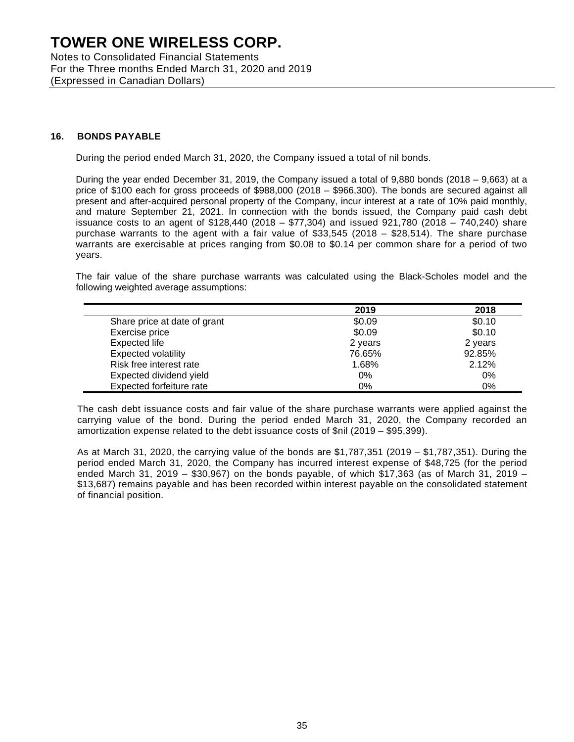## 16. BONDS PAYABLE

During the period ended March 31, 2020, the Company issued a total of nil bonds.

During the year ended December 31, 2019, the Company issued a total of 9,880 bonds (2018 – 9,663) at a price of $100 each for gross proceeds of $988,000 (2018 – $966,300). The bonds are secured against all present and after-acquired personal property of the Company, incur interest at a rate of 10% paid monthly, and mature September 21, 2021. In connection with the bonds issued, the Company paid cash debt issuance costs to an agent of $128,440 (2018 – $77,304) and issued 921,780 (2018 – 740,240) share purchase warrants to the agent with a fair value of $33,545 (2018 – $28,514). The share purchase warrants are exercisable at prices ranging from $0.08 to $0.14 per common share for a period of two years.

The fair value of the share purchase warrants was calculated using the Black-Scholes model and the following weighted average assumptions:

| | 2019 | 2018 |
|---|---|---|
| Share price at date of grant | $0.09 | $0.10 |
| Exercise price | $0.09 | $0.10 |
| Expected life | 2 years | 2 years |
| Expected volatility | 76.65% | 92.85% |
| Risk free interest rate | 1.68% | 2.12% |
| Expected dividend yield | 0% | 0% |
| Expected forfeiture rate | 0% | 0% |

The cash debt issuance costs and fair value of the share purchase warrants were applied against the carrying value of the bond. During the period ended March 31, 2020, the Company recorded an amortization expense related to the debt issuance costs of $nil (2019 – $95,399).

As at March 31, 2020, the carrying value of the bonds are $1,787,351 (2019 – $1,787,351). During the period ended March 31, 2020, the Company has incurred interest expense of $48,725 (for the period ended March 31, 2019 – $30,967) on the bonds payable, of which $17,363 (as of March 31, 2019 – $13,687) remains payable and has been recorded within interest payable on the consolidated statement of financial position.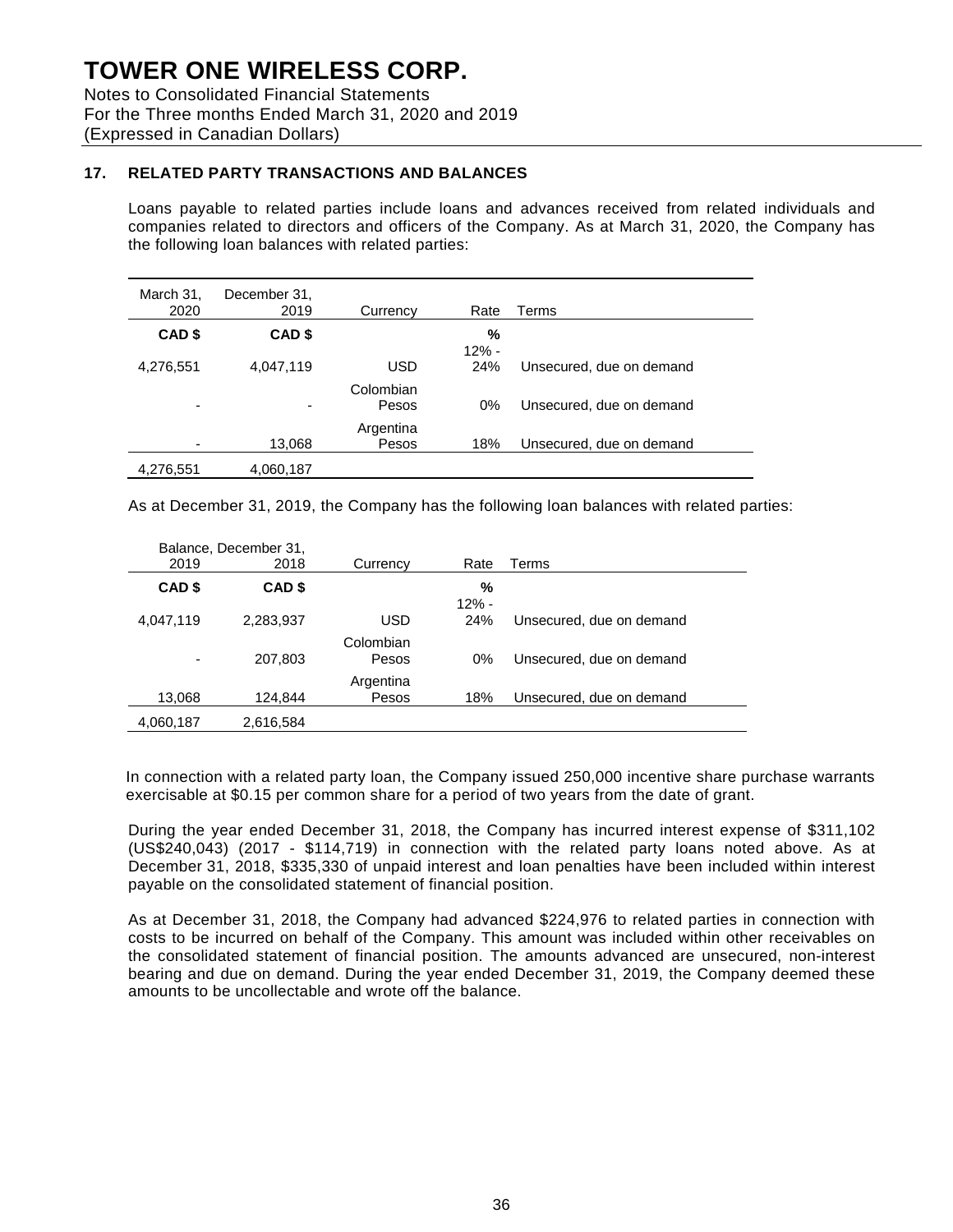# TOWER ONE WIRELESS CORP.

Notes to Consolidated Financial Statements
For the Three months Ended March 31, 2020 and 2019
(Expressed in Canadian Dollars)

## 17. RELATED PARTY TRANSACTIONS AND BALANCES

Loans payable to related parties include loans and advances received from related individuals and companies related to directors and officers of the Company. As at March 31, 2020, the Company has the following loan balances with related parties:

| March 31, 2020 | December 31, 2019 | Currency | Rate | Terms |
|---|---|---|---|---|
| **CAD $** | **CAD $** | | **%** | |
| 4,276,551 | 4,047,119 | USD | 12% - 24% | Unsecured, due on demand |
| - | - | Colombian Pesos | 0% | Unsecured, due on demand |
| - | 13,068 | Argentina Pesos | 18% | Unsecured, due on demand |
| 4,276,551 | 4,060,187 | | | |

As at December 31, 2019, the Company has the following loan balances with related parties:

| 2019 | Balance, December 31, 2018 | Currency | Rate | Terms |
|---|---|---|---|---|
| **CAD $** | **CAD $** | | **%** | |
| 4,047,119 | 2,283,937 | USD | 12% - 24% | Unsecured, due on demand |
| - | 207,803 | Colombian Pesos | 0% | Unsecured, due on demand |
| 13,068 | 124,844 | Argentina Pesos | 18% | Unsecured, due on demand |
| 4,060,187 | 2,616,584 | | | |

In connection with a related party loan, the Company issued 250,000 incentive share purchase warrants exercisable at $0.15 per common share for a period of two years from the date of grant.

During the year ended December 31, 2018, the Company has incurred interest expense of $311,102 (US$240,043) (2017 - $114,719) in connection with the related party loans noted above. As at December 31, 2018, $335,330 of unpaid interest and loan penalties have been included within interest payable on the consolidated statement of financial position.

As at December 31, 2018, the Company had advanced $224,976 to related parties in connection with costs to be incurred on behalf of the Company. This amount was included within other receivables on the consolidated statement of financial position. The amounts advanced are unsecured, non-interest bearing and due on demand. During the year ended December 31, 2019, the Company deemed these amounts to be uncollectable and wrote off the balance.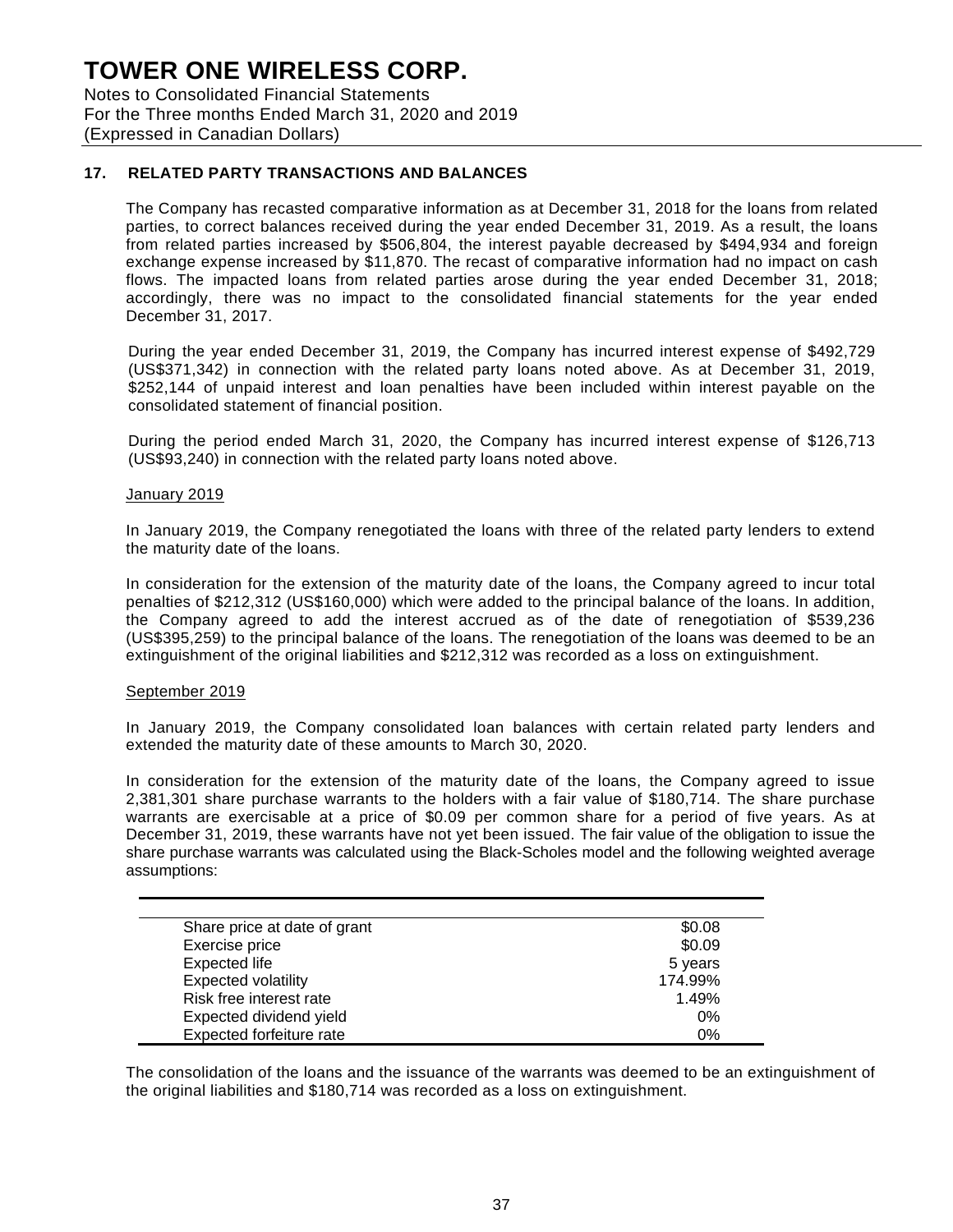# TOWER ONE WIRELESS CORP.

Notes to Consolidated Financial Statements
For the Three months Ended March 31, 2020 and 2019
(Expressed in Canadian Dollars)

## 17. RELATED PARTY TRANSACTIONS AND BALANCES

The Company has recasted comparative information as at December 31, 2018 for the loans from related parties, to correct balances received during the year ended December 31, 2019. As a result, the loans from related parties increased by $506,804, the interest payable decreased by $494,934 and foreign exchange expense increased by $11,870. The recast of comparative information had no impact on cash flows. The impacted loans from related parties arose during the year ended December 31, 2018; accordingly, there was no impact to the consolidated financial statements for the year ended December 31, 2017.

During the year ended December 31, 2019, the Company has incurred interest expense of $492,729 (US$371,342) in connection with the related party loans noted above. As at December 31, 2019, $252,144 of unpaid interest and loan penalties have been included within interest payable on the consolidated statement of financial position.

During the period ended March 31, 2020, the Company has incurred interest expense of $126,713 (US$93,240) in connection with the related party loans noted above.

January 2019

In January 2019, the Company renegotiated the loans with three of the related party lenders to extend the maturity date of the loans.

In consideration for the extension of the maturity date of the loans, the Company agreed to incur total penalties of $212,312 (US$160,000) which were added to the principal balance of the loans. In addition, the Company agreed to add the interest accrued as of the date of renegotiation of $539,236 (US$395,259) to the principal balance of the loans. The renegotiation of the loans was deemed to be an extinguishment of the original liabilities and $212,312 was recorded as a loss on extinguishment.

September 2019

In January 2019, the Company consolidated loan balances with certain related party lenders and extended the maturity date of these amounts to March 30, 2020.

In consideration for the extension of the maturity date of the loans, the Company agreed to issue 2,381,301 share purchase warrants to the holders with a fair value of $180,714. The share purchase warrants are exercisable at a price of $0.09 per common share for a period of five years. As at December 31, 2019, these warrants have not yet been issued. The fair value of the obligation to issue the share purchase warrants was calculated using the Black-Scholes model and the following weighted average assumptions:

| | |
|---|---|
| Share price at date of grant | $0.08 |
| Exercise price | $0.09 |
| Expected life | 5 years |
| Expected volatility | 174.99% |
| Risk free interest rate | 1.49% |
| Expected dividend yield | 0% |
| Expected forfeiture rate | 0% |

The consolidation of the loans and the issuance of the warrants was deemed to be an extinguishment of the original liabilities and $180,714 was recorded as a loss on extinguishment.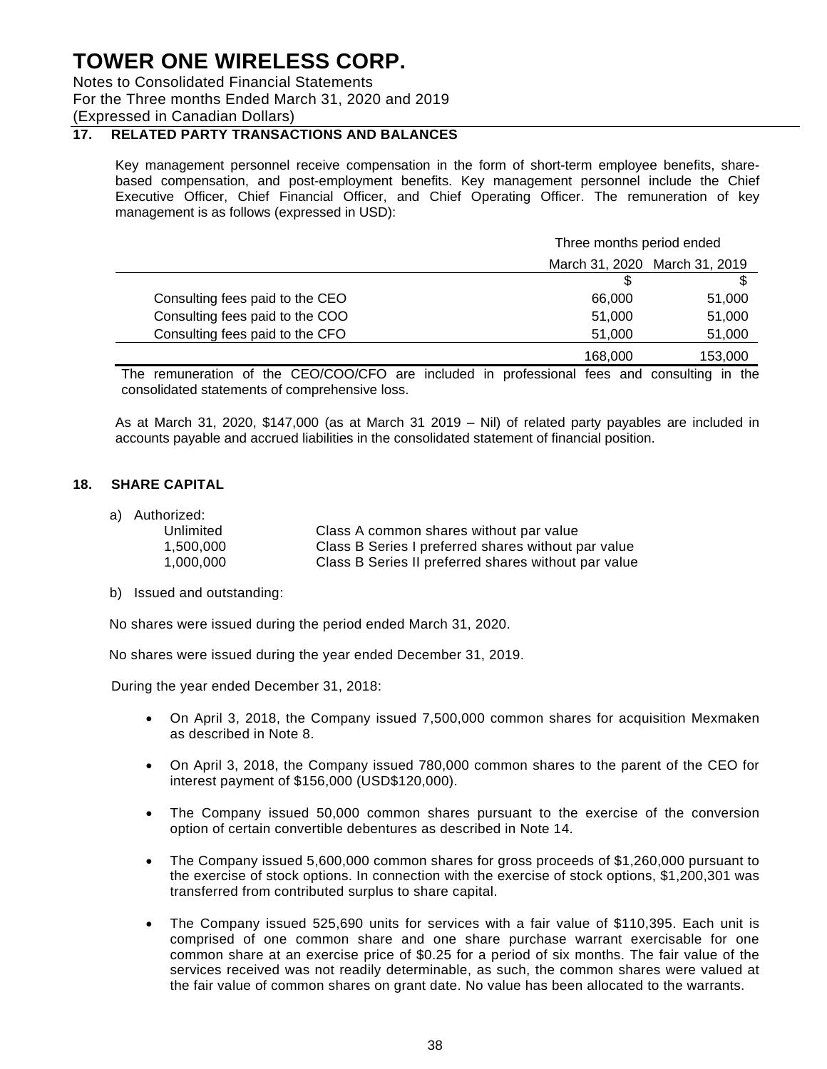# TOWER ONE WIRELESS CORP.

Notes to Consolidated Financial Statements
For the Three months Ended March 31, 2020 and 2019
(Expressed in Canadian Dollars)

## 17. RELATED PARTY TRANSACTIONS AND BALANCES

Key management personnel receive compensation in the form of short-term employee benefits, share-based compensation, and post-employment benefits. Key management personnel include the Chief Executive Officer, Chief Financial Officer, and Chief Operating Officer. The remuneration of key management is as follows (expressed in USD):

| | Three months period ended | |
|---|---|---|
| | March 31, 2020 | March 31, 2019 |
| | $ | $ |
| Consulting fees paid to the CEO | 66,000 | 51,000 |
| Consulting fees paid to the COO | 51,000 | 51,000 |
| Consulting fees paid to the CFO | 51,000 | 51,000 |
| | 168,000 | 153,000 |

The remuneration of the CEO/COO/CFO are included in professional fees and consulting in the consolidated statements of comprehensive loss.

As at March 31, 2020, $147,000 (as at March 31 2019 – Nil) of related party payables are included in accounts payable and accrued liabilities in the consolidated statement of financial position.

## 18. SHARE CAPITAL

a) Authorized:

| | |
|---|---|
| Unlimited | Class A common shares without par value |
| 1,500,000 | Class B Series I preferred shares without par value |
| 1,000,000 | Class B Series II preferred shares without par value |

b) Issued and outstanding:

No shares were issued during the period ended March 31, 2020.

No shares were issued during the year ended December 31, 2019.

During the year ended December 31, 2018:

- On April 3, 2018, the Company issued 7,500,000 common shares for acquisition Mexmaken as described in Note 8.
- On April 3, 2018, the Company issued 780,000 common shares to the parent of the CEO for interest payment of $156,000 (USD$120,000).
- The Company issued 50,000 common shares pursuant to the exercise of the conversion option of certain convertible debentures as described in Note 14.
- The Company issued 5,600,000 common shares for gross proceeds of $1,260,000 pursuant to the exercise of stock options. In connection with the exercise of stock options, $1,200,301 was transferred from contributed surplus to share capital.
- The Company issued 525,690 units for services with a fair value of $110,395. Each unit is comprised of one common share and one share purchase warrant exercisable for one common share at an exercise price of $0.25 for a period of six months. The fair value of the services received was not readily determinable, as such, the common shares were valued at the fair value of common shares on grant date. No value has been allocated to the warrants.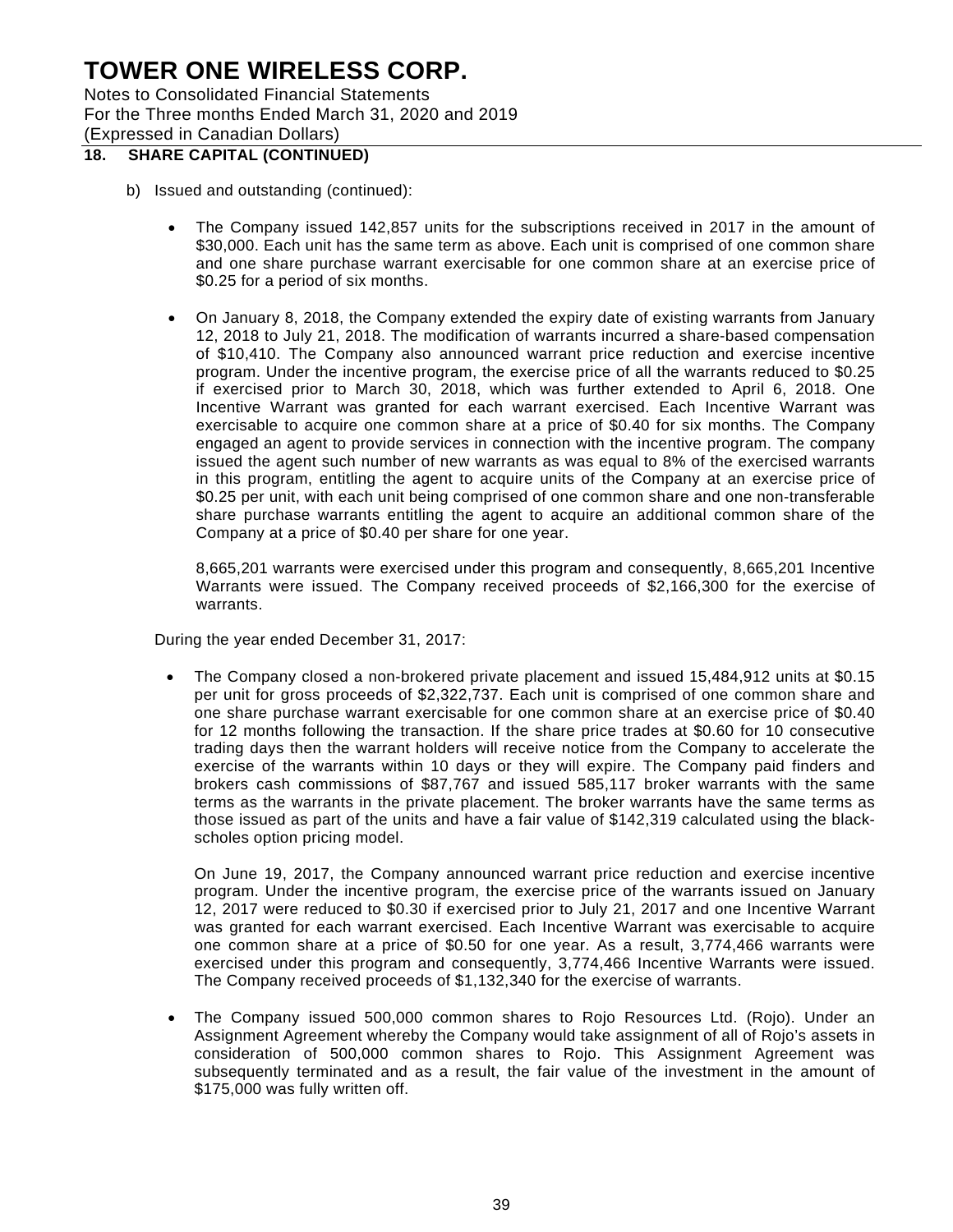## 18. SHARE CAPITAL (CONTINUED)

b) Issued and outstanding (continued):

- The Company issued 142,857 units for the subscriptions received in 2017 in the amount of $30,000. Each unit has the same term as above. Each unit is comprised of one common share and one share purchase warrant exercisable for one common share at an exercise price of $0.25 for a period of six months.

- On January 8, 2018, the Company extended the expiry date of existing warrants from January 12, 2018 to July 21, 2018. The modification of warrants incurred a share-based compensation of $10,410. The Company also announced warrant price reduction and exercise incentive program. Under the incentive program, the exercise price of all the warrants reduced to $0.25 if exercised prior to March 30, 2018, which was further extended to April 6, 2018. One Incentive Warrant was granted for each warrant exercised. Each Incentive Warrant was exercisable to acquire one common share at a price of $0.40 for six months. The Company engaged an agent to provide services in connection with the incentive program. The company issued the agent such number of new warrants as was equal to 8% of the exercised warrants in this program, entitling the agent to acquire units of the Company at an exercise price of $0.25 per unit, with each unit being comprised of one common share and one non-transferable share purchase warrants entitling the agent to acquire an additional common share of the Company at a price of $0.40 per share for one year.

  8,665,201 warrants were exercised under this program and consequently, 8,665,201 Incentive Warrants were issued. The Company received proceeds of $2,166,300 for the exercise of warrants.

During the year ended December 31, 2017:

- The Company closed a non-brokered private placement and issued 15,484,912 units at $0.15 per unit for gross proceeds of $2,322,737. Each unit is comprised of one common share and one share purchase warrant exercisable for one common share at an exercise price of $0.40 for 12 months following the transaction. If the share price trades at $0.60 for 10 consecutive trading days then the warrant holders will receive notice from the Company to accelerate the exercise of the warrants within 10 days or they will expire. The Company paid finders and brokers cash commissions of $87,767 and issued 585,117 broker warrants with the same terms as the warrants in the private placement. The broker warrants have the same terms as those issued as part of the units and have a fair value of $142,319 calculated using the black-scholes option pricing model.

  On June 19, 2017, the Company announced warrant price reduction and exercise incentive program. Under the incentive program, the exercise price of the warrants issued on January 12, 2017 were reduced to $0.30 if exercised prior to July 21, 2017 and one Incentive Warrant was granted for each warrant exercised. Each Incentive Warrant was exercisable to acquire one common share at a price of $0.50 for one year. As a result, 3,774,466 warrants were exercised under this program and consequently, 3,774,466 Incentive Warrants were issued. The Company received proceeds of $1,132,340 for the exercise of warrants.

- The Company issued 500,000 common shares to Rojo Resources Ltd. (Rojo). Under an Assignment Agreement whereby the Company would take assignment of all of Rojo's assets in consideration of 500,000 common shares to Rojo. This Assignment Agreement was subsequently terminated and as a result, the fair value of the investment in the amount of $175,000 was fully written off.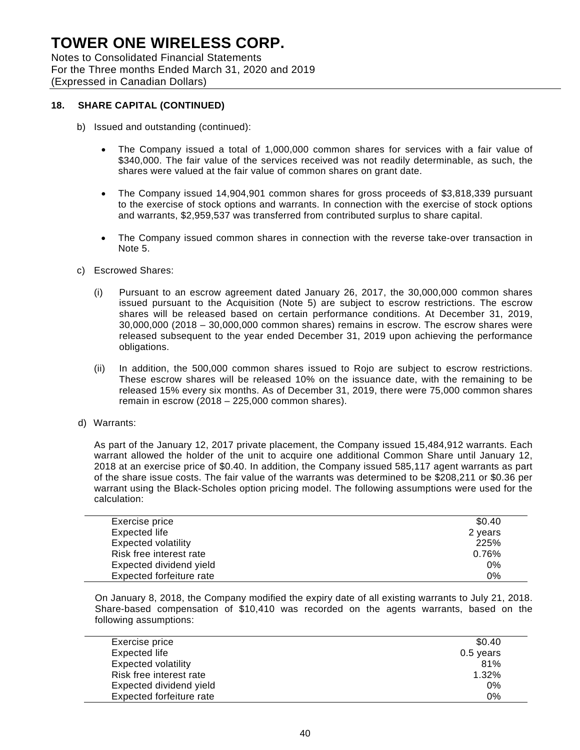# TOWER ONE WIRELESS CORP.

Notes to Consolidated Financial Statements
For the Three months Ended March 31, 2020 and 2019
(Expressed in Canadian Dollars)

## 18. SHARE CAPITAL (CONTINUED)

b) Issued and outstanding (continued):

- The Company issued a total of 1,000,000 common shares for services with a fair value of $340,000. The fair value of the services received was not readily determinable, as such, the shares were valued at the fair value of common shares on grant date.
- The Company issued 14,904,901 common shares for gross proceeds of $3,818,339 pursuant to the exercise of stock options and warrants. In connection with the exercise of stock options and warrants, $2,959,537 was transferred from contributed surplus to share capital.
- The Company issued common shares in connection with the reverse take-over transaction in Note 5.

c) Escrowed Shares:

(i) Pursuant to an escrow agreement dated January 26, 2017, the 30,000,000 common shares issued pursuant to the Acquisition (Note 5) are subject to escrow restrictions. The escrow shares will be released based on certain performance conditions. At December 31, 2019, 30,000,000 (2018 – 30,000,000 common shares) remains in escrow. The escrow shares were released subsequent to the year ended December 31, 2019 upon achieving the performance obligations.

(ii) In addition, the 500,000 common shares issued to Rojo are subject to escrow restrictions. These escrow shares will be released 10% on the issuance date, with the remaining to be released 15% every six months. As of December 31, 2019, there were 75,000 common shares remain in escrow (2018 – 225,000 common shares).

d) Warrants:

As part of the January 12, 2017 private placement, the Company issued 15,484,912 warrants. Each warrant allowed the holder of the unit to acquire one additional Common Share until January 12, 2018 at an exercise price of $0.40. In addition, the Company issued 585,117 agent warrants as part of the share issue costs. The fair value of the warrants was determined to be $208,211 or $0.36 per warrant using the Black-Scholes option pricing model. The following assumptions were used for the calculation:

| | |
|---|---|
| Exercise price | $0.40 |
| Expected life | 2 years |
| Expected volatility | 225% |
| Risk free interest rate | 0.76% |
| Expected dividend yield | 0% |
| Expected forfeiture rate | 0% |

On January 8, 2018, the Company modified the expiry date of all existing warrants to July 21, 2018. Share-based compensation of $10,410 was recorded on the agents warrants, based on the following assumptions:

| | |
|---|---|
| Exercise price | $0.40 |
| Expected life | 0.5 years |
| Expected volatility | 81% |
| Risk free interest rate | 1.32% |
| Expected dividend yield | 0% |
| Expected forfeiture rate | 0% |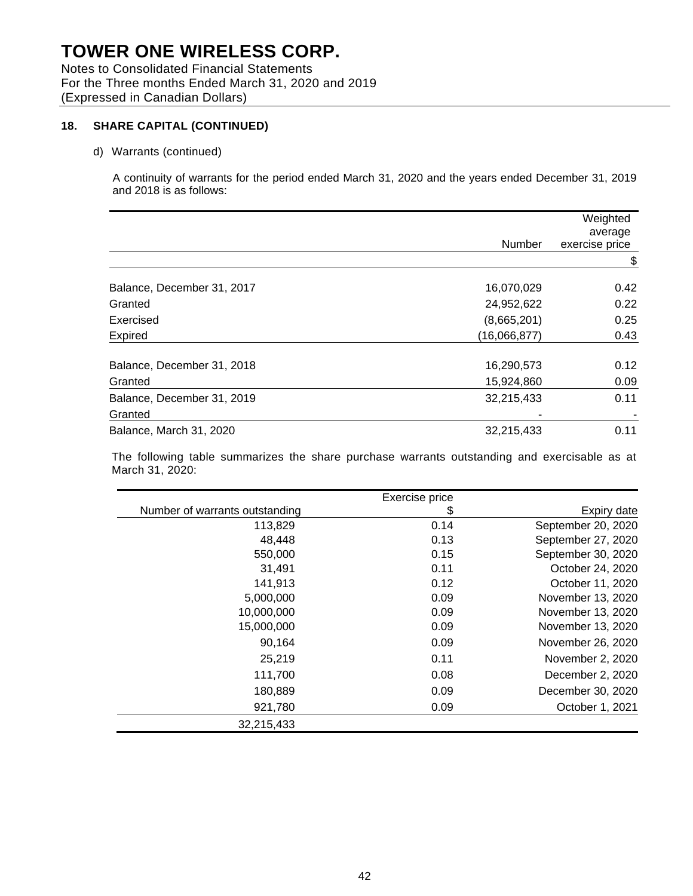# TOWER ONE WIRELESS CORP.

Notes to Consolidated Financial Statements
For the Three months Ended March 31, 2020 and 2019
(Expressed in Canadian Dollars)

## 18. SHARE CAPITAL (CONTINUED)

d) Warrants (continued)

A continuity of warrants for the period ended March 31, 2020 and the years ended December 31, 2019 and 2018 is as follows:

| | Number | Weighted average exercise price |
|---|---|---|
| | | $ |
| Balance, December 31, 2017 | 16,070,029 | 0.42 |
| Granted | 24,952,622 | 0.22 |
| Exercised | (8,665,201) | 0.25 |
| Expired | (16,066,877) | 0.43 |
| Balance, December 31, 2018 | 16,290,573 | 0.12 |
| Granted | 15,924,860 | 0.09 |
| Balance, December 31, 2019 | 32,215,433 | 0.11 |
| Granted | - | - |
| Balance, March 31, 2020 | 32,215,433 | 0.11 |

The following table summarizes the share purchase warrants outstanding and exercisable as at March 31, 2020:

| Number of warrants outstanding | Exercise price $ | Expiry date |
|---|---|---|
| 113,829 | 0.14 | September 20, 2020 |
| 48,448 | 0.13 | September 27, 2020 |
| 550,000 | 0.15 | September 30, 2020 |
| 31,491 | 0.11 | October 24, 2020 |
| 141,913 | 0.12 | October 11, 2020 |
| 5,000,000 | 0.09 | November 13, 2020 |
| 10,000,000 | 0.09 | November 13, 2020 |
| 15,000,000 | 0.09 | November 13, 2020 |
| 90,164 | 0.09 | November 26, 2020 |
| 25,219 | 0.11 | November 2, 2020 |
| 111,700 | 0.08 | December 2, 2020 |
| 180,889 | 0.09 | December 30, 2020 |
| 921,780 | 0.09 | October 1, 2021 |
| 32,215,433 | | |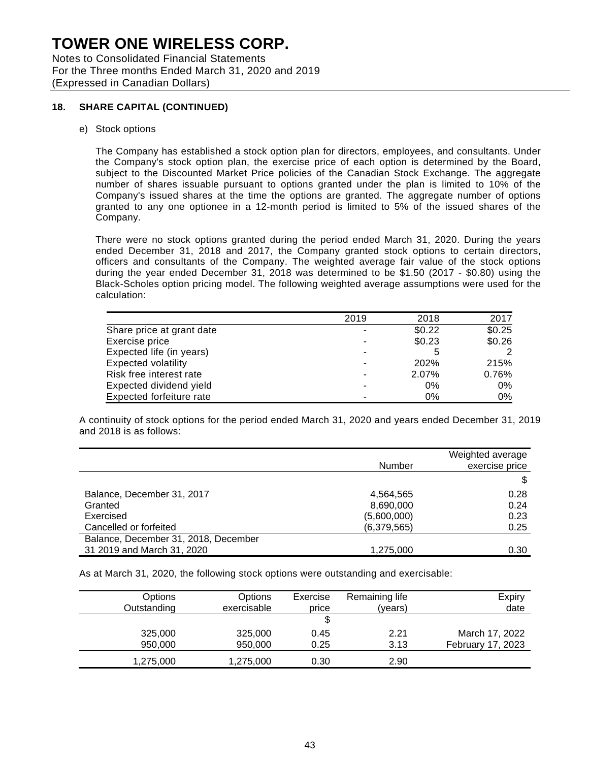# TOWER ONE WIRELESS CORP.

Notes to Consolidated Financial Statements
For the Three months Ended March 31, 2020 and 2019
(Expressed in Canadian Dollars)

## 18. SHARE CAPITAL (CONTINUED)

### e) Stock options

The Company has established a stock option plan for directors, employees, and consultants. Under the Company's stock option plan, the exercise price of each option is determined by the Board, subject to the Discounted Market Price policies of the Canadian Stock Exchange. The aggregate number of shares issuable pursuant to options granted under the plan is limited to 10% of the Company's issued shares at the time the options are granted. The aggregate number of options granted to any one optionee in a 12-month period is limited to 5% of the issued shares of the Company.

There were no stock options granted during the period ended March 31, 2020. During the years ended December 31, 2018 and 2017, the Company granted stock options to certain directors, officers and consultants of the Company. The weighted average fair value of the stock options during the year ended December 31, 2018 was determined to be $1.50 (2017 - $0.80) using the Black-Scholes option pricing model. The following weighted average assumptions were used for the calculation:

| | 2019 | 2018 | 2017 |
|---|---|---|---|
| Share price at grant date | - | $0.22 | $0.25 |
| Exercise price | - | $0.23 | $0.26 |
| Expected life (in years) | - | 5 | 2 |
| Expected volatility | - | 202% | 215% |
| Risk free interest rate | - | 2.07% | 0.76% |
| Expected dividend yield | - | 0% | 0% |
| Expected forfeiture rate | - | 0% | 0% |

A continuity of stock options for the period ended March 31, 2020 and years ended December 31, 2019 and 2018 is as follows:

| | Number | Weighted average exercise price |
|---|---|---|
| | | $ |
| Balance, December 31, 2017 | 4,564,565 | 0.28 |
| Granted | 8,690,000 | 0.24 |
| Exercised | (5,600,000) | 0.23 |
| Cancelled or forfeited | (6,379,565) | 0.25 |
| Balance, December 31, 2018, December 31 2019 and March 31, 2020 | 1,275,000 | 0.30 |

As at March 31, 2020, the following stock options were outstanding and exercisable:

| Options Outstanding | Options exercisable | Exercise price | Remaining life (years) | Expiry date |
|---|---|---|---|---|
| | | $ | | |
| 325,000 | 325,000 | 0.45 | 2.21 | March 17, 2022 |
| 950,000 | 950,000 | 0.25 | 3.13 | February 17, 2023 |
| 1,275,000 | 1,275,000 | 0.30 | 2.90 | |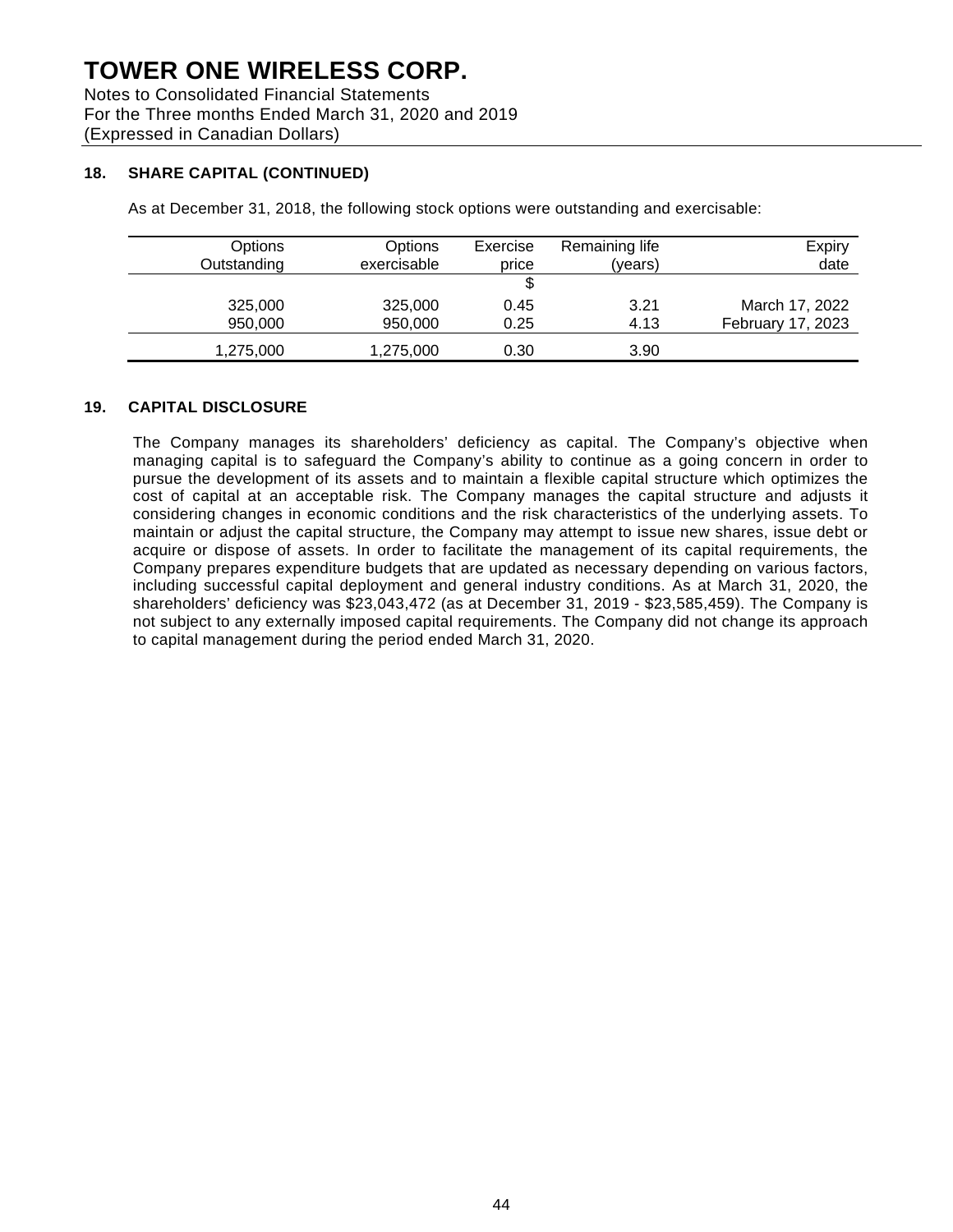## 18. SHARE CAPITAL (CONTINUED)

As at December 31, 2018, the following stock options were outstanding and exercisable:

| Options Outstanding | Options exercisable | Exercise price | Remaining life (years) | Expiry date |
|---|---|---|---|---|
| | | $ | | |
| 325,000 | 325,000 | 0.45 | 3.21 | March 17, 2022 |
| 950,000 | 950,000 | 0.25 | 4.13 | February 17, 2023 |
| 1,275,000 | 1,275,000 | 0.30 | 3.90 | |

## 19. CAPITAL DISCLOSURE

The Company manages its shareholders' deficiency as capital. The Company's objective when managing capital is to safeguard the Company's ability to continue as a going concern in order to pursue the development of its assets and to maintain a flexible capital structure which optimizes the cost of capital at an acceptable risk. The Company manages the capital structure and adjusts it considering changes in economic conditions and the risk characteristics of the underlying assets. To maintain or adjust the capital structure, the Company may attempt to issue new shares, issue debt or acquire or dispose of assets. In order to facilitate the management of its capital requirements, the Company prepares expenditure budgets that are updated as necessary depending on various factors, including successful capital deployment and general industry conditions. As at March 31, 2020, the shareholders' deficiency was $23,043,472 (as at December 31, 2019 - $23,585,459). The Company is not subject to any externally imposed capital requirements. The Company did not change its approach to capital management during the period ended March 31, 2020.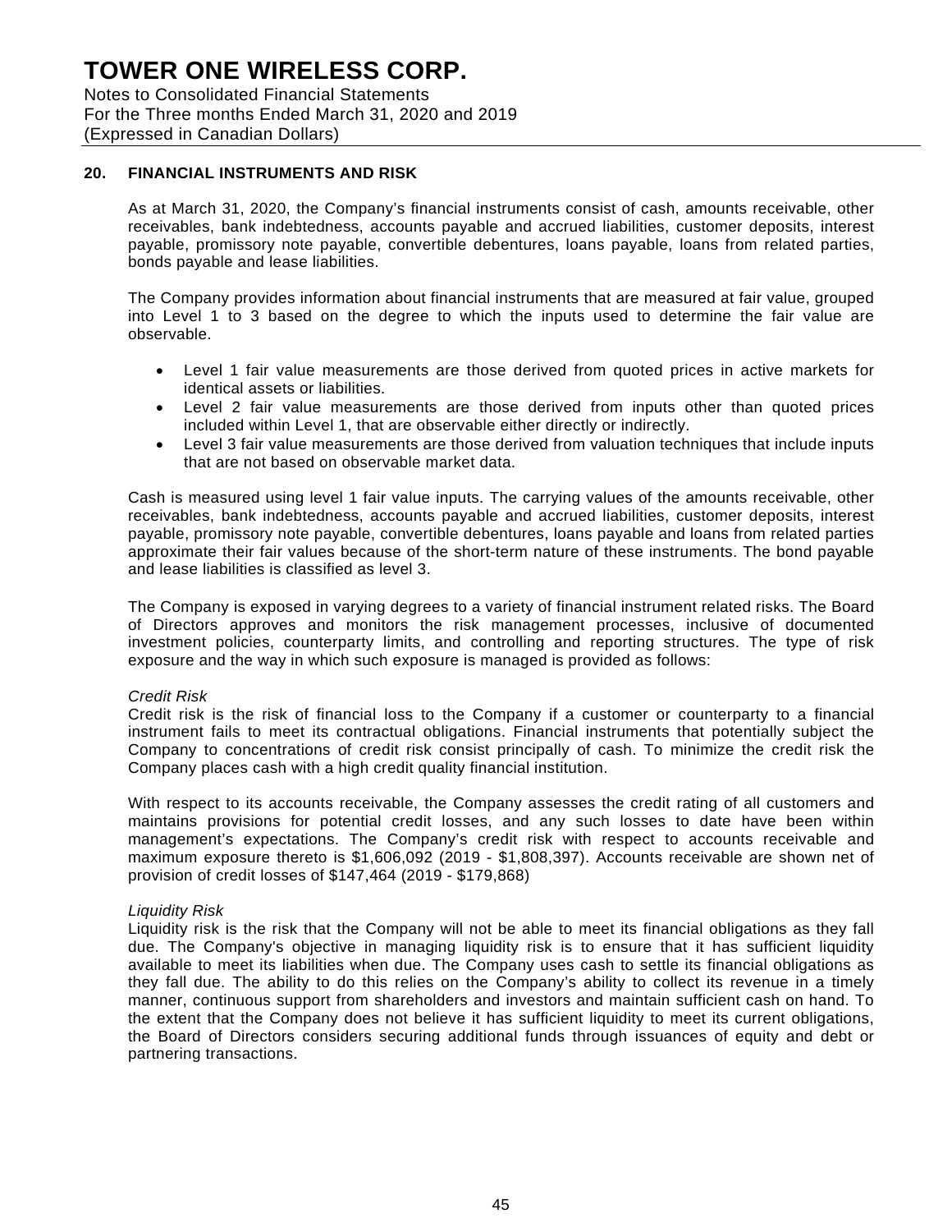## 20. FINANCIAL INSTRUMENTS AND RISK

As at March 31, 2020, the Company's financial instruments consist of cash, amounts receivable, other receivables, bank indebtedness, accounts payable and accrued liabilities, customer deposits, interest payable, promissory note payable, convertible debentures, loans payable, loans from related parties, bonds payable and lease liabilities.

The Company provides information about financial instruments that are measured at fair value, grouped into Level 1 to 3 based on the degree to which the inputs used to determine the fair value are observable.

- Level 1 fair value measurements are those derived from quoted prices in active markets for identical assets or liabilities.
- Level 2 fair value measurements are those derived from inputs other than quoted prices included within Level 1, that are observable either directly or indirectly.
- Level 3 fair value measurements are those derived from valuation techniques that include inputs that are not based on observable market data.

Cash is measured using level 1 fair value inputs. The carrying values of the amounts receivable, other receivables, bank indebtedness, accounts payable and accrued liabilities, customer deposits, interest payable, promissory note payable, convertible debentures, loans payable and loans from related parties approximate their fair values because of the short-term nature of these instruments. The bond payable and lease liabilities is classified as level 3.

The Company is exposed in varying degrees to a variety of financial instrument related risks. The Board of Directors approves and monitors the risk management processes, inclusive of documented investment policies, counterparty limits, and controlling and reporting structures. The type of risk exposure and the way in which such exposure is managed is provided as follows:

*Credit Risk*
Credit risk is the risk of financial loss to the Company if a customer or counterparty to a financial instrument fails to meet its contractual obligations. Financial instruments that potentially subject the Company to concentrations of credit risk consist principally of cash. To minimize the credit risk the Company places cash with a high credit quality financial institution.

With respect to its accounts receivable, the Company assesses the credit rating of all customers and maintains provisions for potential credit losses, and any such losses to date have been within management's expectations. The Company's credit risk with respect to accounts receivable and maximum exposure thereto is $1,606,092 (2019 - $1,808,397). Accounts receivable are shown net of provision of credit losses of $147,464 (2019 - $179,868)

*Liquidity Risk*
Liquidity risk is the risk that the Company will not be able to meet its financial obligations as they fall due. The Company's objective in managing liquidity risk is to ensure that it has sufficient liquidity available to meet its liabilities when due. The Company uses cash to settle its financial obligations as they fall due. The ability to do this relies on the Company's ability to collect its revenue in a timely manner, continuous support from shareholders and investors and maintain sufficient cash on hand. To the extent that the Company does not believe it has sufficient liquidity to meet its current obligations, the Board of Directors considers securing additional funds through issuances of equity and debt or partnering transactions.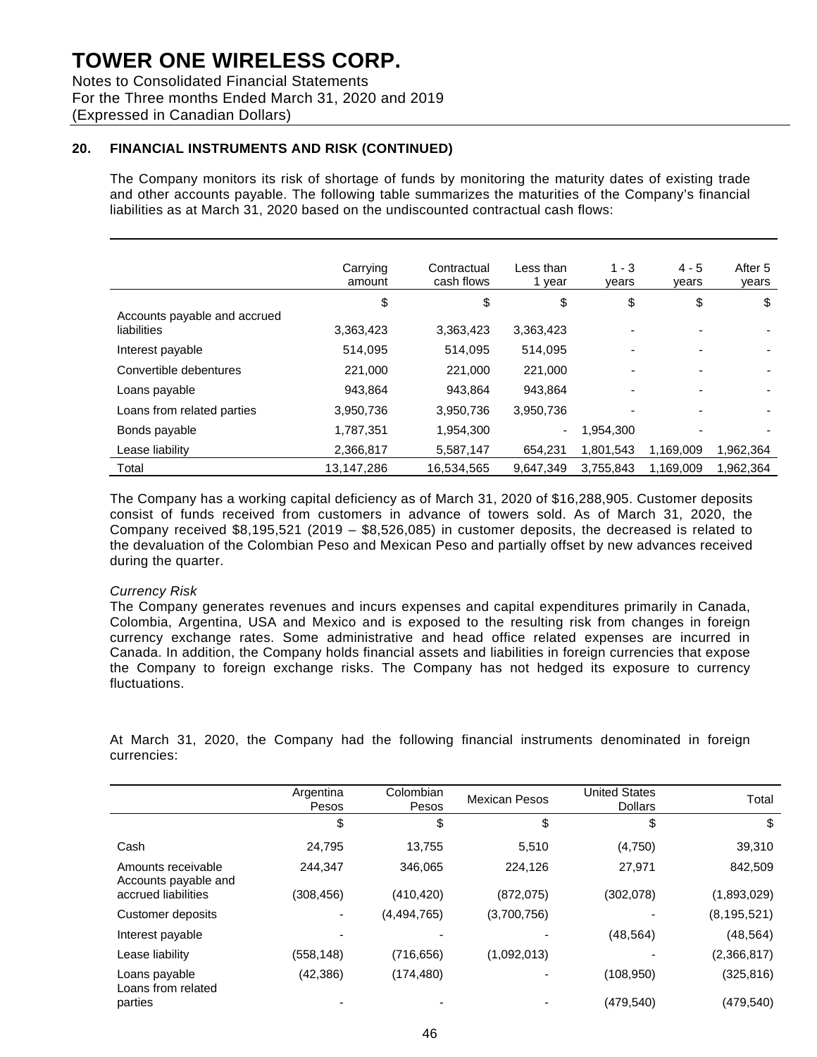## 20. FINANCIAL INSTRUMENTS AND RISK (CONTINUED)

The Company monitors its risk of shortage of funds by monitoring the maturity dates of existing trade and other accounts payable. The following table summarizes the maturities of the Company's financial liabilities as at March 31, 2020 based on the undiscounted contractual cash flows:

| | Carrying amount | Contractual cash flows | Less than 1 year | 1 - 3 years | 4 - 5 years | After 5 years |
|---|---|---|---|---|---|---|
| | $ | $ | $ | $ | $ | $ |
| Accounts payable and accrued liabilities | 3,363,423 | 3,363,423 | 3,363,423 | - | - | - |
| Interest payable | 514,095 | 514,095 | 514,095 | - | - | - |
| Convertible debentures | 221,000 | 221,000 | 221,000 | - | - | - |
| Loans payable | 943,864 | 943,864 | 943,864 | - | - | - |
| Loans from related parties | 3,950,736 | 3,950,736 | 3,950,736 | - | - | - |
| Bonds payable | 1,787,351 | 1,954,300 | - | 1,954,300 | - | - |
| Lease liability | 2,366,817 | 5,587,147 | 654,231 | 1,801,543 | 1,169,009 | 1,962,364 |
| Total | 13,147,286 | 16,534,565 | 9,647,349 | 3,755,843 | 1,169,009 | 1,962,364 |

The Company has a working capital deficiency as of March 31, 2020 of $16,288,905. Customer deposits consist of funds received from customers in advance of towers sold. As of March 31, 2020, the Company received $8,195,521 (2019 – $8,526,085) in customer deposits, the decreased is related to the devaluation of the Colombian Peso and Mexican Peso and partially offset by new advances received during the quarter.

*Currency Risk*

The Company generates revenues and incurs expenses and capital expenditures primarily in Canada, Colombia, Argentina, USA and Mexico and is exposed to the resulting risk from changes in foreign currency exchange rates. Some administrative and head office related expenses are incurred in Canada. In addition, the Company holds financial assets and liabilities in foreign currencies that expose the Company to foreign exchange risks. The Company has not hedged its exposure to currency fluctuations.

At March 31, 2020, the Company had the following financial instruments denominated in foreign currencies:

| | Argentina Pesos | Colombian Pesos | Mexican Pesos | United States Dollars | Total |
|---|---|---|---|---|---|
| | $ | $ | $ | $ | $ |
| Cash | 24,795 | 13,755 | 5,510 | (4,750) | 39,310 |
| Amounts receivable | 244,347 | 346,065 | 224,126 | 27,971 | 842,509 |
| Accounts payable and accrued liabilities | (308,456) | (410,420) | (872,075) | (302,078) | (1,893,029) |
| Customer deposits | - | (4,494,765) | (3,700,756) | - | (8,195,521) |
| Interest payable | - | - | - | (48,564) | (48,564) |
| Lease liability | (558,148) | (716,656) | (1,092,013) | - | (2,366,817) |
| Loans payable | (42,386) | (174,480) | - | (108,950) | (325,816) |
| Loans from related parties | - | - | - | (479,540) | (479,540) |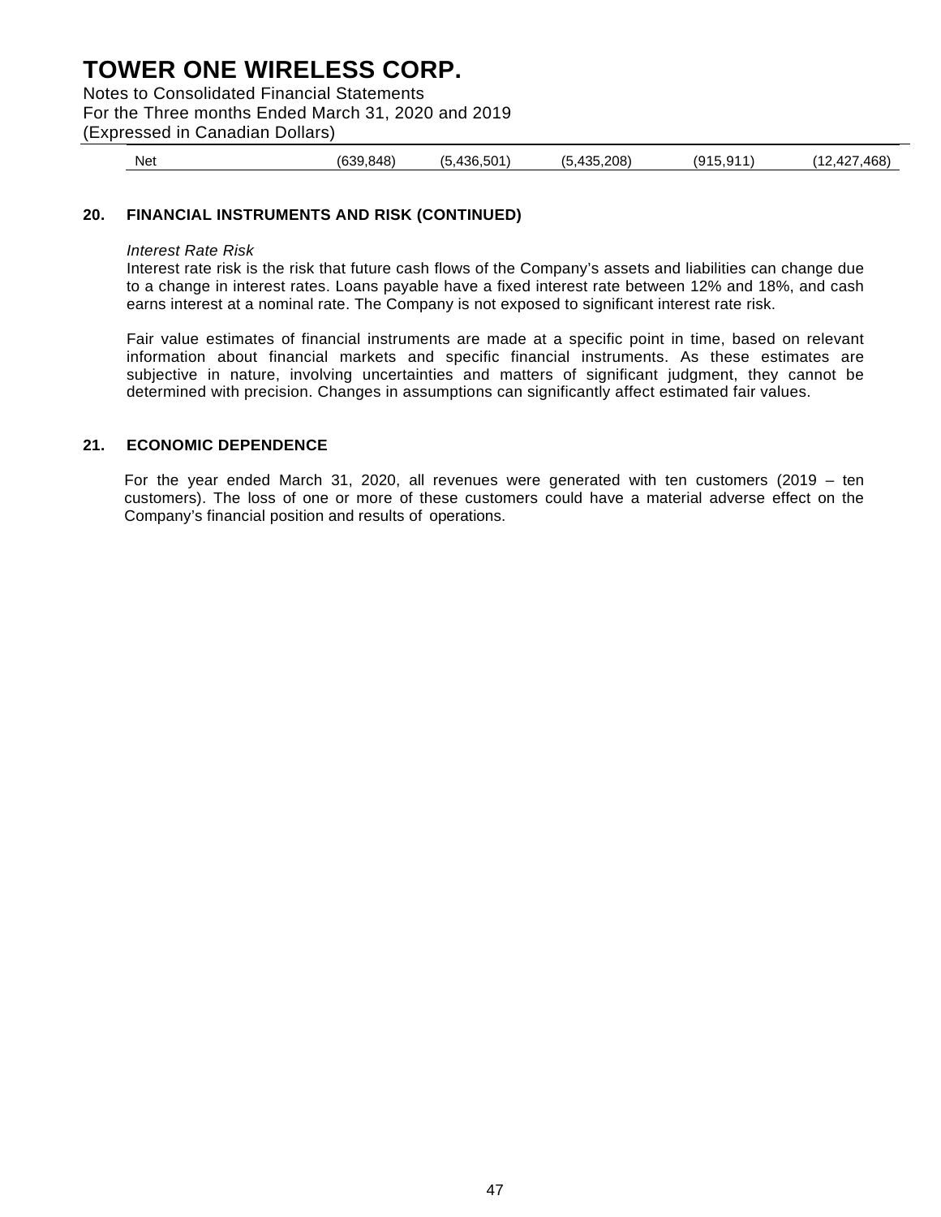| Net | (639,848) | (5,436,501) | (5,435,208) | (915,911) | (12,427,468) |
|---|---|---|---|---|---|

## 20. FINANCIAL INSTRUMENTS AND RISK (CONTINUED)

*Interest Rate Risk*

Interest rate risk is the risk that future cash flows of the Company's assets and liabilities can change due to a change in interest rates. Loans payable have a fixed interest rate between 12% and 18%, and cash earns interest at a nominal rate. The Company is not exposed to significant interest rate risk.

Fair value estimates of financial instruments are made at a specific point in time, based on relevant information about financial markets and specific financial instruments. As these estimates are subjective in nature, involving uncertainties and matters of significant judgment, they cannot be determined with precision. Changes in assumptions can significantly affect estimated fair values.

## 21. ECONOMIC DEPENDENCE

For the year ended March 31, 2020, all revenues were generated with ten customers (2019 – ten customers). The loss of one or more of these customers could have a material adverse effect on the Company's financial position and results of operations.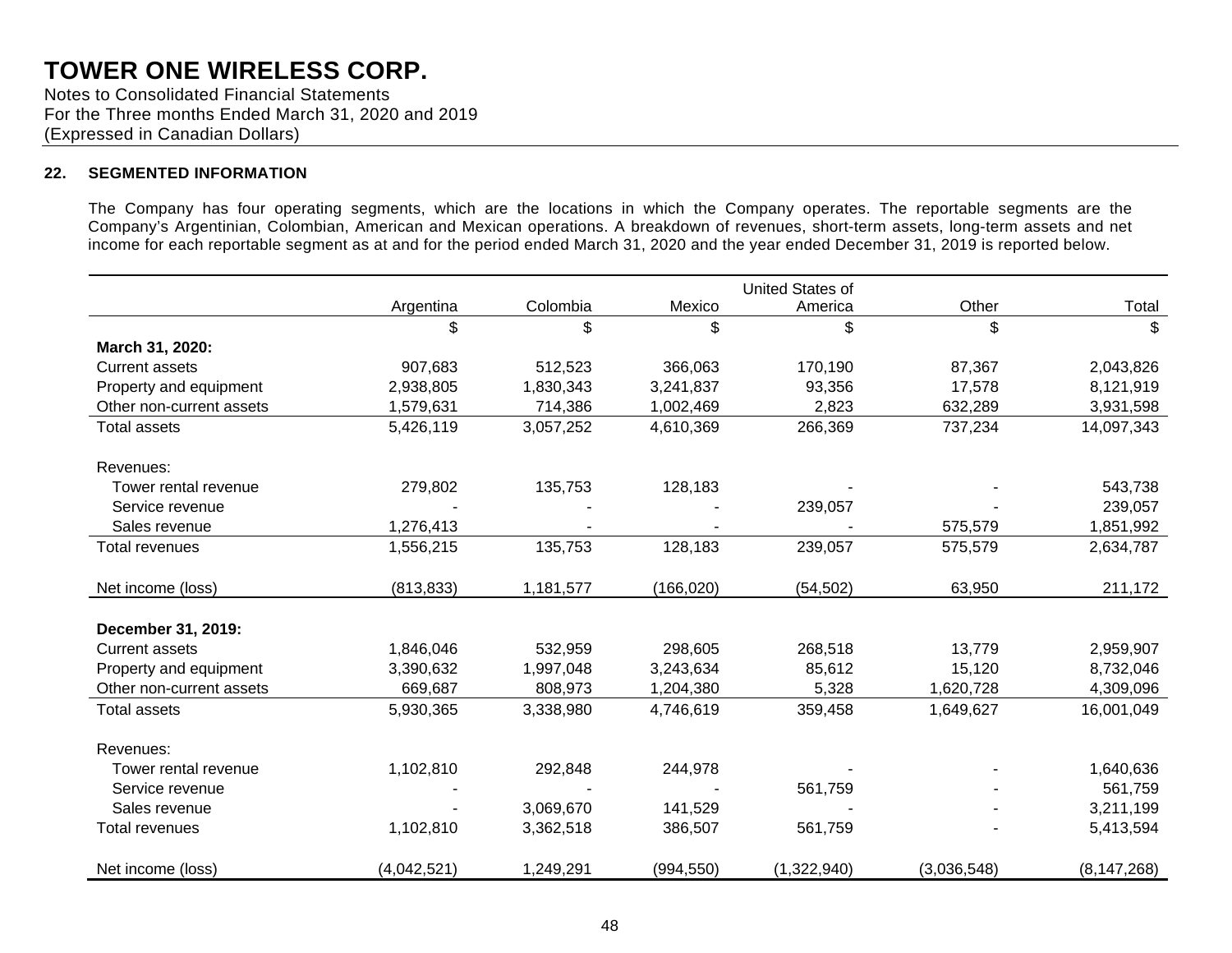# TOWER ONE WIRELESS CORP.

Notes to Consolidated Financial Statements
For the Three months Ended March 31, 2020 and 2019
(Expressed in Canadian Dollars)

## 22. SEGMENTED INFORMATION

The Company has four operating segments, which are the locations in which the Company operates. The reportable segments are the Company's Argentinian, Colombian, American and Mexican operations. A breakdown of revenues, short-term assets, long-term assets and net income for each reportable segment as at and for the period ended March 31, 2020 and the year ended December 31, 2019 is reported below.

| | Argentina | Colombia | Mexico | United States of America | Other | Total |
|---|---|---|---|---|---|---|
| | $ | $ | $ | $ | $ | $ |
| **March 31, 2020:** | | | | | | |
| Current assets | 907,683 | 512,523 | 366,063 | 170,190 | 87,367 | 2,043,826 |
| Property and equipment | 2,938,805 | 1,830,343 | 3,241,837 | 93,356 | 17,578 | 8,121,919 |
| Other non-current assets | 1,579,631 | 714,386 | 1,002,469 | 2,823 | 632,289 | 3,931,598 |
| Total assets | 5,426,119 | 3,057,252 | 4,610,369 | 266,369 | 737,234 | 14,097,343 |
| Revenues: | | | | | | |
| Tower rental revenue | 279,802 | 135,753 | 128,183 | - | - | 543,738 |
| Service revenue | - | - | - | 239,057 | - | 239,057 |
| Sales revenue | 1,276,413 | - | - | - | 575,579 | 1,851,992 |
| Total revenues | 1,556,215 | 135,753 | 128,183 | 239,057 | 575,579 | 2,634,787 |
| Net income (loss) | (813,833) | 1,181,577 | (166,020) | (54,502) | 63,950 | 211,172 |
| **December 31, 2019:** | | | | | | |
| Current assets | 1,846,046 | 532,959 | 298,605 | 268,518 | 13,779 | 2,959,907 |
| Property and equipment | 3,390,632 | 1,997,048 | 3,243,634 | 85,612 | 15,120 | 8,732,046 |
| Other non-current assets | 669,687 | 808,973 | 1,204,380 | 5,328 | 1,620,728 | 4,309,096 |
| Total assets | 5,930,365 | 3,338,980 | 4,746,619 | 359,458 | 1,649,627 | 16,001,049 |
| Revenues: | | | | | | |
| Tower rental revenue | 1,102,810 | 292,848 | 244,978 | - | - | 1,640,636 |
| Service revenue | - | - | - | 561,759 | - | 561,759 |
| Sales revenue | - | 3,069,670 | 141,529 | - | - | 3,211,199 |
| Total revenues | 1,102,810 | 3,362,518 | 386,507 | 561,759 | - | 5,413,594 |
| Net income (loss) | (4,042,521) | 1,249,291 | (994,550) | (1,322,940) | (3,036,548) | (8,147,268) |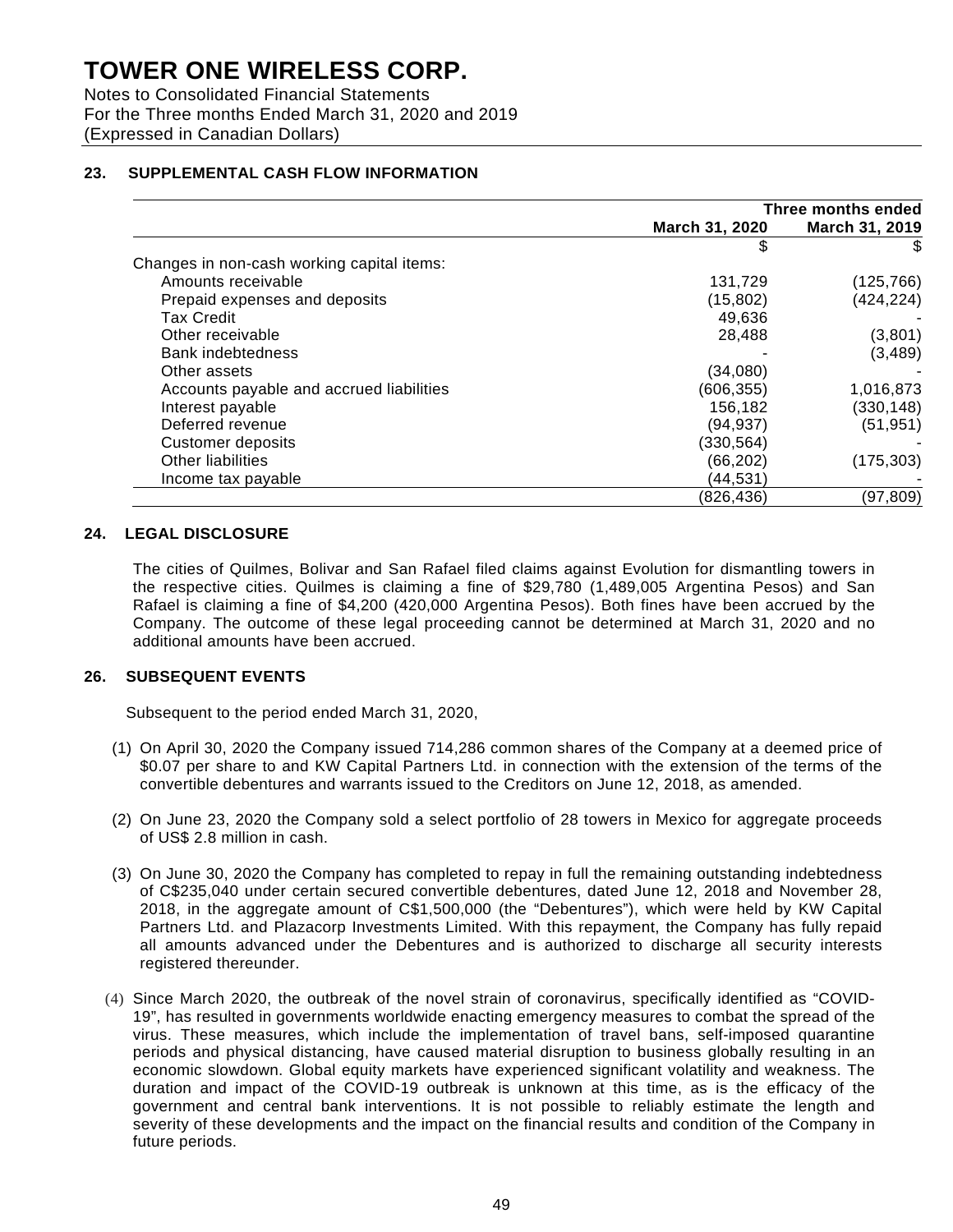# TOWER ONE WIRELESS CORP.

Notes to Consolidated Financial Statements
For the Three months Ended March 31, 2020 and 2019
(Expressed in Canadian Dollars)

## 23. SUPPLEMENTAL CASH FLOW INFORMATION

| | Three months ended | |
|---|---|---|
| | **March 31, 2020** | **March 31, 2019** |
| | $ | $ |
| Changes in non-cash working capital items: | | |
| Amounts receivable | 131,729 | (125,766) |
| Prepaid expenses and deposits | (15,802) | (424,224) |
| Tax Credit | 49,636 | - |
| Other receivable | 28,488 | (3,801) |
| Bank indebtedness | - | (3,489) |
| Other assets | (34,080) | - |
| Accounts payable and accrued liabilities | (606,355) | 1,016,873 |
| Interest payable | 156,182 | (330,148) |
| Deferred revenue | (94,937) | (51,951) |
| Customer deposits | (330,564) | - |
| Other liabilities | (66,202) | (175,303) |
| Income tax payable | (44,531) | - |
| | (826,436) | (97,809) |

## 24. LEGAL DISCLOSURE

The cities of Quilmes, Bolivar and San Rafael filed claims against Evolution for dismantling towers in the respective cities. Quilmes is claiming a fine of $29,780 (1,489,005 Argentina Pesos) and San Rafael is claiming a fine of $4,200 (420,000 Argentina Pesos). Both fines have been accrued by the Company. The outcome of these legal proceeding cannot be determined at March 31, 2020 and no additional amounts have been accrued.

## 26. SUBSEQUENT EVENTS

Subsequent to the period ended March 31, 2020,

(1) On April 30, 2020 the Company issued 714,286 common shares of the Company at a deemed price of $0.07 per share to and KW Capital Partners Ltd. in connection with the extension of the terms of the convertible debentures and warrants issued to the Creditors on June 12, 2018, as amended.

(2) On June 23, 2020 the Company sold a select portfolio of 28 towers in Mexico for aggregate proceeds of US$ 2.8 million in cash.

(3) On June 30, 2020 the Company has completed to repay in full the remaining outstanding indebtedness of C$235,040 under certain secured convertible debentures, dated June 12, 2018 and November 28, 2018, in the aggregate amount of C$1,500,000 (the "Debentures"), which were held by KW Capital Partners Ltd. and Plazacorp Investments Limited. With this repayment, the Company has fully repaid all amounts advanced under the Debentures and is authorized to discharge all security interests registered thereunder.

(4) Since March 2020, the outbreak of the novel strain of coronavirus, specifically identified as "COVID-19", has resulted in governments worldwide enacting emergency measures to combat the spread of the virus. These measures, which include the implementation of travel bans, self-imposed quarantine periods and physical distancing, have caused material disruption to business globally resulting in an economic slowdown. Global equity markets have experienced significant volatility and weakness. The duration and impact of the COVID-19 outbreak is unknown at this time, as is the efficacy of the government and central bank interventions. It is not possible to reliably estimate the length and severity of these developments and the impact on the financial results and condition of the Company in future periods.